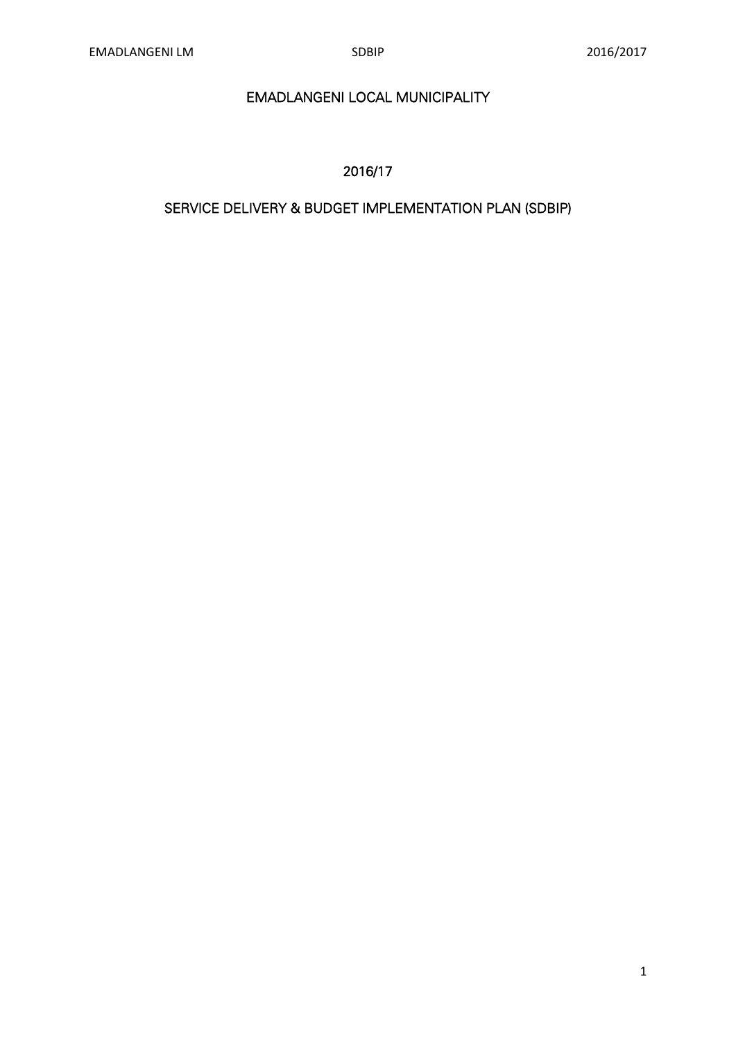# EMADLANGENI LOCAL MUNICIPALITY

## 2016/17

## SERVICE DELIVERY & BUDGET IMPLEMENTATION PLAN (SDBIP)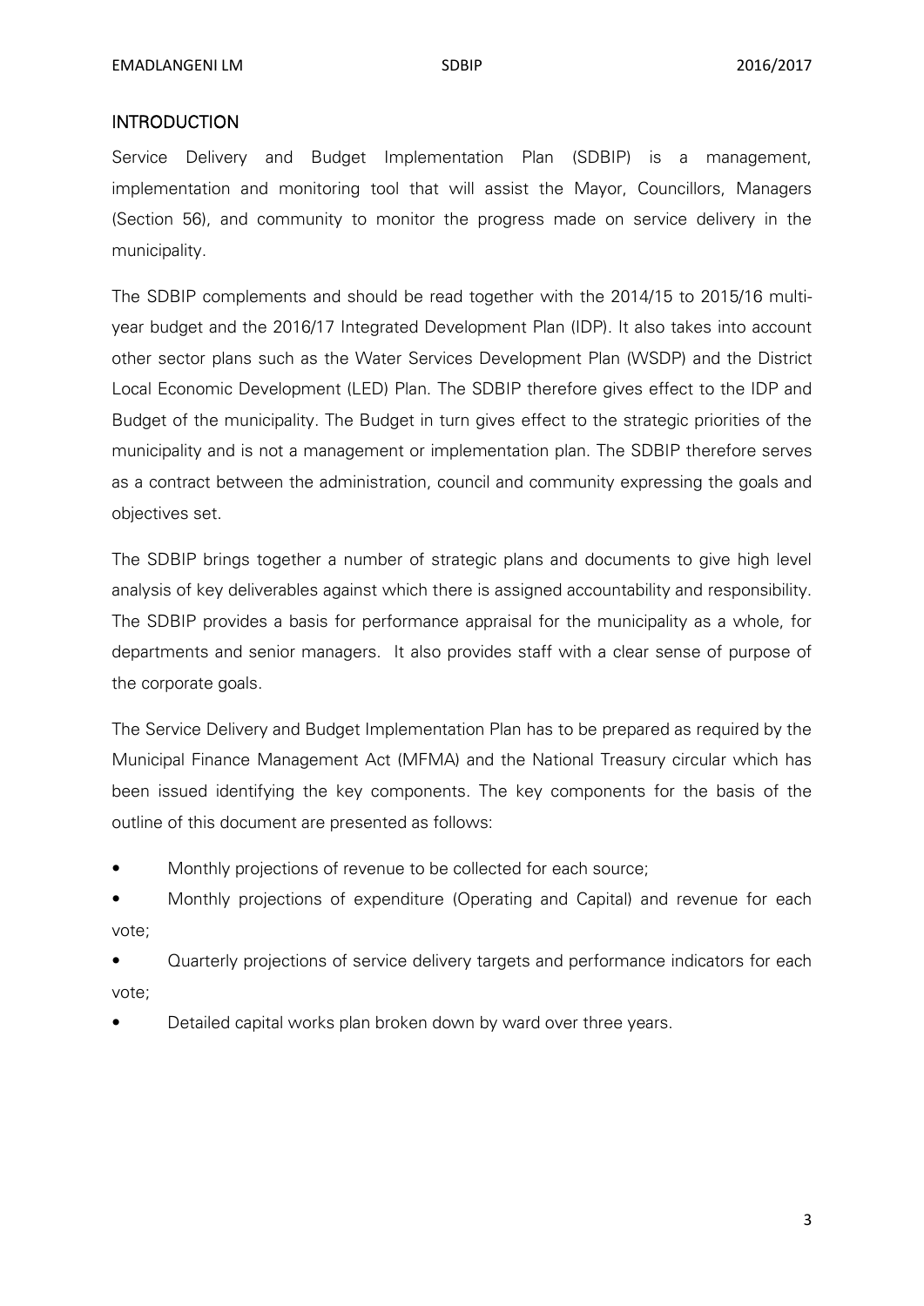## INTRODUCTION

Service Delivery and Budget Implementation Plan (SDBIP) is a management, implementation and monitoring tool that will assist the Mayor, Councillors, Managers (Section 56), and community to monitor the progress made on service delivery in the municipality.

The SDBIP complements and should be read together with the 2014/15 to 2015/16 multi-year budget and the 2016/17 Integrated Development Plan (IDP). It also takes into account other sector plans such as the Water Services Development Plan (WSDP) and the District Local Economic Development (LED) Plan. The SDBIP therefore gives effect to the IDP and Budget of the municipality. The Budget in turn gives effect to the strategic priorities of the municipality and is not a management or implementation plan. The SDBIP therefore serves as a contract between the administration, council and community expressing the goals and objectives set.

The SDBIP brings together a number of strategic plans and documents to give high level analysis of key deliverables against which there is assigned accountability and responsibility. The SDBIP provides a basis for performance appraisal for the municipality as a whole, for departments and senior managers. It also provides staff with a clear sense of purpose of the corporate goals.

The Service Delivery and Budget Implementation Plan has to be prepared as required by the Municipal Finance Management Act (MFMA) and the National Treasury circular which has been issued identifying the key components. The key components for the basis of the outline of this document are presented as follows:

- Monthly projections of revenue to be collected for each source;
- Monthly projections of expenditure (Operating and Capital) and revenue for each vote;
- Quarterly projections of service delivery targets and performance indicators for each vote;
- Detailed capital works plan broken down by ward over three years.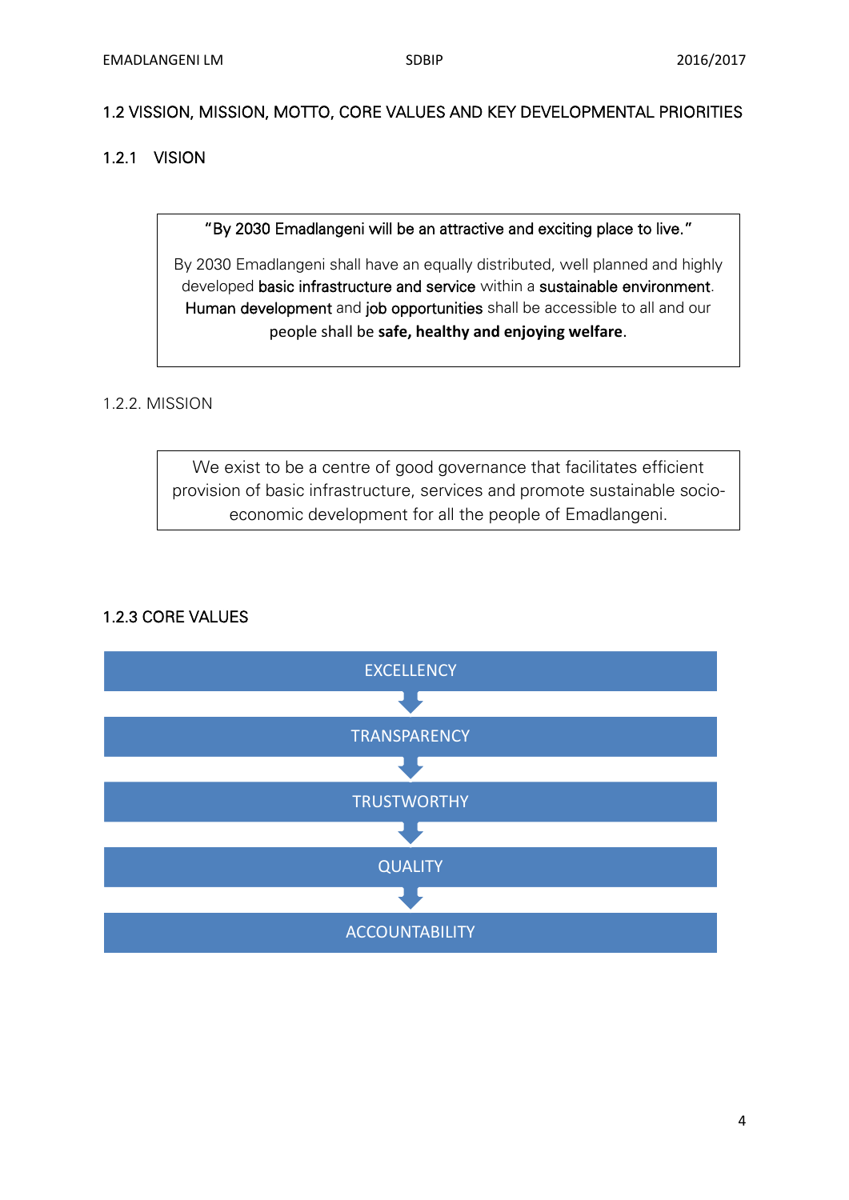## 1.2 VISSION, MISSION, MOTTO, CORE VALUES AND KEY DEVELOPMENTAL PRIORITIES

### 1.2.1 VISION

"By 2030 Emadlangeni will be an attractive and exciting place to live."

By 2030 Emadlangeni shall have an equally distributed, well planned and highly developed basic infrastructure and service within a sustainable environment. Human development and job opportunities shall be accessible to all and our people shall be **safe, healthy and enjoying welfare**.

### 1.2.2. MISSION

We exist to be a centre of good governance that facilitates efficient provision of basic infrastructure, services and promote sustainable socio-economic development for all the people of Emadlangeni.

### 1.2.3 CORE VALUES

- EXCELLENCY
- TRANSPARENCY
- TRUSTWORTHY
- QUALITY
- ACCOUNTABILITY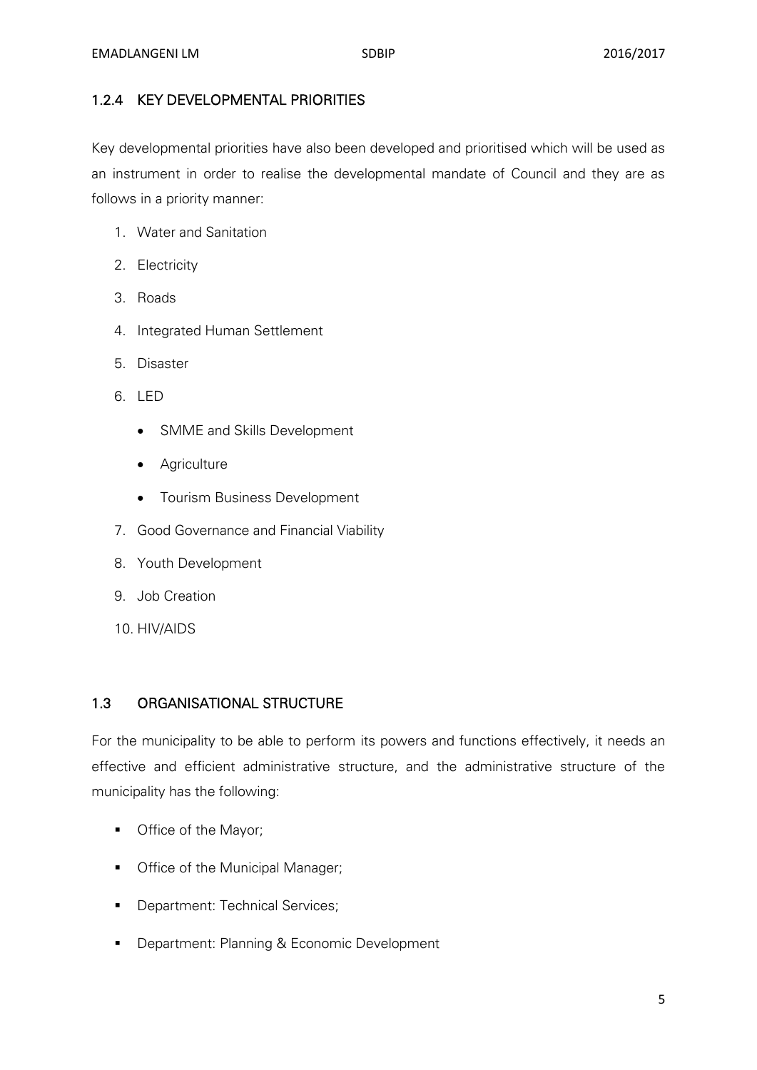### 1.2.4 KEY DEVELOPMENTAL PRIORITIES

Key developmental priorities have also been developed and prioritised which will be used as an instrument in order to realise the developmental mandate of Council and they are as follows in a priority manner:

1. Water and Sanitation
2. Electricity
3. Roads
4. Integrated Human Settlement
5. Disaster
6. LED
    - SMME and Skills Development
    - Agriculture
    - Tourism Business Development
7. Good Governance and Financial Viability
8. Youth Development
9. Job Creation
10. HIV/AIDS

## 1.3 ORGANISATIONAL STRUCTURE

For the municipality to be able to perform its powers and functions effectively, it needs an effective and efficient administrative structure, and the administrative structure of the municipality has the following:

- Office of the Mayor;
- Office of the Municipal Manager;
- Department: Technical Services;
- Department: Planning & Economic Development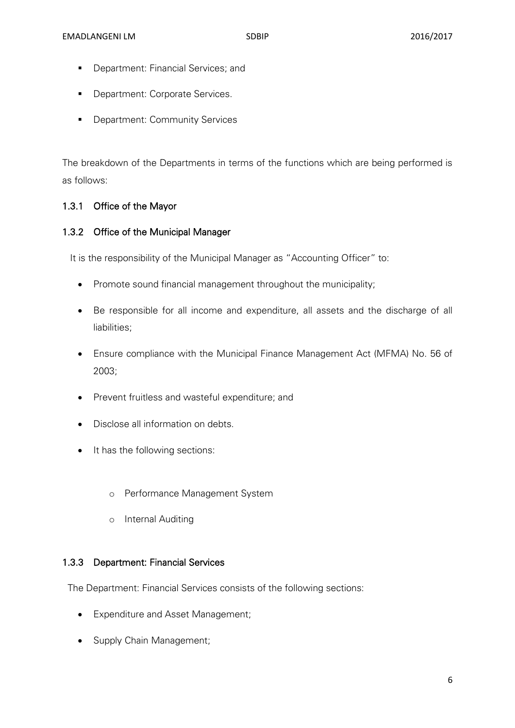- Department: Financial Services; and
- Department: Corporate Services.
- Department: Community Services

The breakdown of the Departments in terms of the functions which are being performed is as follows:

### 1.3.1 Office of the Mayor

### 1.3.2 Office of the Municipal Manager

It is the responsibility of the Municipal Manager as "Accounting Officer" to:

- Promote sound financial management throughout the municipality;
- Be responsible for all income and expenditure, all assets and the discharge of all liabilities;
- Ensure compliance with the Municipal Finance Management Act (MFMA) No. 56 of 2003;
- Prevent fruitless and wasteful expenditure; and
- Disclose all information on debts.
- It has the following sections:
    - Performance Management System
    - Internal Auditing

### 1.3.3 Department: Financial Services

The Department: Financial Services consists of the following sections:

- Expenditure and Asset Management;
- Supply Chain Management;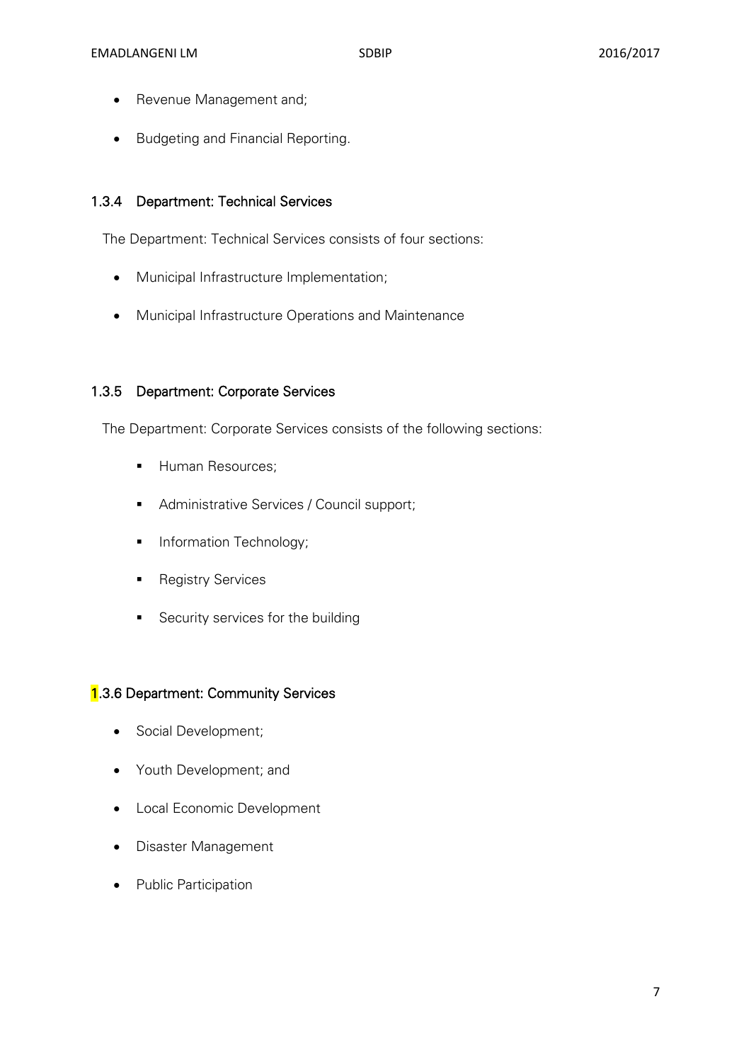- Revenue Management and;
- Budgeting and Financial Reporting.

### 1.3.4 Department: Technical Services

The Department: Technical Services consists of four sections:

- Municipal Infrastructure Implementation;
- Municipal Infrastructure Operations and Maintenance

### 1.3.5 Department: Corporate Services

The Department: Corporate Services consists of the following sections:

- Human Resources;
- Administrative Services / Council support;
- Information Technology;
- Registry Services
- Security services for the building

### 1.3.6 Department: Community Services

- Social Development;
- Youth Development; and
- Local Economic Development
- Disaster Management
- Public Participation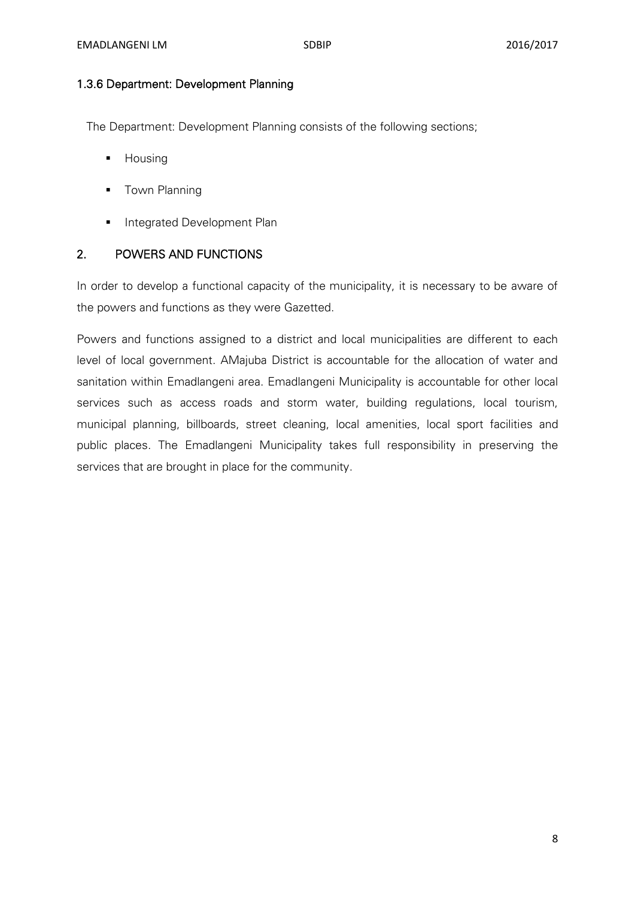### 1.3.6 Department: Development Planning

The Department: Development Planning consists of the following sections;

- Housing
- Town Planning
- Integrated Development Plan

## 2. POWERS AND FUNCTIONS

In order to develop a functional capacity of the municipality, it is necessary to be aware of the powers and functions as they were Gazetted.

Powers and functions assigned to a district and local municipalities are different to each level of local government. AMajuba District is accountable for the allocation of water and sanitation within Emadlangeni area. Emadlangeni Municipality is accountable for other local services such as access roads and storm water, building regulations, local tourism, municipal planning, billboards, street cleaning, local amenities, local sport facilities and public places. The Emadlangeni Municipality takes full responsibility in preserving the services that are brought in place for the community.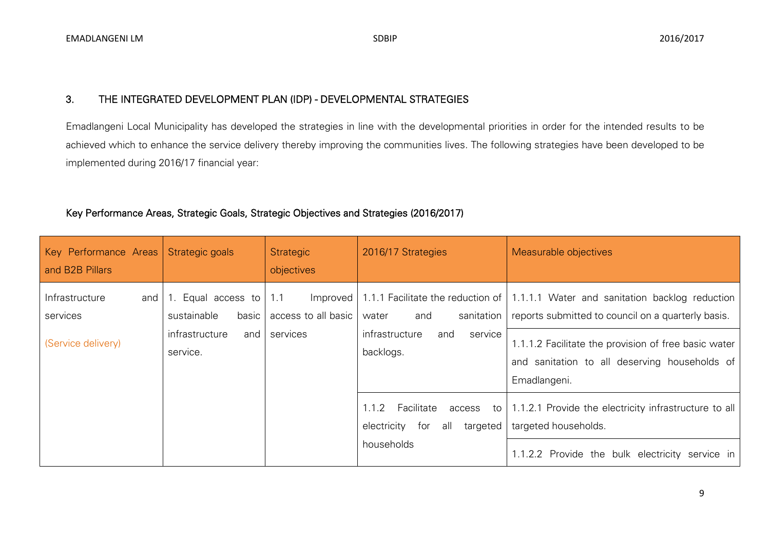## 3. THE INTEGRATED DEVELOPMENT PLAN (IDP) - DEVELOPMENTAL STRATEGIES

Emadlangeni Local Municipality has developed the strategies in line with the developmental priorities in order for the intended results to be achieved which to enhance the service delivery thereby improving the communities lives. The following strategies have been developed to be implemented during 2016/17 financial year:

### Key Performance Areas, Strategic Goals, Strategic Objectives and Strategies (2016/2017)

| Key Performance Areas and B2B Pillars | Strategic goals | Strategic objectives | 2016/17 Strategies | Measurable objectives |
|---|---|---|---|---|
| Infrastructure and services<br><br>(Service delivery) | 1. Equal access to sustainable basic infrastructure and service. | 1.1 Improved access to all basic services | 1.1.1 Facilitate the reduction of water and sanitation infrastructure and service backlogs. | 1.1.1.1 Water and sanitation backlog reduction reports submitted to council on a quarterly basis. |
| | | | | 1.1.1.2 Facilitate the provision of free basic water and sanitation to all deserving households of Emadlangeni. |
| | | | 1.1.2 Facilitate access to electricity for all targeted households | 1.1.2.1 Provide the electricity infrastructure to all targeted households. |
| | | | | 1.1.2.2 Provide the bulk electricity service in |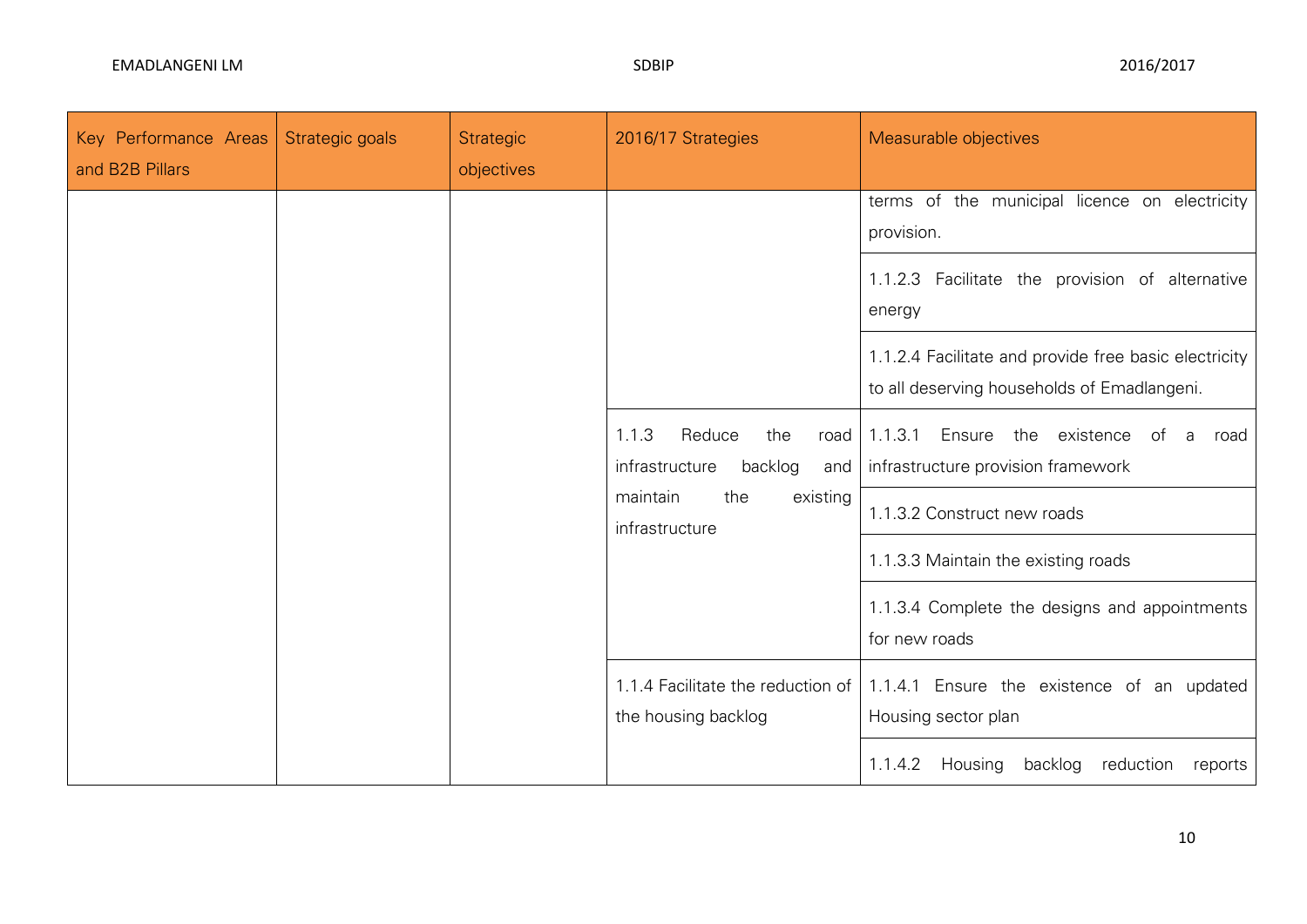| Key Performance Areas and B2B Pillars | Strategic goals | Strategic objectives | 2016/17 Strategies | Measurable objectives |
|---|---|---|---|---|
| | | | | terms of the municipal licence on electricity provision. |
| | | | | 1.1.2.3 Facilitate the provision of alternative energy |
| | | | | 1.1.2.4 Facilitate and provide free basic electricity to all deserving households of Emadlangeni. |
| | | | 1.1.3 Reduce the road infrastructure backlog and maintain the existing infrastructure | 1.1.3.1 Ensure the existence of a road infrastructure provision framework |
| | | | | 1.1.3.2 Construct new roads |
| | | | | 1.1.3.3 Maintain the existing roads |
| | | | | 1.1.3.4 Complete the designs and appointments for new roads |
| | | | 1.1.4 Facilitate the reduction of the housing backlog | 1.1.4.1 Ensure the existence of an updated Housing sector plan |
| | | | | 1.1.4.2 Housing backlog reduction reports |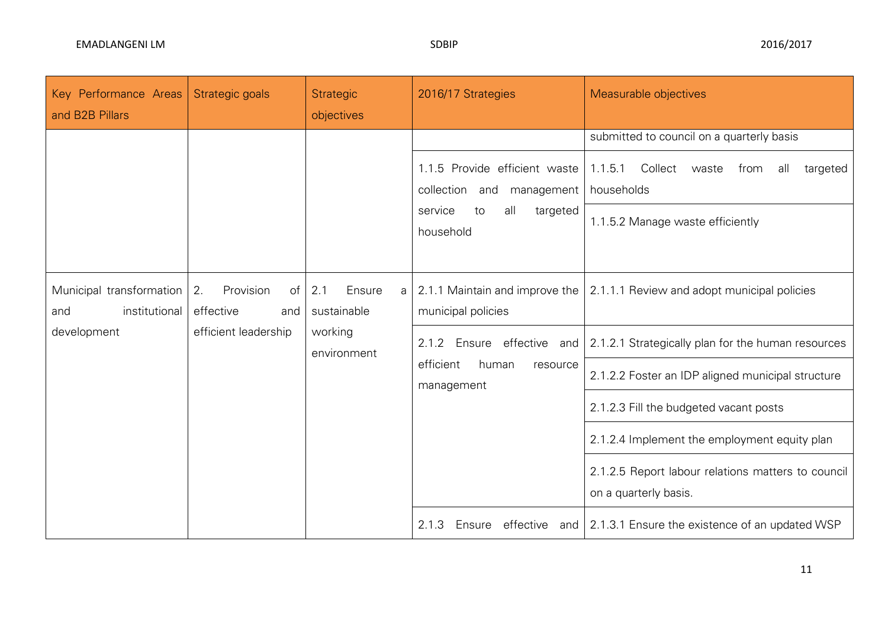| Key Performance Areas and B2B Pillars | Strategic goals | Strategic objectives | 2016/17 Strategies | Measurable objectives |
|---|---|---|---|---|
| | | | | submitted to council on a quarterly basis |
| | | | 1.1.5 Provide efficient waste collection and management service to all targeted household | 1.1.5.1 Collect waste from all targeted households |
| | | | | 1.1.5.2 Manage waste efficiently |
| Municipal transformation and institutional development | 2. Provision of effective and efficient leadership | 2.1 Ensure a sustainable working environment | 2.1.1 Maintain and improve the municipal policies | 2.1.1.1 Review and adopt municipal policies |
| | | | 2.1.2 Ensure effective and efficient human resource management | 2.1.2.1 Strategically plan for the human resources |
| | | | | 2.1.2.2 Foster an IDP aligned municipal structure |
| | | | | 2.1.2.3 Fill the budgeted vacant posts |
| | | | | 2.1.2.4 Implement the employment equity plan |
| | | | | 2.1.2.5 Report labour relations matters to council on a quarterly basis. |
| | | | 2.1.3 Ensure effective and | 2.1.3.1 Ensure the existence of an updated WSP |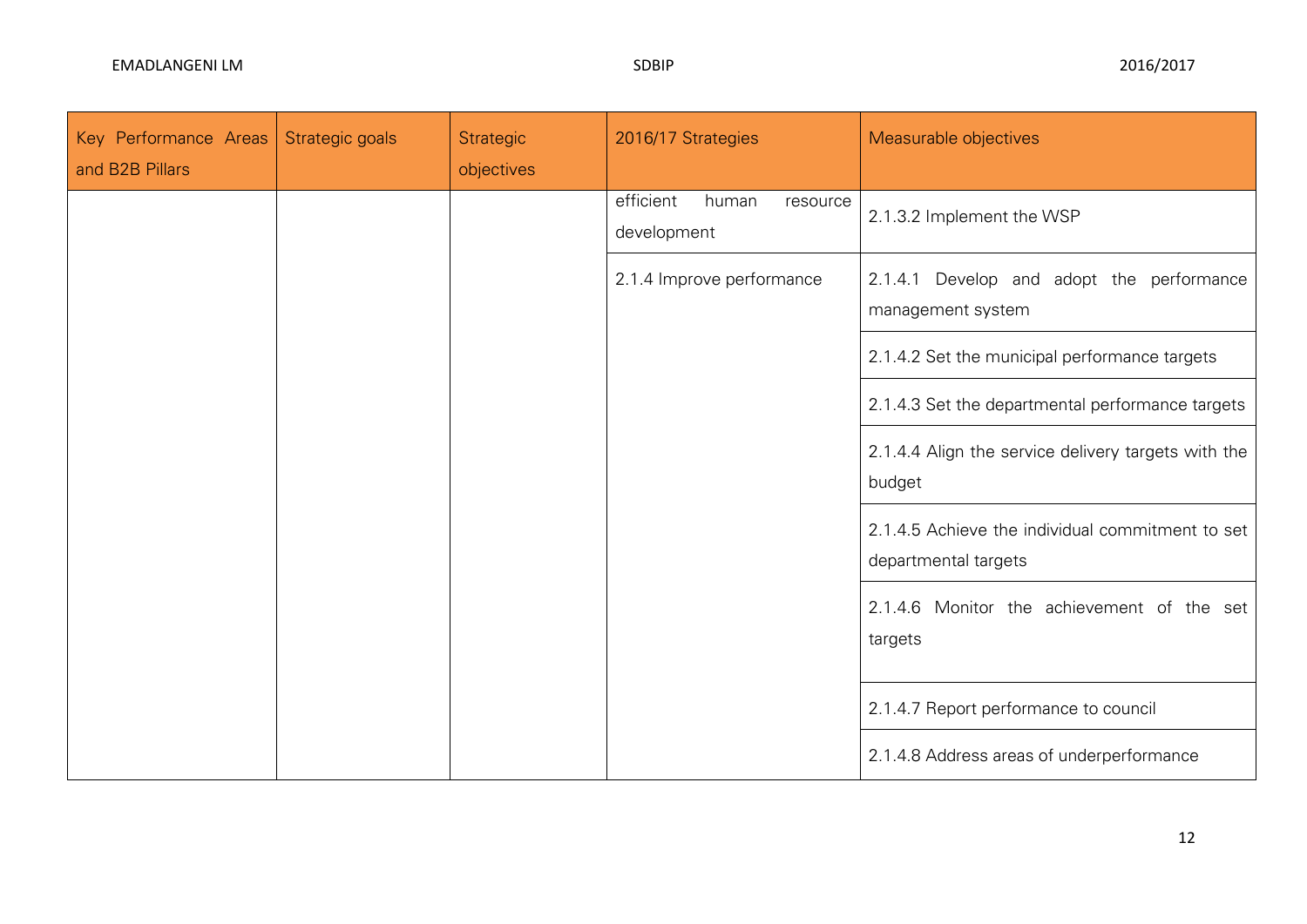| Key Performance Areas and B2B Pillars | Strategic goals | Strategic objectives | 2016/17 Strategies | Measurable objectives |
|---|---|---|---|---|
| | | | efficient human resource development | 2.1.3.2 Implement the WSP |
| | | | 2.1.4 Improve performance | 2.1.4.1 Develop and adopt the performance management system |
| | | | | 2.1.4.2 Set the municipal performance targets |
| | | | | 2.1.4.3 Set the departmental performance targets |
| | | | | 2.1.4.4 Align the service delivery targets with the budget |
| | | | | 2.1.4.5 Achieve the individual commitment to set departmental targets |
| | | | | 2.1.4.6 Monitor the achievement of the set targets |
| | | | | 2.1.4.7 Report performance to council |
| | | | | 2.1.4.8 Address areas of underperformance |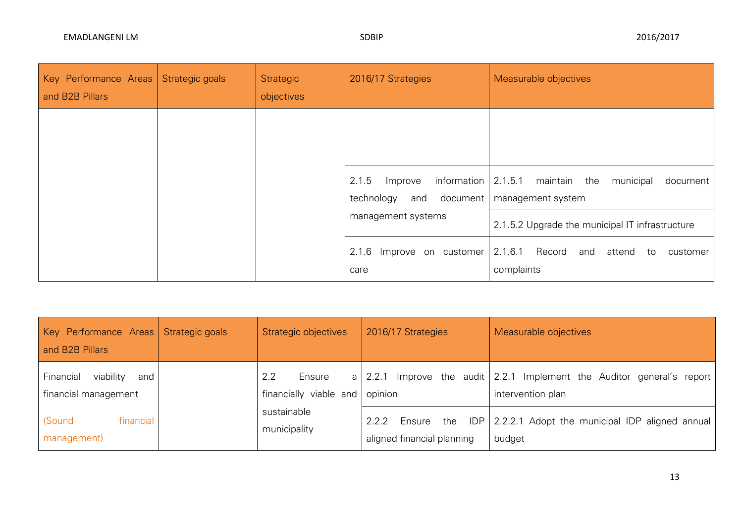| Key Performance Areas and B2B Pillars | Strategic goals | Strategic objectives | 2016/17 Strategies | Measurable objectives |
|---|---|---|---|---|
| | | | | |
| | | | 2.1.5 Improve information technology and document management systems | 2.1.5.1 maintain the municipal document management system |
| | | | | 2.1.5.2 Upgrade the municipal IT infrastructure |
| | | | 2.1.6 Improve on customer care | 2.1.6.1 Record and attend to customer complaints |

| Key Performance Areas and B2B Pillars | Strategic goals | Strategic objectives | 2016/17 Strategies | Measurable objectives |
|---|---|---|---|---|
| Financial viability and financial management (Sound financial management) | | 2.2 Ensure a financially viable and sustainable municipality | 2.2.1 Improve the audit opinion | 2.2.1 Implement the Auditor general's report intervention plan |
| | | | 2.2.2 Ensure the IDP aligned financial planning | 2.2.2.1 Adopt the municipal IDP aligned annual budget |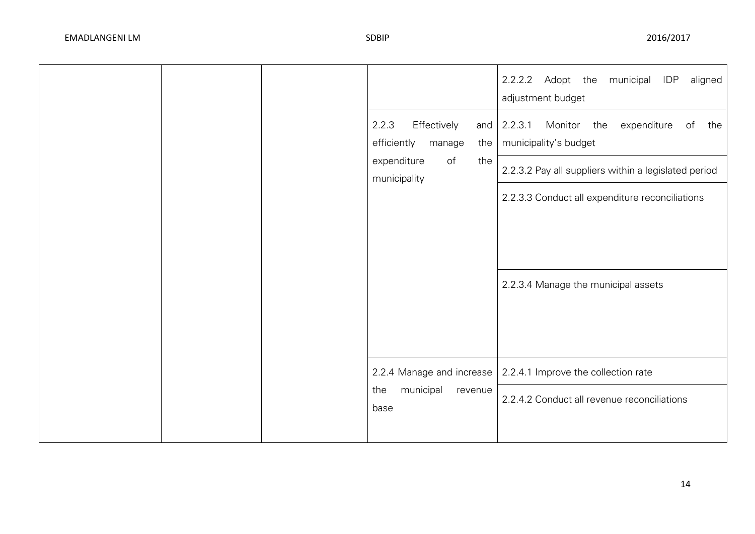| | | | | |
|---|---|---|---|---|
| | | | | 2.2.2.2 Adopt the municipal IDP aligned adjustment budget |
| | | | 2.2.3 Effectively and efficiently manage the expenditure of the municipality | 2.2.3.1 Monitor the expenditure of the municipality's budget |
| | | | | 2.2.3.2 Pay all suppliers within a legislated period |
| | | | | 2.2.3.3 Conduct all expenditure reconciliations |
| | | | | 2.2.3.4 Manage the municipal assets |
| | | | 2.2.4 Manage and increase the municipal revenue base | 2.2.4.1 Improve the collection rate |
| | | | | 2.2.4.2 Conduct all revenue reconciliations |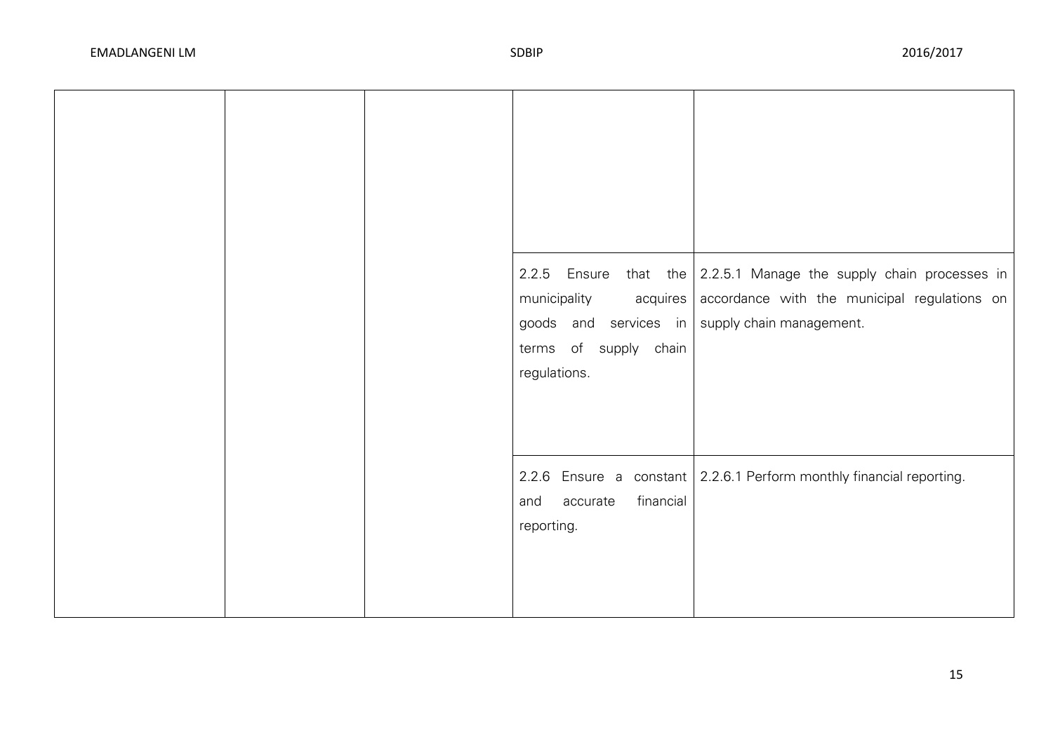| | | | | |
|---|---|---|---|---|
| | | | | |
| | | | 2.2.5 Ensure that the municipality acquires goods and services in terms of supply chain regulations. | 2.2.5.1 Manage the supply chain processes in accordance with the municipal regulations on supply chain management. |
| | | | 2.2.6 Ensure a constant and accurate financial reporting. | 2.2.6.1 Perform monthly financial reporting. |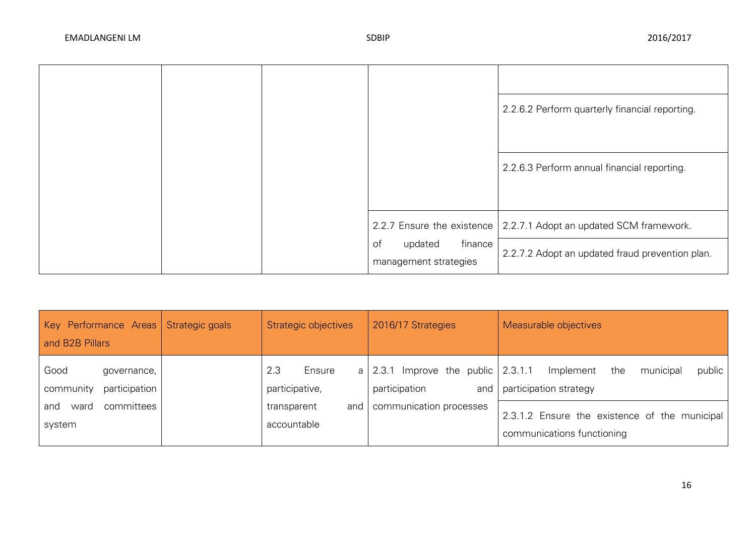| | | | | |
|---|---|---|---|---|
| | | | | |
| | | | | 2.2.6.2 Perform quarterly financial reporting. |
| | | | | 2.2.6.3 Perform annual financial reporting. |
| | | | 2.2.7 Ensure the existence of updated finance management strategies | 2.2.7.1 Adopt an updated SCM framework. |
| | | | | 2.2.7.2 Adopt an updated fraud prevention plan. |

| Key Performance Areas and B2B Pillars | Strategic goals | Strategic objectives | 2016/17 Strategies | Measurable objectives |
|---|---|---|---|---|
| Good governance, community participation and ward committees system | | 2.3 Ensure a participative, transparent and accountable | 2.3.1 Improve the public participation and communication processes | 2.3.1.1 Implement the municipal public participation strategy |
| | | | | 2.3.1.2 Ensure the existence of the municipal communications functioning |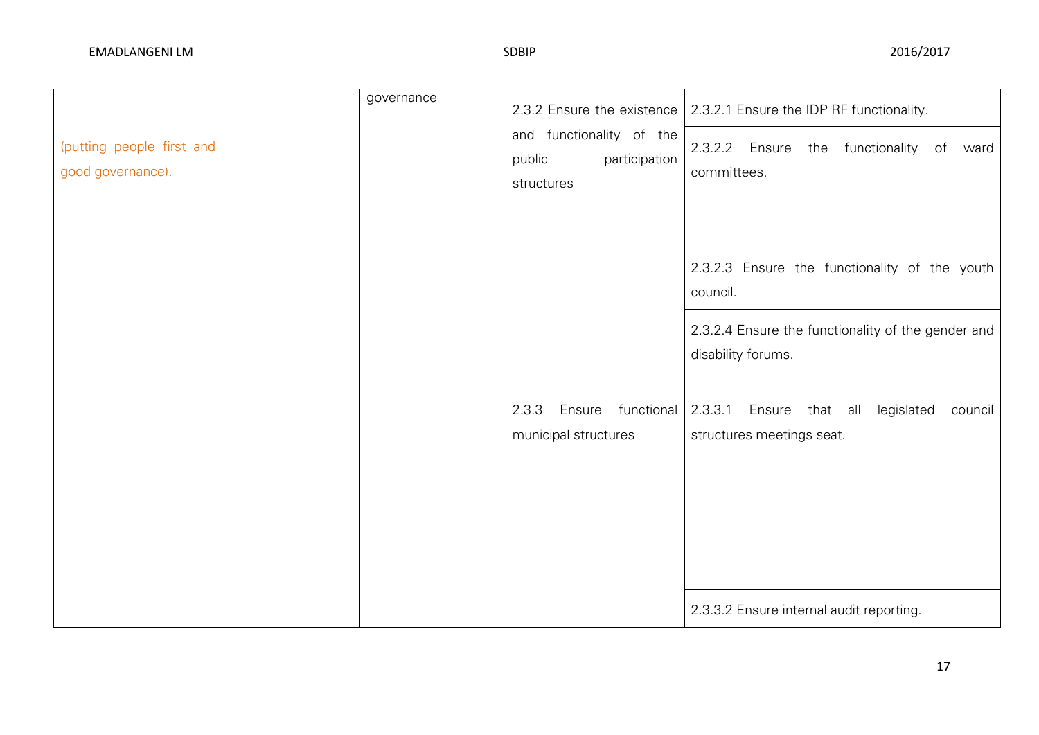| | | | | |
|---|---|---|---|---|
| (putting people first and good governance). | | governance | 2.3.2 Ensure the existence and functionality of the public participation structures | 2.3.2.1 Ensure the IDP RF functionality. |
| | | | | 2.3.2.2 Ensure the functionality of ward committees. |
| | | | | 2.3.2.3 Ensure the functionality of the youth council. |
| | | | | 2.3.2.4 Ensure the functionality of the gender and disability forums. |
| | | | 2.3.3 Ensure functional municipal structures | 2.3.3.1 Ensure that all legislated council structures meetings seat. |
| | | | | 2.3.3.2 Ensure internal audit reporting. |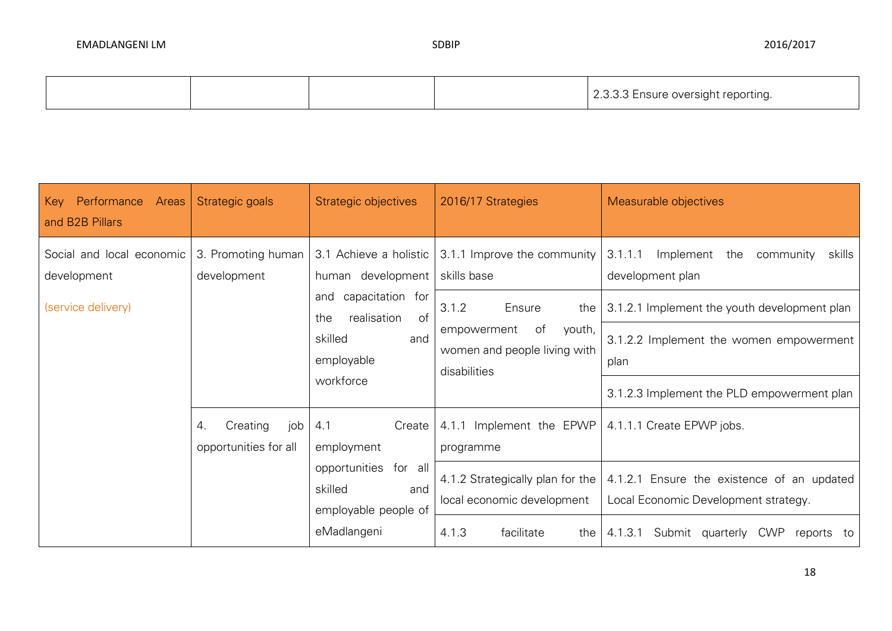| | | | | |
|---|---|---|---|---|
| | | | | 2.3.3.3 Ensure oversight reporting. |

| Key Performance Areas and B2B Pillars | Strategic goals | Strategic objectives | 2016/17 Strategies | Measurable objectives |
|---|---|---|---|---|
| Social and local economic development (service delivery) | 3. Promoting human development | 3.1 Achieve a holistic human development and capacitation for the realisation of skilled and employable workforce | 3.1.1 Improve the community skills base | 3.1.1.1 Implement the community skills development plan |
| | | | 3.1.2 Ensure the empowerment of youth, women and people living with disabilities | 3.1.2.1 Implement the youth development plan |
| | | | | 3.1.2.2 Implement the women empowerment plan |
| | | | | 3.1.2.3 Implement the PLD empowerment plan |
| | 4. Creating job opportunities for all | 4.1 Create employment opportunities for all skilled and employable people of eMadlangeni | 4.1.1 Implement the EPWP programme | 4.1.1.1 Create EPWP jobs. |
| | | | 4.1.2 Strategically plan for the local economic development | 4.1.2.1 Ensure the existence of an updated Local Economic Development strategy. |
| | | | 4.1.3 facilitate the | 4.1.3.1 Submit quarterly CWP reports to |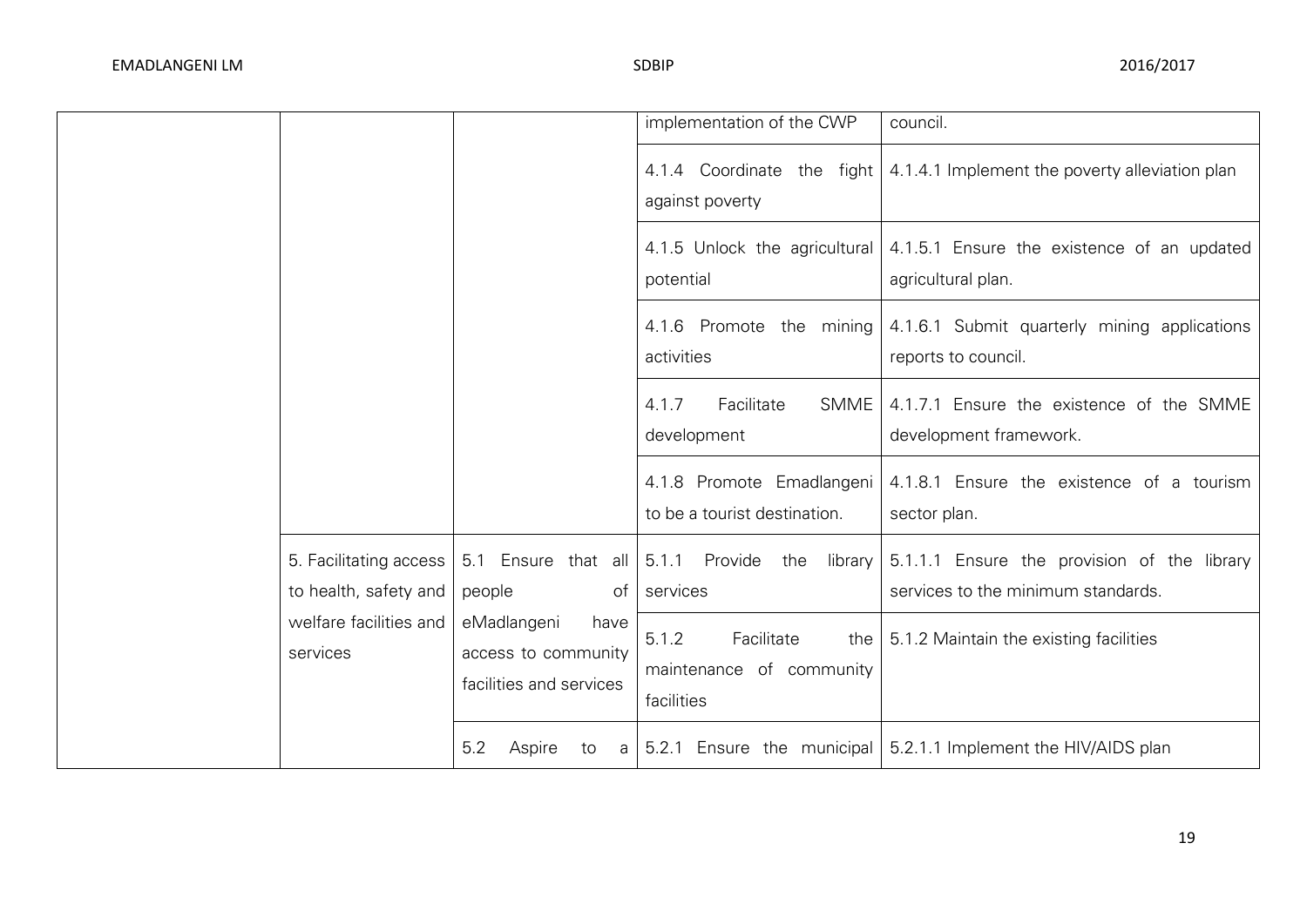| | | | | |
|---|---|---|---|---|
| | | | implementation of the CWP | council. |
| | | | 4.1.4 Coordinate the fight against poverty | 4.1.4.1 Implement the poverty alleviation plan |
| | | | 4.1.5 Unlock the agricultural potential | 4.1.5.1 Ensure the existence of an updated agricultural plan. |
| | | | 4.1.6 Promote the mining activities | 4.1.6.1 Submit quarterly mining applications reports to council. |
| | | | 4.1.7 Facilitate SMME development | 4.1.7.1 Ensure the existence of the SMME development framework. |
| | | | 4.1.8 Promote Emadlangeni to be a tourist destination. | 4.1.8.1 Ensure the existence of a tourism sector plan. |
| | 5. Facilitating access to health, safety and welfare facilities and services | 5.1 Ensure that all people of eMadlangeni have access to community facilities and services | 5.1.1 Provide the library services | 5.1.1.1 Ensure the provision of the library services to the minimum standards. |
| | | | 5.1.2 Facilitate the maintenance of community facilities | 5.1.2 Maintain the existing facilities |
| | | 5.2 Aspire to a | 5.2.1 Ensure the municipal | 5.2.1.1 Implement the HIV/AIDS plan |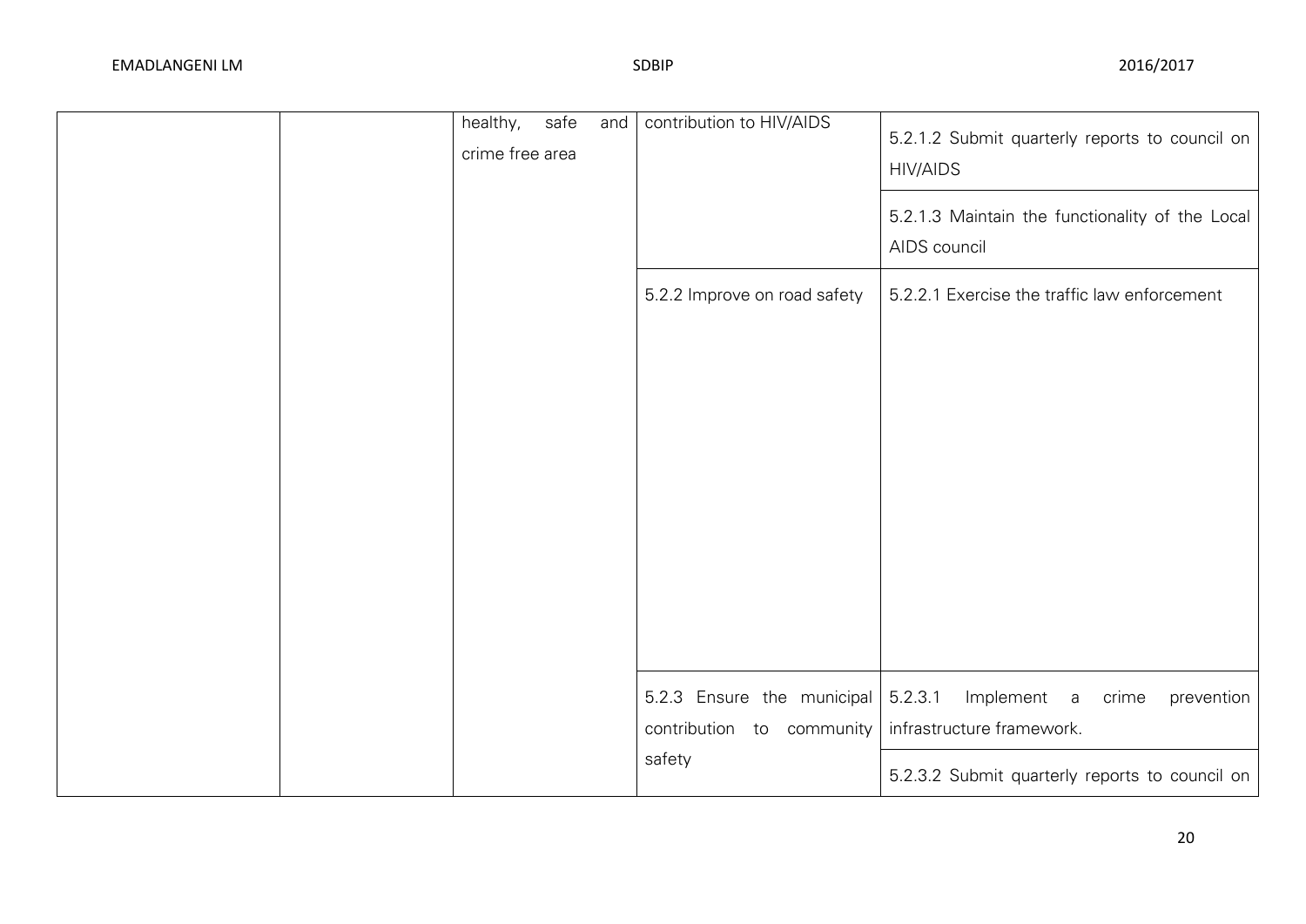| | | | | |
|---|---|---|---|---|
| | | healthy, safe and crime free area | contribution to HIV/AIDS | 5.2.1.2 Submit quarterly reports to council on HIV/AIDS |
| | | | | 5.2.1.3 Maintain the functionality of the Local AIDS council |
| | | | 5.2.2 Improve on road safety | 5.2.2.1 Exercise the traffic law enforcement |
| | | | 5.2.3 Ensure the municipal contribution to community safety | 5.2.3.1 Implement a crime prevention infrastructure framework. |
| | | | | 5.2.3.2 Submit quarterly reports to council on |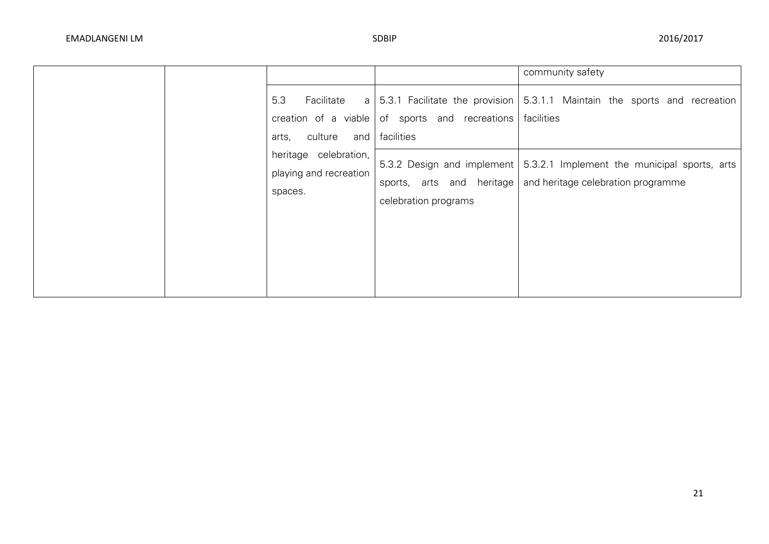| | | | | |
|---|---|---|---|---|
| | | | | community safety |
| | | 5.3 Facilitate a creation of a viable arts, culture and heritage celebration, playing and recreation spaces. | 5.3.1 Facilitate the provision of sports and recreations facilities | 5.3.1.1 Maintain the sports and recreation facilities |
| | | | 5.3.2 Design and implement sports, arts and heritage celebration programs | 5.3.2.1 Implement the municipal sports, arts and heritage celebration programme |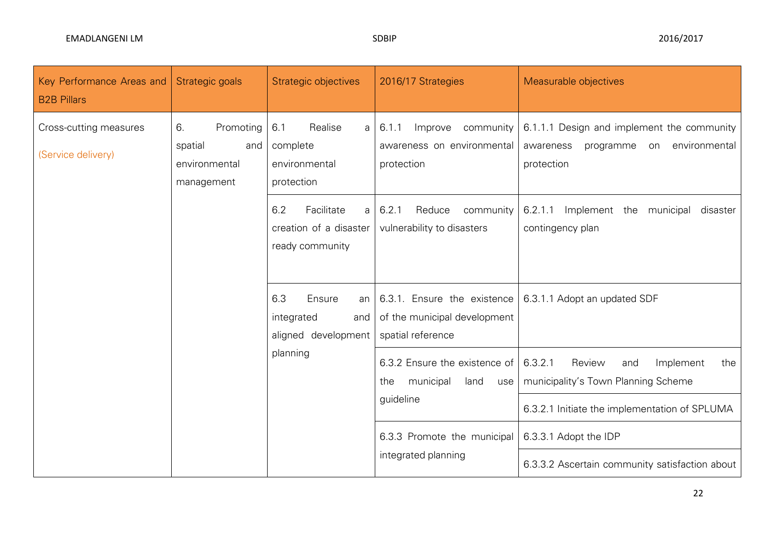| Key Performance Areas and B2B Pillars | Strategic goals | Strategic objectives | 2016/17 Strategies | Measurable objectives |
|---|---|---|---|---|
| Cross-cutting measures (Service delivery) | 6. Promoting spatial and environmental management | 6.1 Realise a complete environmental protection | 6.1.1 Improve community awareness on environmental protection | 6.1.1.1 Design and implement the community awareness programme on environmental protection |
| | | 6.2 Facilitate a creation of a disaster ready community | 6.2.1 Reduce community vulnerability to disasters | 6.2.1.1 Implement the municipal disaster contingency plan |
| | | 6.3 Ensure an integrated and aligned development planning | 6.3.1. Ensure the existence of the municipal development spatial reference | 6.3.1.1 Adopt an updated SDF |
| | | | 6.3.2 Ensure the existence of the municipal land use guideline | 6.3.2.1 Review and Implement the municipality's Town Planning Scheme |
| | | | | 6.3.2.1 Initiate the implementation of SPLUMA |
| | | | 6.3.3 Promote the municipal integrated planning | 6.3.3.1 Adopt the IDP |
| | | | | 6.3.3.2 Ascertain community satisfaction about |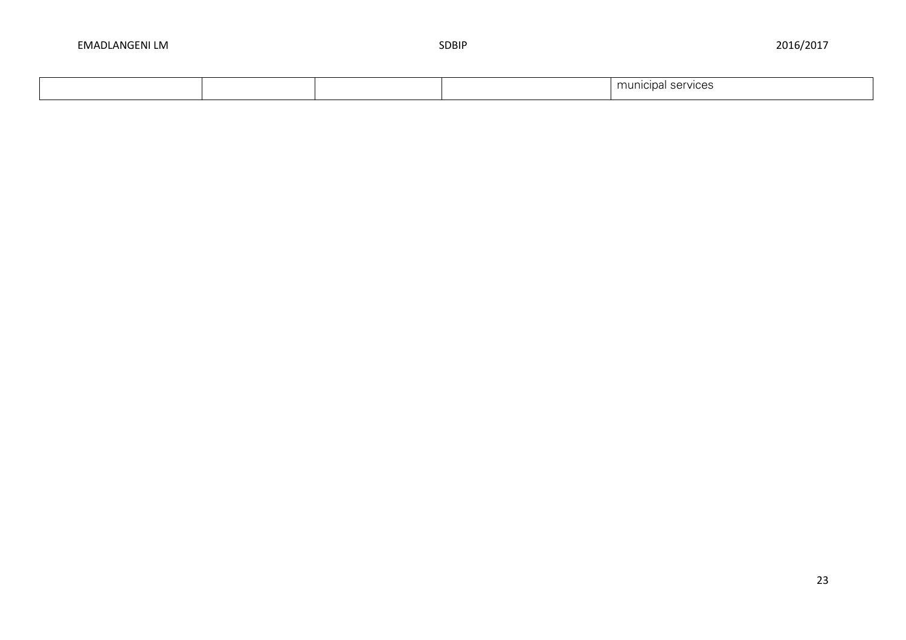| | | | | |
|---|---|---|---|---|
| | | | | municipal services |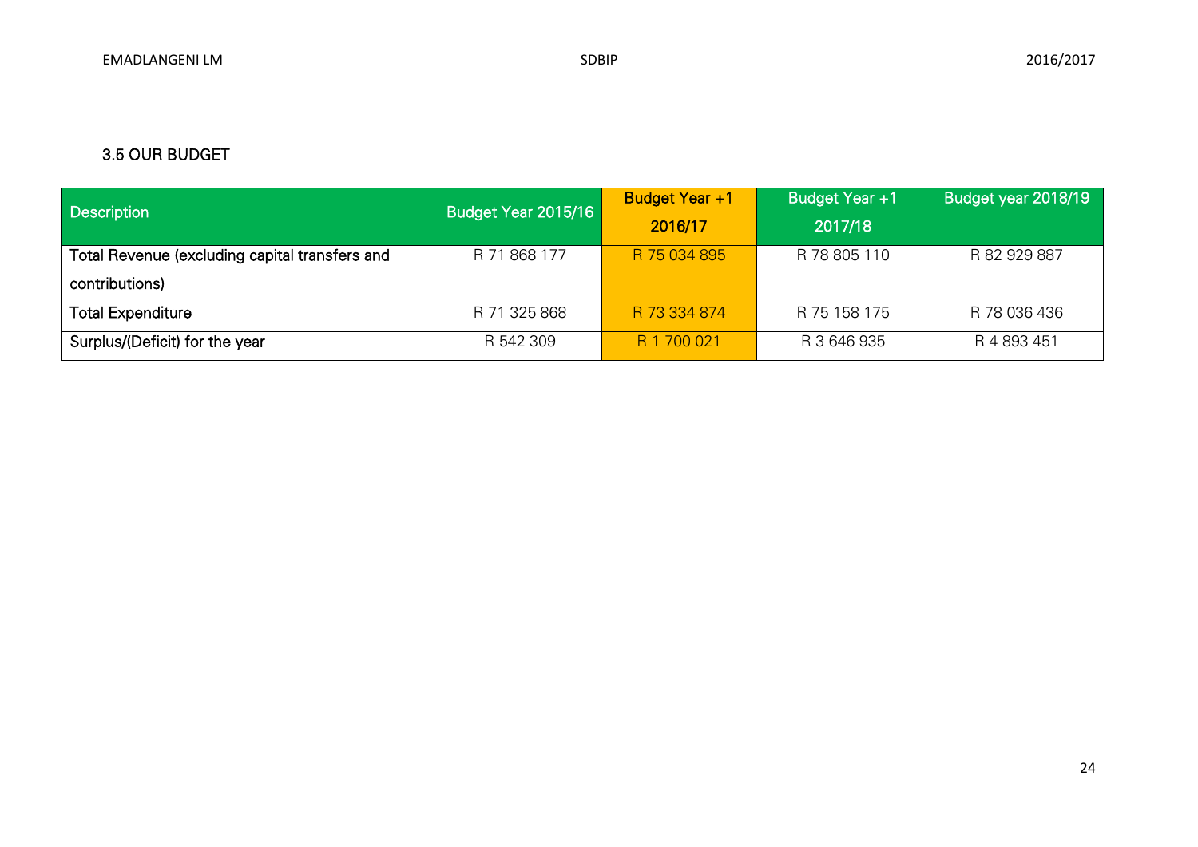### 3.5 OUR BUDGET

| Description | Budget Year 2015/16 | Budget Year +1 2016/17 | Budget Year +1 2017/18 | Budget year 2018/19 |
|---|---|---|---|---|
| Total Revenue (excluding capital transfers and contributions) | R 71 868 177 | R 75 034 895 | R 78 805 110 | R 82 929 887 |
| Total Expenditure | R 71 325 868 | R 73 334 874 | R 75 158 175 | R 78 036 436 |
| Surplus/(Deficit) for the year | R 542 309 | R 1 700 021 | R 3 646 935 | R 4 893 451 |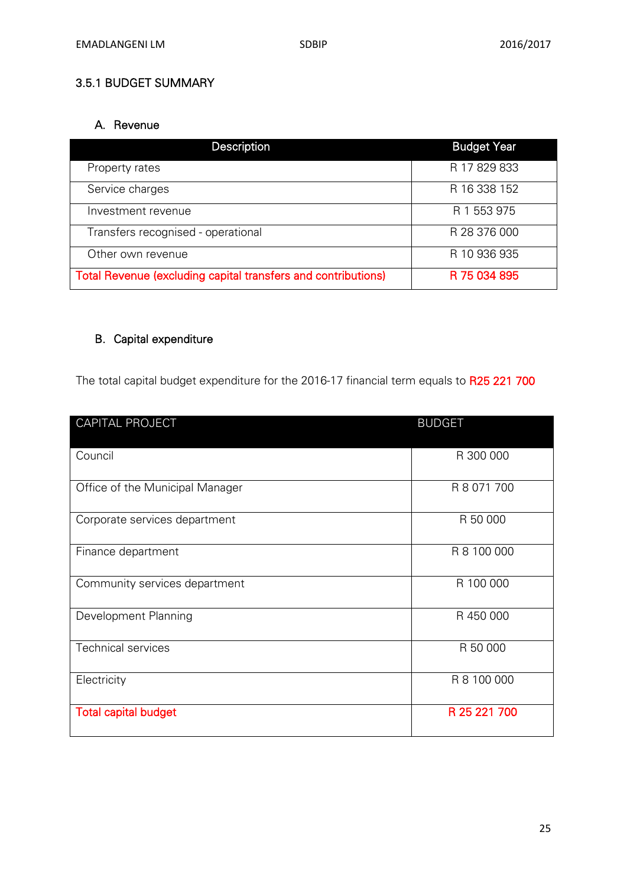### 3.5.1 BUDGET SUMMARY

#### A. Revenue

| Description | Budget Year |
|---|---|
| Property rates | R 17 829 833 |
| Service charges | R 16 338 152 |
| Investment revenue | R 1 553 975 |
| Transfers recognised - operational | R 28 376 000 |
| Other own revenue | R 10 936 935 |
| Total Revenue (excluding capital transfers and contributions) | R 75 034 895 |

#### B. Capital expenditure

The total capital budget expenditure for the 2016-17 financial term equals to R25 221 700

| CAPITAL PROJECT | BUDGET |
|---|---|
| Council | R 300 000 |
| Office of the Municipal Manager | R 8 071 700 |
| Corporate services department | R 50 000 |
| Finance department | R 8 100 000 |
| Community services department | R 100 000 |
| Development Planning | R 450 000 |
| Technical services | R 50 000 |
| Electricity | R 8 100 000 |
| Total capital budget | R 25 221 700 |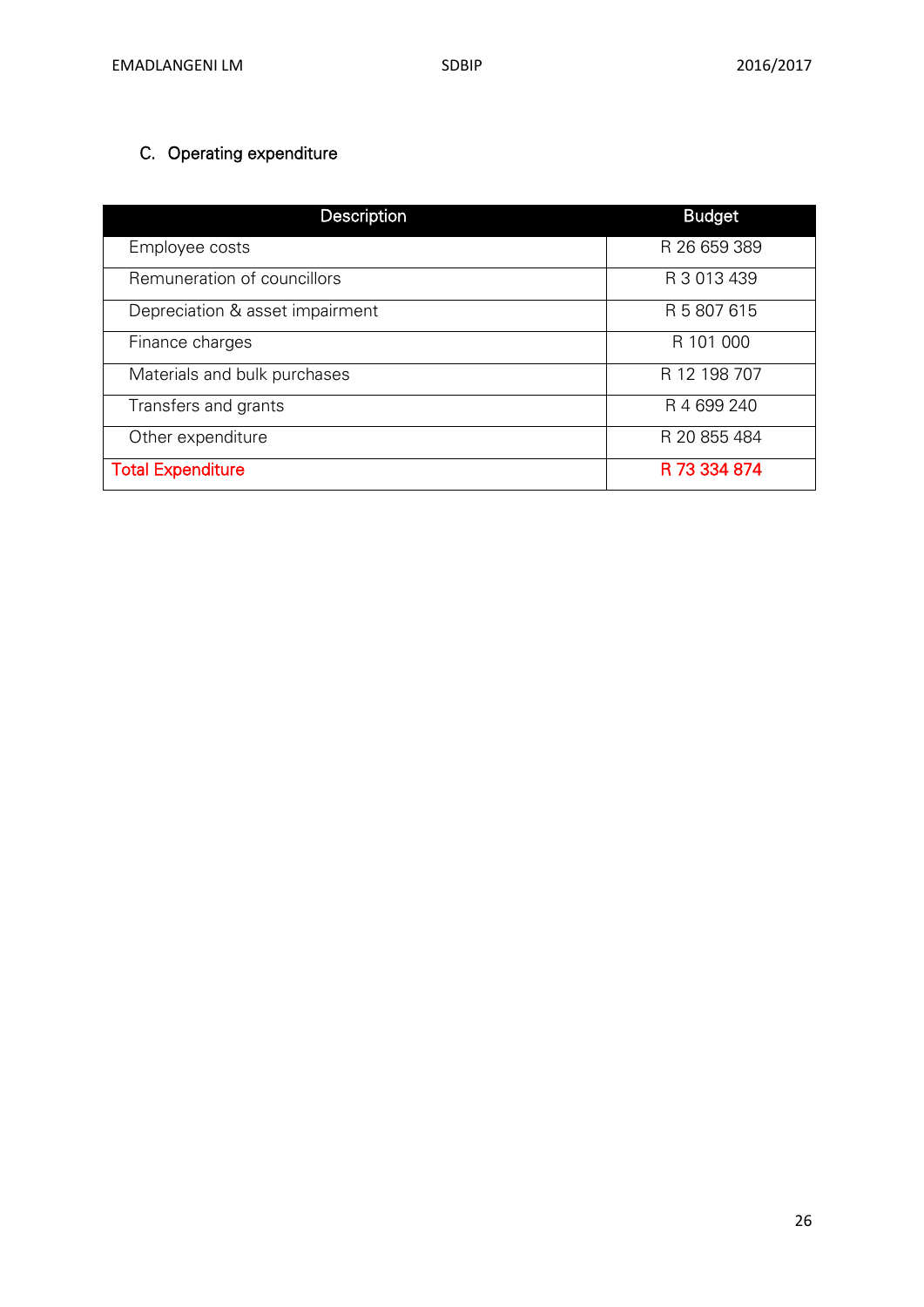## C. Operating expenditure

| Description | Budget |
|---|---|
| Employee costs | R 26 659 389 |
| Remuneration of councillors | R 3 013 439 |
| Depreciation & asset impairment | R 5 807 615 |
| Finance charges | R 101 000 |
| Materials and bulk purchases | R 12 198 707 |
| Transfers and grants | R 4 699 240 |
| Other expenditure | R 20 855 484 |
| Total Expenditure | R 73 334 874 |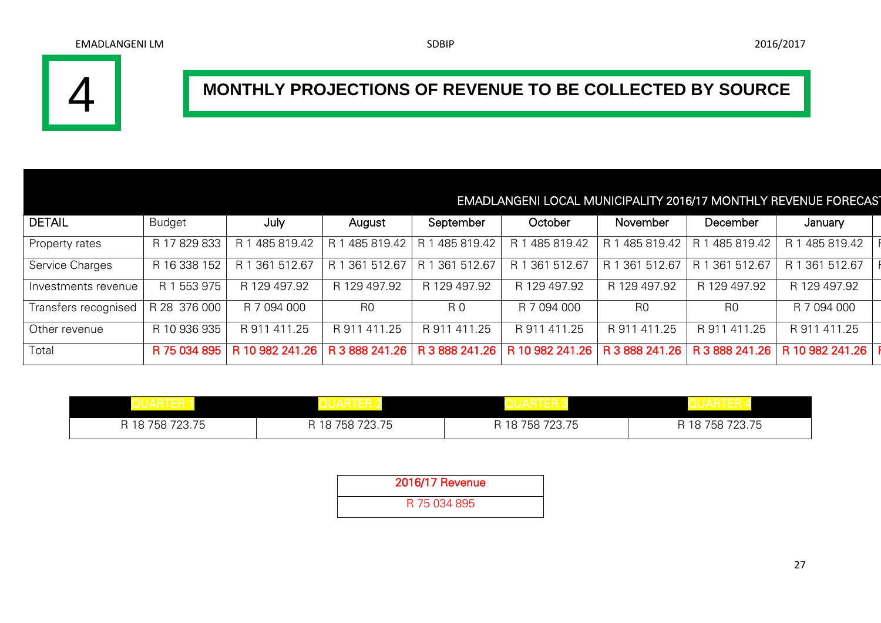# 4

## MONTHLY PROJECTIONS OF REVENUE TO BE COLLECTED BY SOURCE

EMADLANGENI LOCAL MUNICIPALITY 2016/17 MONTHLY REVENUE FORECAST

| DETAIL | Budget | July | August | September | October | November | December | January |
|---|---|---|---|---|---|---|---|---|
| Property rates | R 17 829 833 | R 1 485 819.42 | R 1 485 819.42 | R 1 485 819.42 | R 1 485 819.42 | R 1 485 819.42 | R 1 485 819.42 | R 1 485 819.42 |
| Service Charges | R 16 338 152 | R 1 361 512.67 | R 1 361 512.67 | R 1 361 512.67 | R 1 361 512.67 | R 1 361 512.67 | R 1 361 512.67 | R 1 361 512.67 |
| Investments revenue | R 1 553 975 | R 129 497.92 | R 129 497.92 | R 129 497.92 | R 129 497.92 | R 129 497.92 | R 129 497.92 | R 129 497.92 |
| Transfers recognised | R 28 376 000 | R 7 094 000 | R0 | R 0 | R 7 094 000 | R0 | R0 | R 7 094 000 |
| Other revenue | R 10 936 935 | R 911 411.25 | R 911 411.25 | R 911 411.25 | R 911 411.25 | R 911 411.25 | R 911 411.25 | R 911 411.25 |
| Total | R 75 034 895 | R 10 982 241.26 | R 3 888 241.26 | R 3 888 241.26 | R 10 982 241.26 | R 3 888 241.26 | R 3 888 241.26 | R 10 982 241.26 |

| QUARTER 1 | QUARTER 2 | QUARTER 3 | QUARTER 4 |
|---|---|---|---|
| R 18 758 723.75 | R 18 758 723.75 | R 18 758 723.75 | R 18 758 723.75 |

| 2016/17 Revenue |
|---|
| R 75 034 895 |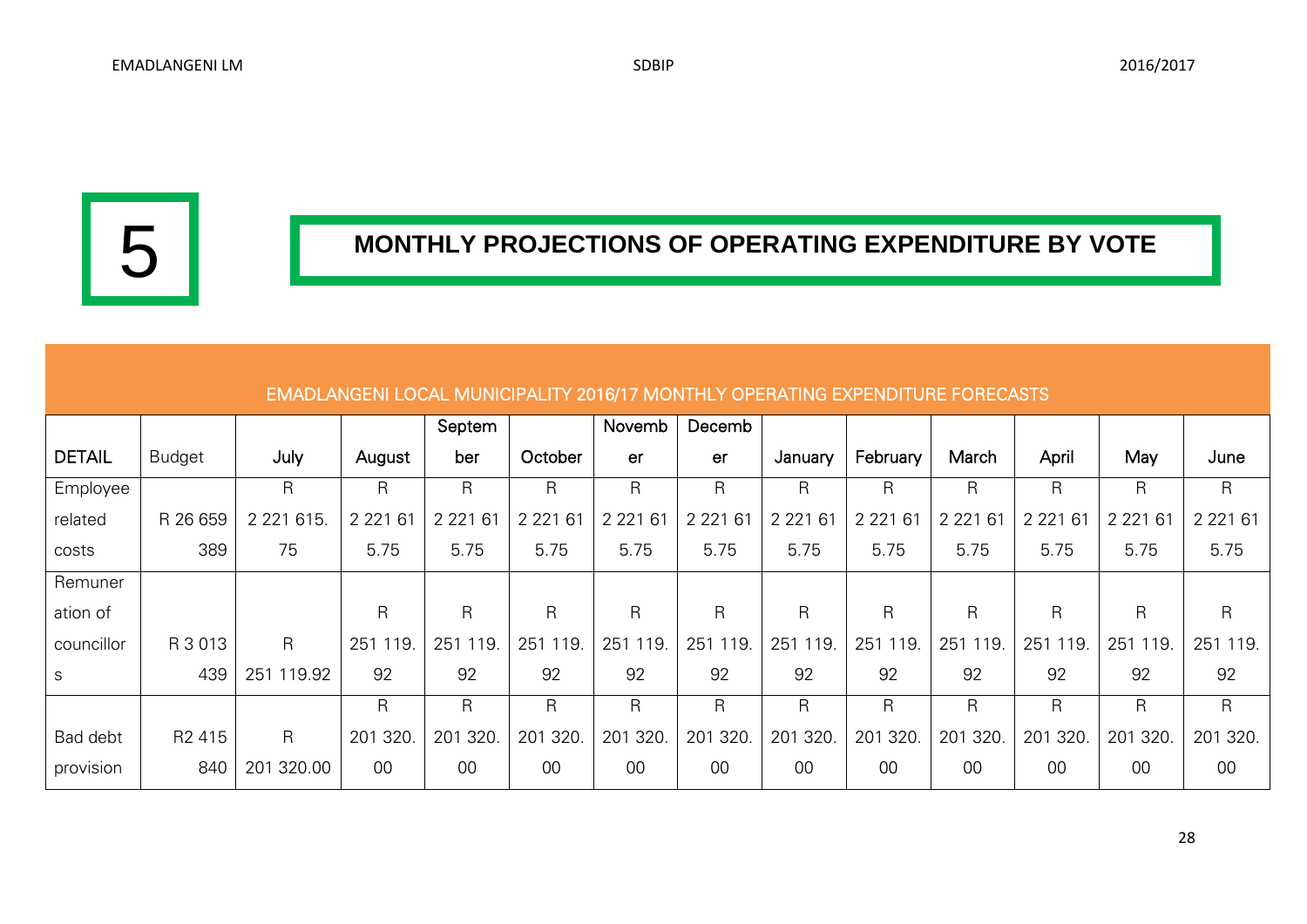# 5 MONTHLY PROJECTIONS OF OPERATING EXPENDITURE BY VOTE

| EMADLANGENI LOCAL MUNICIPALITY 2016/17 MONTHLY OPERATING EXPENDITURE FORECASTS | | | | | | | | | | | | | |
|---|---|---|---|---|---|---|---|---|---|---|---|---|---|
| DETAIL | Budget | July | August | September | October | November | December | January | February | March | April | May | June |
| Employee related costs | R 26 659 389 | R 2 221 615.75 | R 2 221 615.75 | R 2 221 615.75 | R 2 221 615.75 | R 2 221 615.75 | R 2 221 615.75 | R 2 221 615.75 | R 2 221 615.75 | R 2 221 615.75 | R 2 221 615.75 | R 2 221 615.75 | R 2 221 615.75 |
| Remuneration of councillors | R 3 013 439 | R 251 119.92 | R 251 119.92 | R 251 119.92 | R 251 119.92 | R 251 119.92 | R 251 119.92 | R 251 119.92 | R 251 119.92 | R 251 119.92 | R 251 119.92 | R 251 119.92 | R 251 119.92 |
| Bad debt provision | R2 415 840 | R 201 320.00 | R 201 320.00 | R 201 320.00 | R 201 320.00 | R 201 320.00 | R 201 320.00 | R 201 320.00 | R 201 320.00 | R 201 320.00 | R 201 320.00 | R 201 320.00 | R 201 320.00 |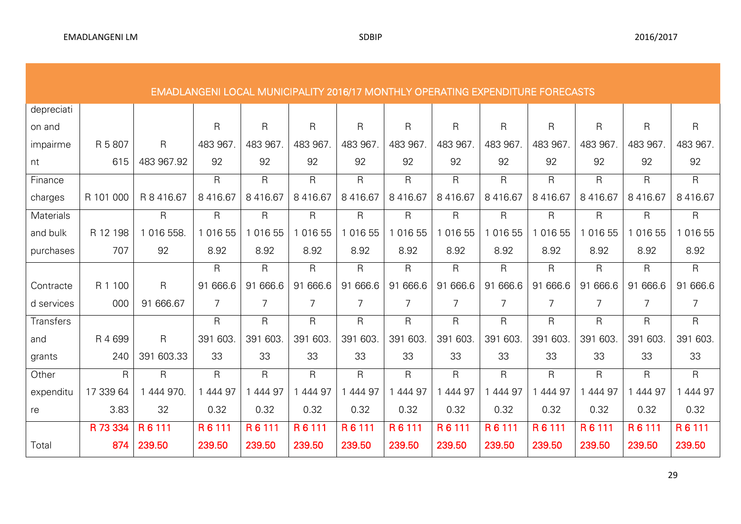| EMADLANGENI LOCAL MUNICIPALITY 2016/17 MONTHLY OPERATING EXPENDITURE FORECASTS | | | | | | | | | | | | | |
|---|---|---|---|---|---|---|---|---|---|---|---|---|---|
| depreciation and impairment | R 5 807 615 | R 483 967.92 | R 483 967.92 | R 483 967.92 | R 483 967.92 | R 483 967.92 | R 483 967.92 | R 483 967.92 | R 483 967.92 | R 483 967.92 | R 483 967.92 | R 483 967.92 | R 483 967.92 |
| Finance charges | R 101 000 | R 8 416.67 | R 8 416.67 | R 8 416.67 | R 8 416.67 | R 8 416.67 | R 8 416.67 | R 8 416.67 | R 8 416.67 | R 8 416.67 | R 8 416.67 | R 8 416.67 | R 8 416.67 |
| Materials and bulk purchases | R 12 198 707 | R 1 016 558.92 | R 1 016 558.92 | R 1 016 558.92 | R 1 016 558.92 | R 1 016 558.92 | R 1 016 558.92 | R 1 016 558.92 | R 1 016 558.92 | R 1 016 558.92 | R 1 016 558.92 | R 1 016 558.92 | R 1 016 558.92 |
| Contracted services | R 1 100 000 | R 91 666.67 | R 91 666.67 | R 91 666.67 | R 91 666.67 | R 91 666.67 | R 91 666.67 | R 91 666.67 | R 91 666.67 | R 91 666.67 | R 91 666.67 | R 91 666.67 | R 91 666.67 |
| Transfers and grants | R 4 699 240 | R 391 603.33 | R 391 603.33 | R 391 603.33 | R 391 603.33 | R 391 603.33 | R 391 603.33 | R 391 603.33 | R 391 603.33 | R 391 603.33 | R 391 603.33 | R 391 603.33 | R 391 603.33 |
| Other expenditure | R 17 339 643.83 | R 1 444 970.32 | R 1 444 970.32 | R 1 444 970.32 | R 1 444 970.32 | R 1 444 970.32 | R 1 444 970.32 | R 1 444 970.32 | R 1 444 970.32 | R 1 444 970.32 | R 1 444 970.32 | R 1 444 970.32 | R 1 444 970.32 |
| Total | R 73 334 874 | R 6 111 239.50 | R 6 111 239.50 | R 6 111 239.50 | R 6 111 239.50 | R 6 111 239.50 | R 6 111 239.50 | R 6 111 239.50 | R 6 111 239.50 | R 6 111 239.50 | R 6 111 239.50 | R 6 111 239.50 | R 6 111 239.50 |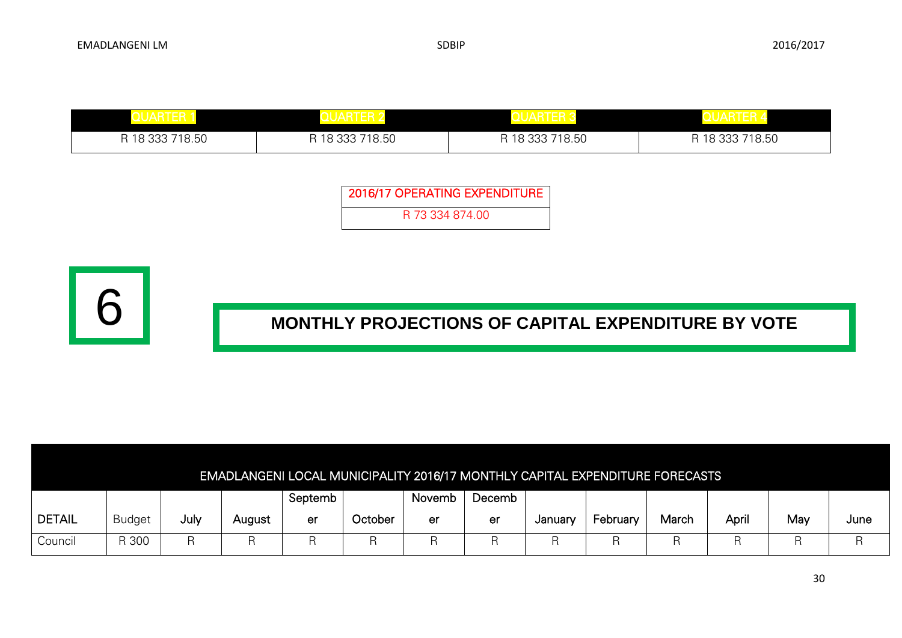| QUARTER 1 | QUARTER 2 | QUARTER 3 | QUARTER 4 |
| --- | --- | --- | --- |
| R 18 333 718.50 | R 18 333 718.50 | R 18 333 718.50 | R 18 333 718.50 |

| 2016/17 OPERATING EXPENDITURE |
| --- |
| R 73 334 874.00 |

# 6 MONTHLY PROJECTIONS OF CAPITAL EXPENDITURE BY VOTE

| EMADLANGENI LOCAL MUNICIPALITY 2016/17 MONTHLY CAPITAL EXPENDITURE FORECASTS | | | | | | | | | | | | | |
| --- | --- | --- | --- | --- | --- | --- | --- | --- | --- | --- | --- | --- | --- |
| DETAIL | Budget | July | August | September | October | November | December | January | February | March | April | May | June |
| Council | R 300 | R | R | R | R | R | R | R | R | R | R | R | R |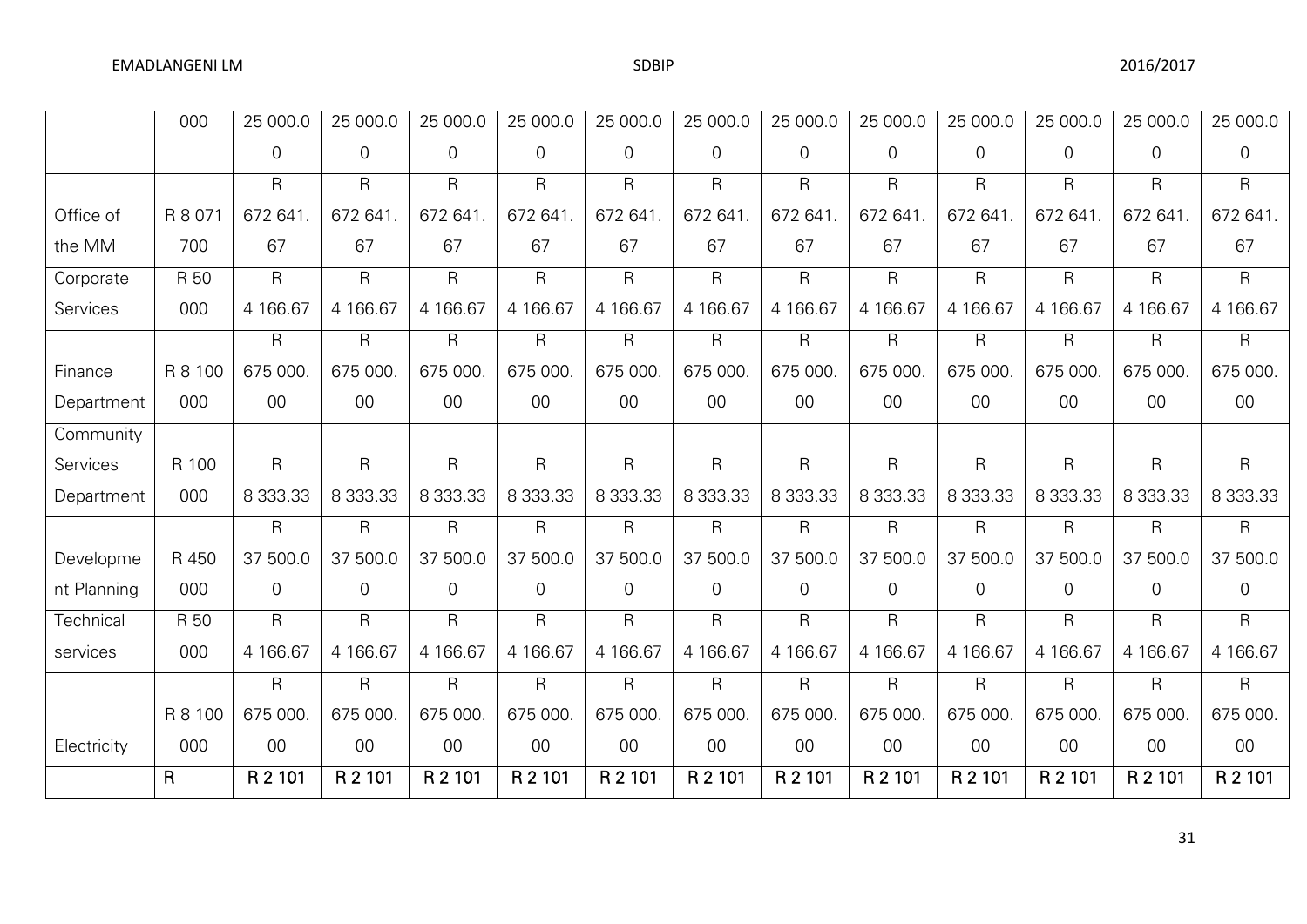| | | | | | | | | | | | | | |
|---|---|---|---|---|---|---|---|---|---|---|---|---|---|
| | 000 | 25 000.00 | 25 000.00 | 25 000.00 | 25 000.00 | 25 000.00 | 25 000.00 | 25 000.00 | 25 000.00 | 25 000.00 | 25 000.00 | 25 000.00 | 25 000.00 |
| Office of the MM | R 8 071 700 | R 672 641.67 | R 672 641.67 | R 672 641.67 | R 672 641.67 | R 672 641.67 | R 672 641.67 | R 672 641.67 | R 672 641.67 | R 672 641.67 | R 672 641.67 | R 672 641.67 | R 672 641.67 |
| Corporate Services | R 50 000 | R 4 166.67 | R 4 166.67 | R 4 166.67 | R 4 166.67 | R 4 166.67 | R 4 166.67 | R 4 166.67 | R 4 166.67 | R 4 166.67 | R 4 166.67 | R 4 166.67 | R 4 166.67 |
| Finance Department | R 8 100 000 | R 675 000.00 | R 675 000.00 | R 675 000.00 | R 675 000.00 | R 675 000.00 | R 675 000.00 | R 675 000.00 | R 675 000.00 | R 675 000.00 | R 675 000.00 | R 675 000.00 | R 675 000.00 |
| Community Services Department | R 100 000 | R 8 333.33 | R 8 333.33 | R 8 333.33 | R 8 333.33 | R 8 333.33 | R 8 333.33 | R 8 333.33 | R 8 333.33 | R 8 333.33 | R 8 333.33 | R 8 333.33 | R 8 333.33 |
| Development Planning | R 450 000 | R 37 500.00 | R 37 500.00 | R 37 500.00 | R 37 500.00 | R 37 500.00 | R 37 500.00 | R 37 500.00 | R 37 500.00 | R 37 500.00 | R 37 500.00 | R 37 500.00 | R 37 500.00 |
| Technical services | R 50 000 | R 4 166.67 | R 4 166.67 | R 4 166.67 | R 4 166.67 | R 4 166.67 | R 4 166.67 | R 4 166.67 | R 4 166.67 | R 4 166.67 | R 4 166.67 | R 4 166.67 | R 4 166.67 |
| Electricity | R 8 100 000 | R 675 000.00 | R 675 000.00 | R 675 000.00 | R 675 000.00 | R 675 000.00 | R 675 000.00 | R 675 000.00 | R 675 000.00 | R 675 000.00 | R 675 000.00 | R 675 000.00 | R 675 000.00 |
| | **R** | **R 2 101** | **R 2 101** | **R 2 101** | **R 2 101** | **R 2 101** | **R 2 101** | **R 2 101** | **R 2 101** | **R 2 101** | **R 2 101** | **R 2 101** | **R 2 101** |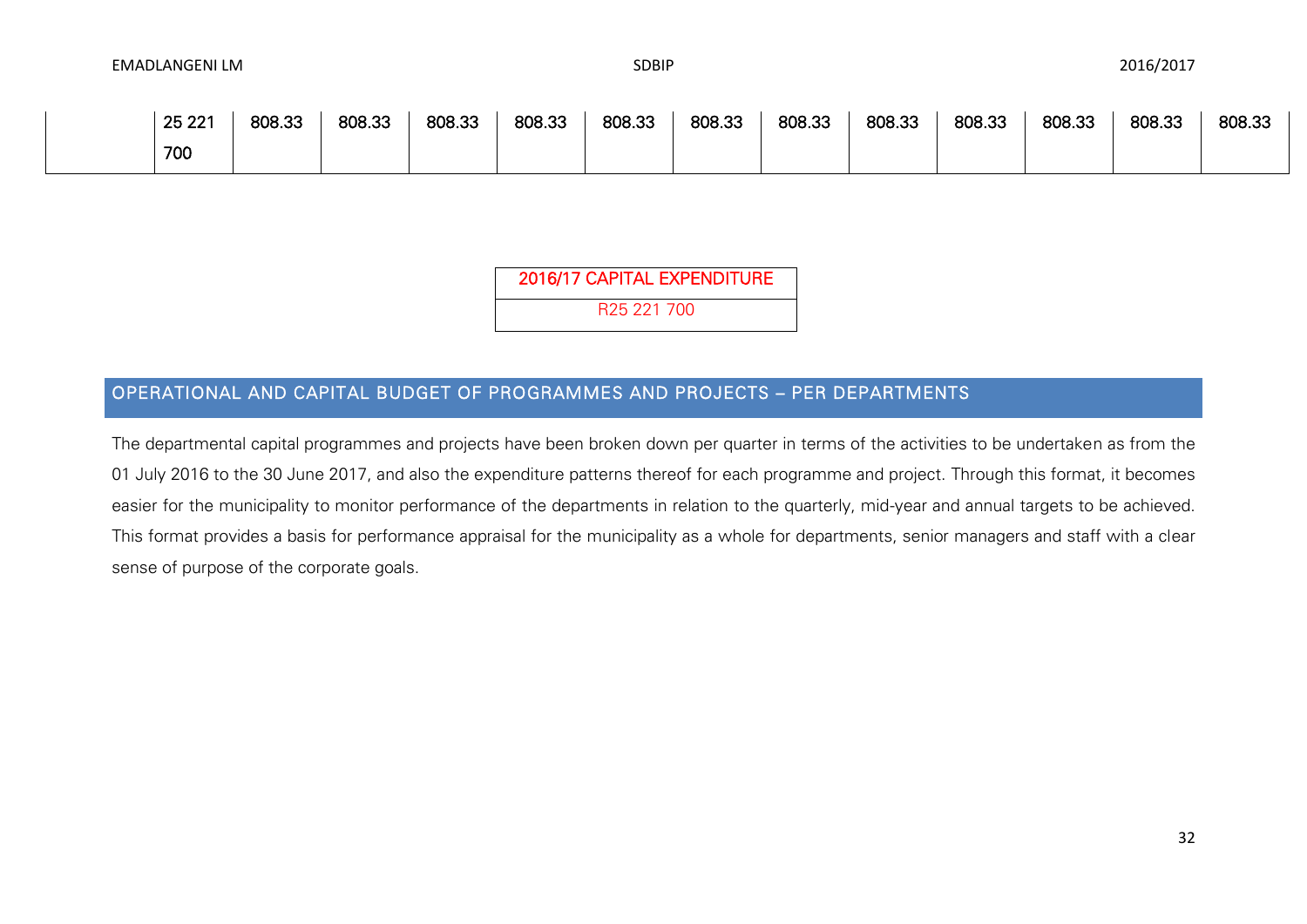| | 25 221 700 | 808.33 | 808.33 | 808.33 | 808.33 | 808.33 | 808.33 | 808.33 | 808.33 | 808.33 | 808.33 | 808.33 | 808.33 |
|---|---|---|---|---|---|---|---|---|---|---|---|---|---|

| 2016/17 CAPITAL EXPENDITURE |
|---|
| R25 221 700 |

## OPERATIONAL AND CAPITAL BUDGET OF PROGRAMMES AND PROJECTS – PER DEPARTMENTS

The departmental capital programmes and projects have been broken down per quarter in terms of the activities to be undertaken as from the 01 July 2016 to the 30 June 2017, and also the expenditure patterns thereof for each programme and project. Through this format, it becomes easier for the municipality to monitor performance of the departments in relation to the quarterly, mid-year and annual targets to be achieved. This format provides a basis for performance appraisal for the municipality as a whole for departments, senior managers and staff with a clear sense of purpose of the corporate goals.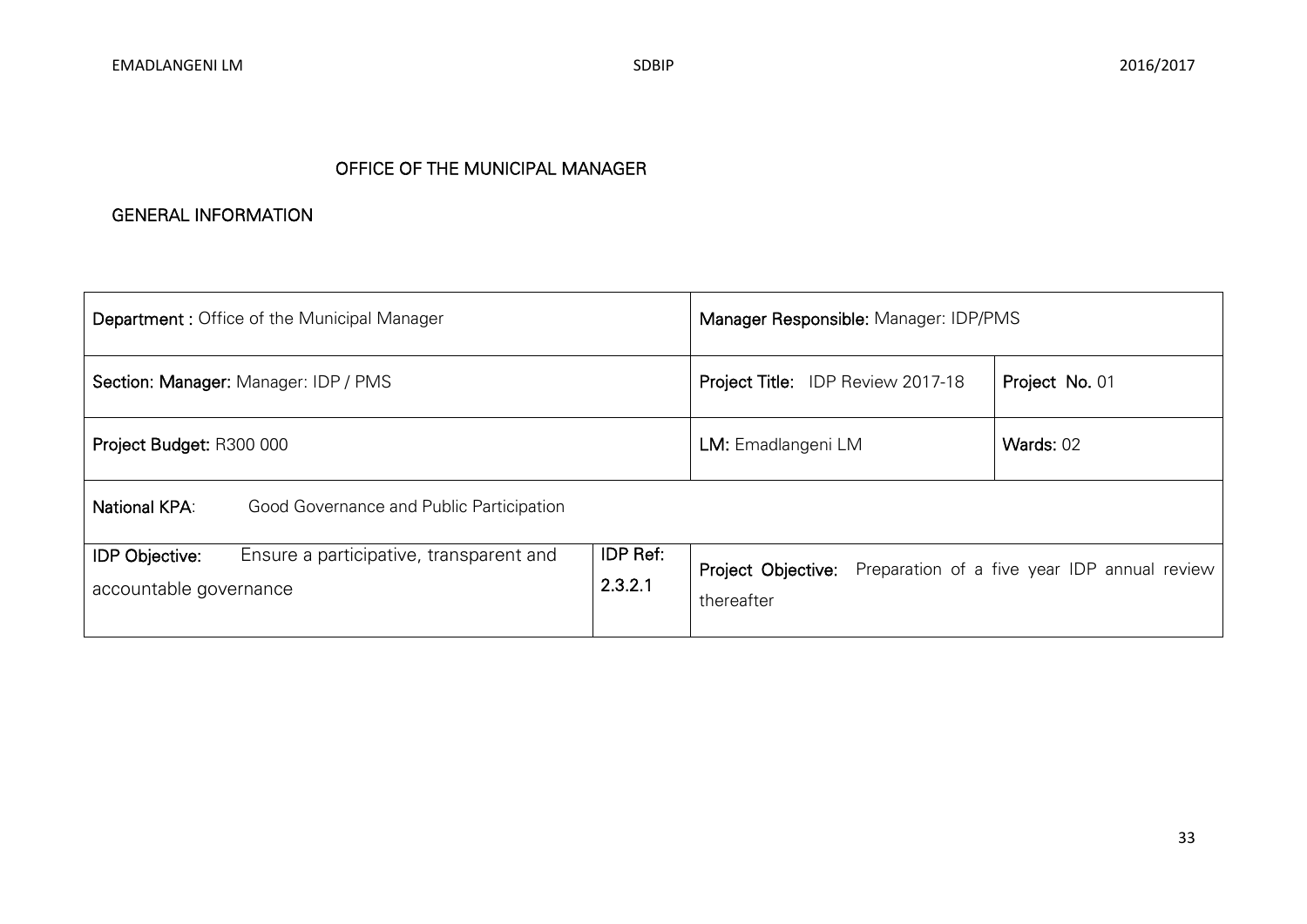## OFFICE OF THE MUNICIPAL MANAGER

### GENERAL INFORMATION

| **Department :** Office of the Municipal Manager | | **Manager Responsible:** Manager: IDP/PMS | |
|---|---|---|---|
| **Section: Manager:** Manager: IDP / PMS | | **Project Title:** IDP Review 2017-18 | **Project No.** 01 |
| **Project Budget:** R300 000 | | **LM:** Emadlangeni LM | **Wards:** 02 |
| **National KPA**: Good Governance and Public Participation | | | |
| **IDP Objective:** Ensure a participative, transparent and accountable governance | **IDP Ref:** 2.3.2.1 | **Project Objective:** Preparation of a five year IDP annual review thereafter | |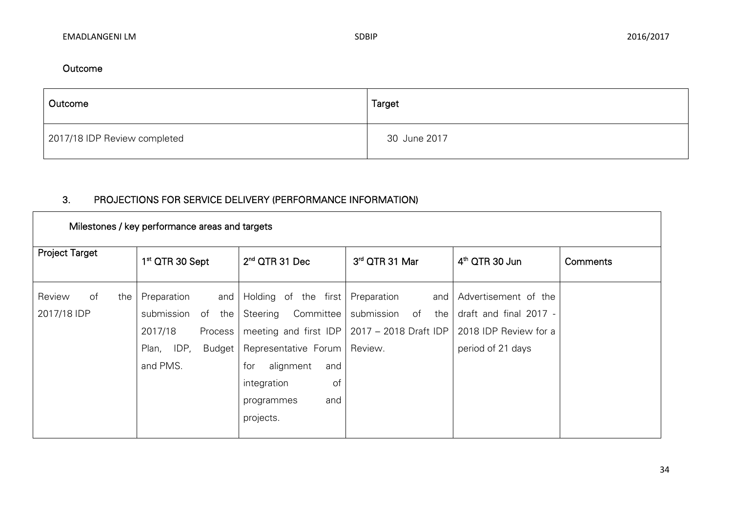**Outcome**

| Outcome | Target |
| --- | --- |
| 2017/18 IDP Review completed | 30 June 2017 |

## 3. PROJECTIONS FOR SERVICE DELIVERY (PERFORMANCE INFORMATION)

| Milestones / key performance areas and targets | | | | | |
| --- | --- | --- | --- | --- | --- |
| **Project Target** | **1st QTR 30 Sept** | **2nd QTR 31 Dec** | **3rd QTR 31 Mar** | **4th QTR 30 Jun** | **Comments** |
| Review of the 2017/18 IDP | Preparation and submission of the 2017/18 Process Plan, IDP, Budget and PMS. | Holding of the first Steering Committee meeting and first IDP Representative Forum for alignment and integration of programmes and projects. | Preparation and submission of the 2017 – 2018 Draft IDP Review. | Advertisement of the draft and final 2017 - 2018 IDP Review for a period of 21 days | |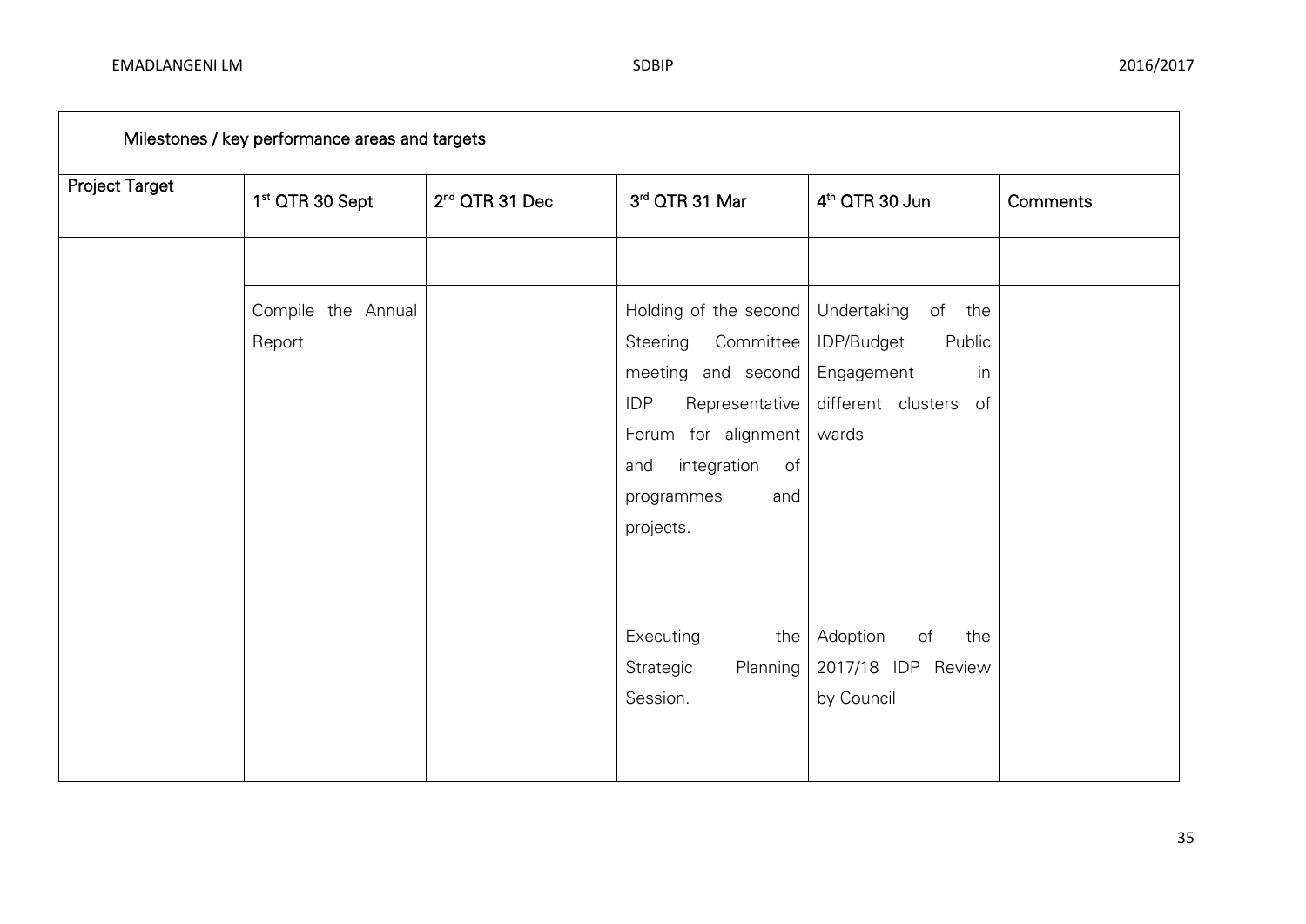| Milestones / key performance areas and targets | | | | | |
|---|---|---|---|---|---|
| Project Target | 1st QTR 30 Sept | 2nd QTR 31 Dec | 3rd QTR 31 Mar | 4th QTR 30 Jun | Comments |
| | | | | | |
| | Compile the Annual Report | | Holding of the second Steering Committee meeting and second IDP Representative Forum for alignment and integration of programmes and projects. | Undertaking of the IDP/Budget Public Engagement in different clusters of wards | |
| | | | Executing the Strategic Planning Session. | Adoption of the 2017/18 IDP Review by Council | |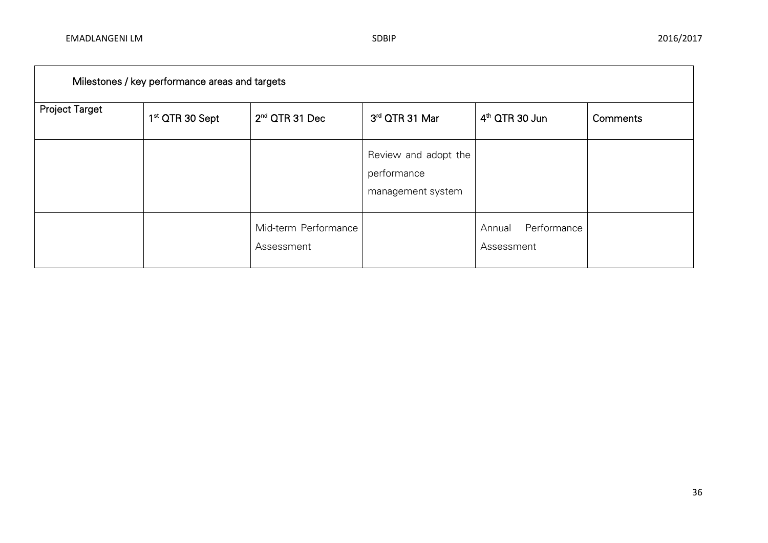| Milestones / key performance areas and targets | | | | | |
|---|---|---|---|---|---|
| Project Target | 1st QTR 30 Sept | 2nd QTR 31 Dec | 3rd QTR 31 Mar | 4th QTR 30 Jun | Comments |
| | | | Review and adopt the performance management system | | |
| | | Mid-term Performance Assessment | | Annual Performance Assessment | |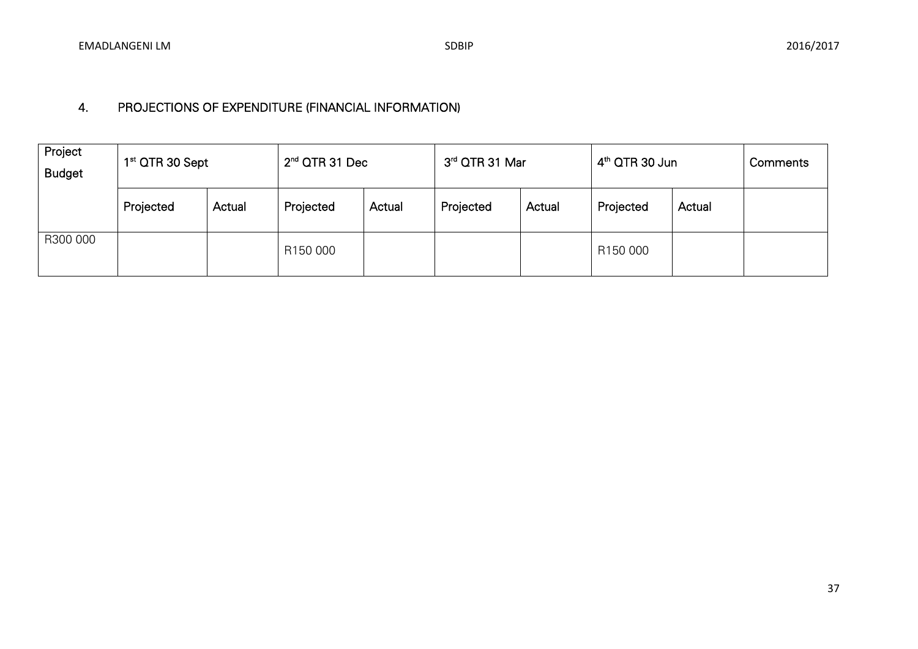## 4. PROJECTIONS OF EXPENDITURE (FINANCIAL INFORMATION)

| Project Budget | 1st QTR 30 Sept | | 2nd QTR 31 Dec | | 3rd QTR 31 Mar | | 4th QTR 30 Jun | | Comments |
|---|---|---|---|---|---|---|---|---|---|
| | Projected | Actual | Projected | Actual | Projected | Actual | Projected | Actual | |
| R300 000 | | | R150 000 | | | | R150 000 | | |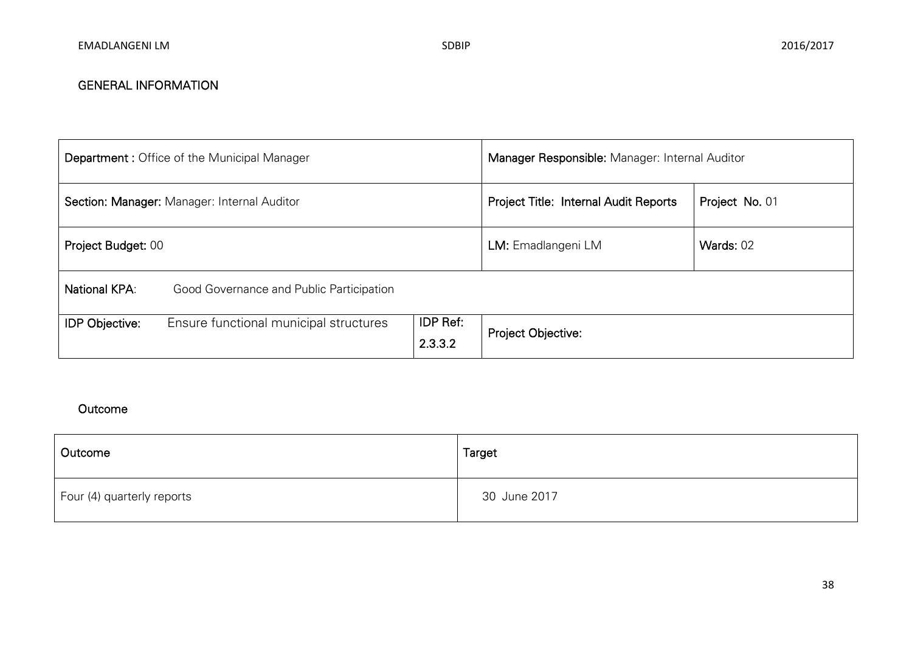## GENERAL INFORMATION

| **Department :** Office of the Municipal Manager | | **Manager Responsible:** Manager: Internal Auditor | |
|---|---|---|---|
| **Section: Manager:** Manager: Internal Auditor | | **Project Title: Internal Audit Reports** | **Project No.** 01 |
| **Project Budget:** 00 | | **LM:** Emadlangeni LM | **Wards:** 02 |
| **National KPA**: Good Governance and Public Participation | | | |
| **IDP Objective:** Ensure functional municipal structures | **IDP Ref:** 2.3.3.2 | **Project Objective:** | |

## Outcome

| Outcome | Target |
|---|---|
| Four (4) quarterly reports | 30 June 2017 |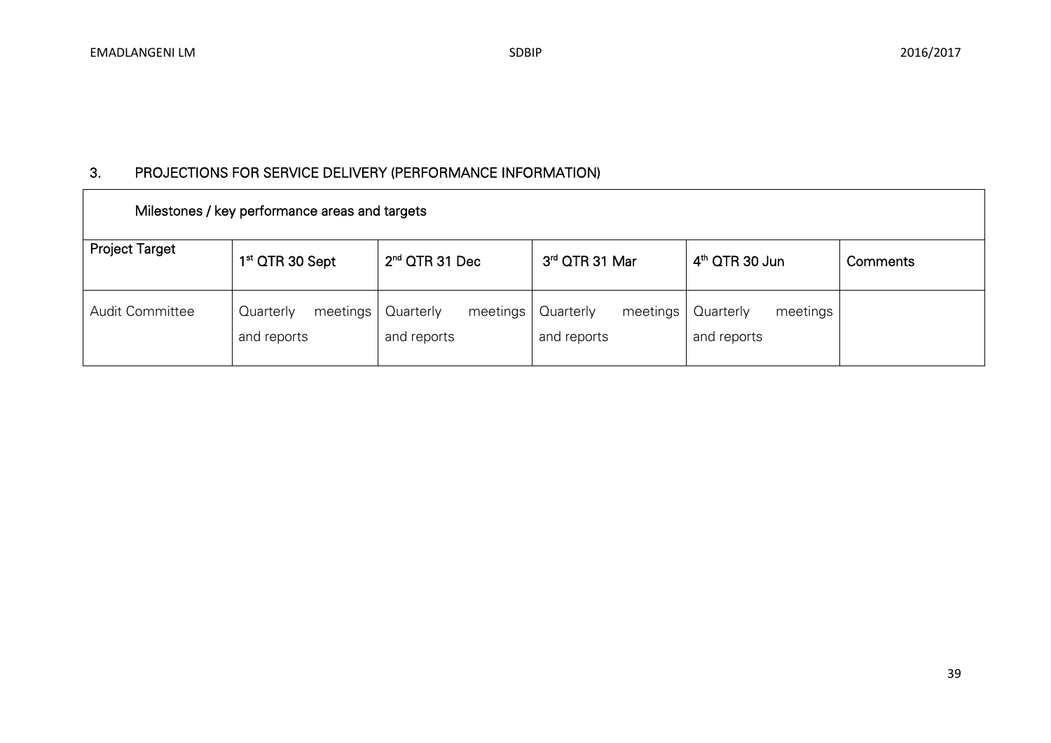## 3. PROJECTIONS FOR SERVICE DELIVERY (PERFORMANCE INFORMATION)

| Milestones / key performance areas and targets | | | | | |
|---|---|---|---|---|---|
| Project Target | 1st QTR 30 Sept | 2nd QTR 31 Dec | 3rd QTR 31 Mar | 4th QTR 30 Jun | Comments |
| Audit Committee | Quarterly meetings and reports | Quarterly meetings and reports | Quarterly meetings and reports | Quarterly meetings and reports | |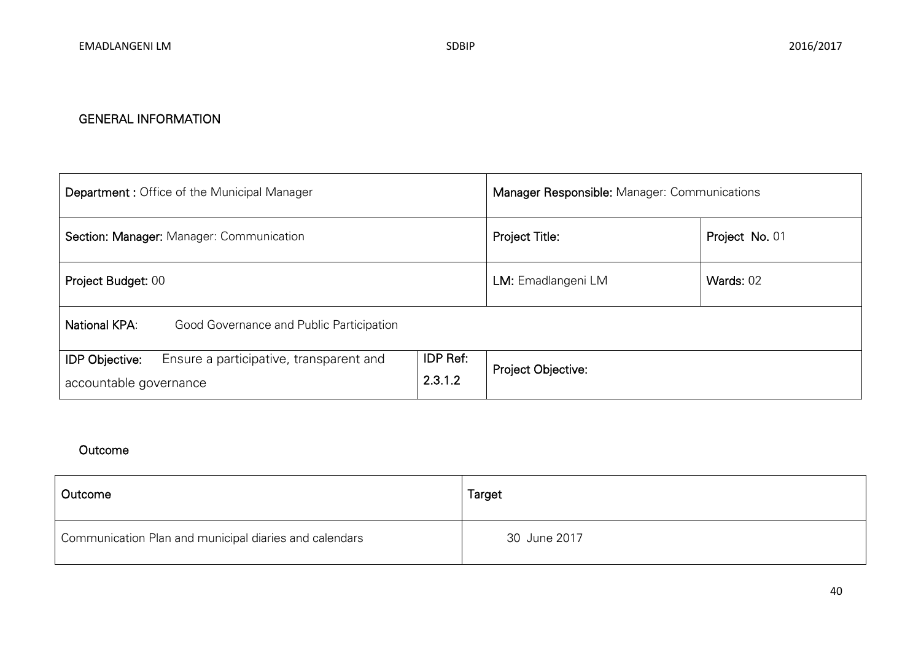## GENERAL INFORMATION

| **Department :** Office of the Municipal Manager | | **Manager Responsible:** Manager: Communications | |
|---|---|---|---|
| **Section: Manager:** Manager: Communication | | **Project Title:** | **Project No.** 01 |
| **Project Budget:** 00 | | **LM:** Emadlangeni LM | **Wards:** 02 |
| **National KPA**: Good Governance and Public Participation | | | |
| **IDP Objective:** Ensure a participative, transparent and accountable governance | **IDP Ref:** 2.3.1.2 | **Project Objective:** | |

### Outcome

| Outcome | Target |
|---|---|
| Communication Plan and municipal diaries and calendars | 30 June 2017 |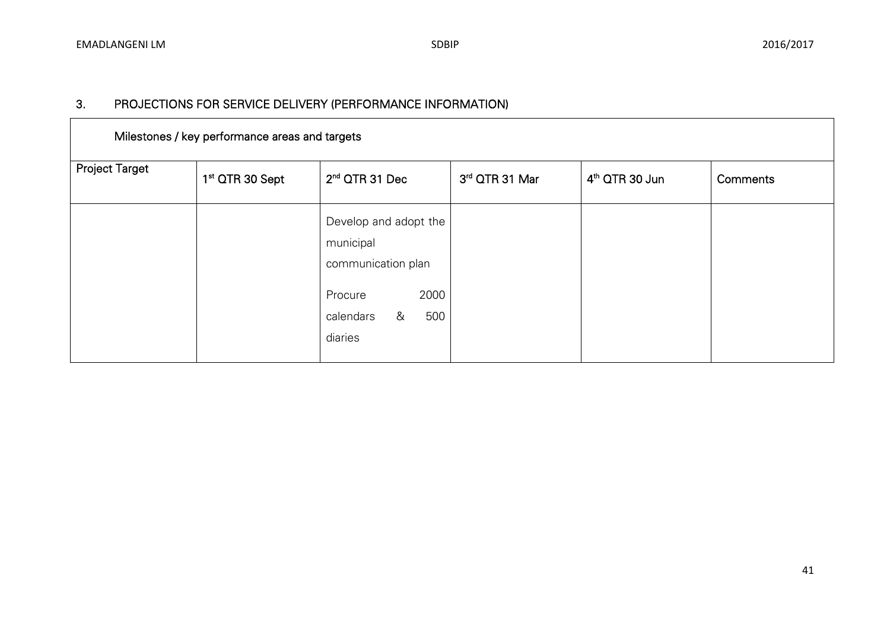## 3. PROJECTIONS FOR SERVICE DELIVERY (PERFORMANCE INFORMATION)

| Milestones / key performance areas and targets | | | | | |
|---|---|---|---|---|---|
| Project Target | 1st QTR 30 Sept | 2nd QTR 31 Dec | 3rd QTR 31 Mar | 4th QTR 30 Jun | Comments |
| | | Develop and adopt the municipal communication plan<br><br>Procure 2000 calendars & 500 diaries | | | |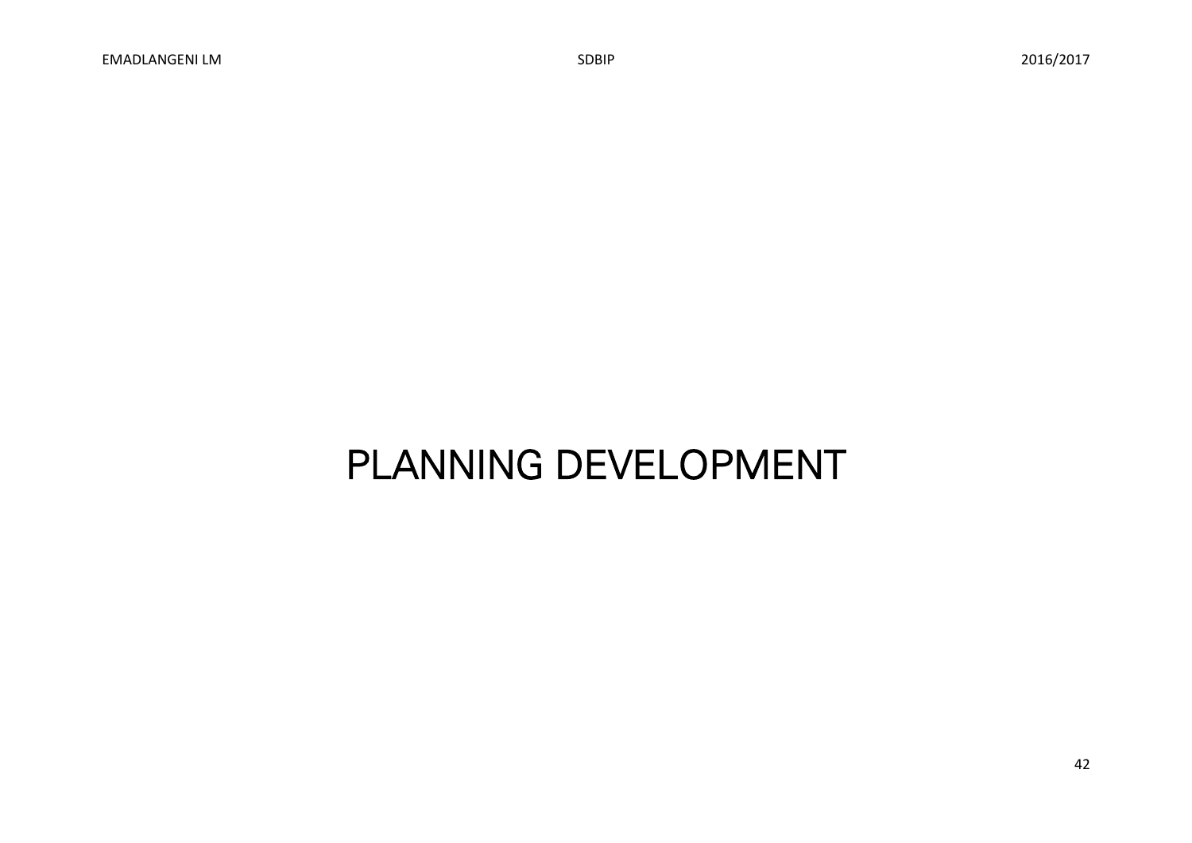# PLANNING DEVELOPMENT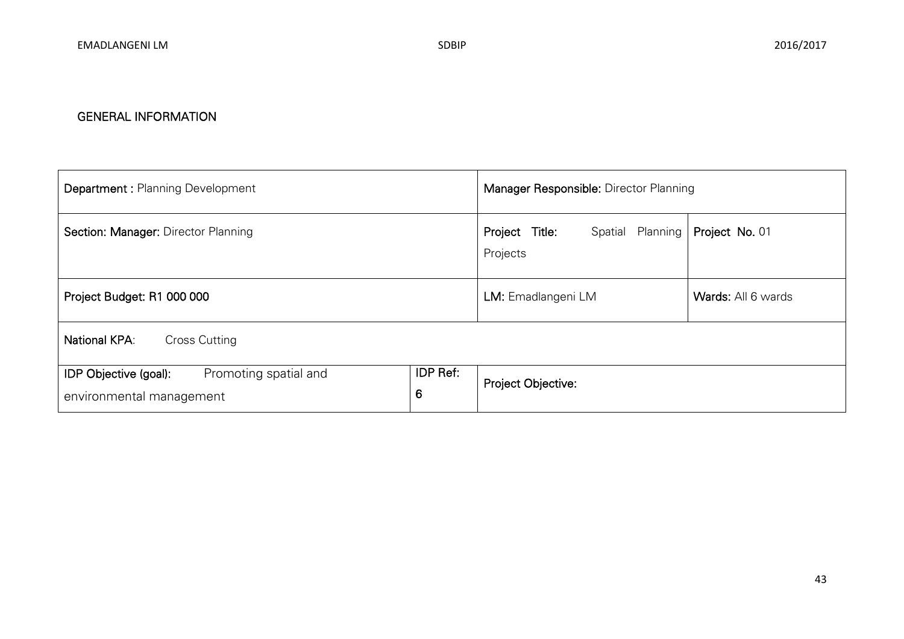## GENERAL INFORMATION

| **Department :** Planning Development | | **Manager Responsible:** Director Planning | |
|---|---|---|---|
| **Section: Manager:** Director Planning | | **Project Title:** Spatial Planning Projects | **Project No.** 01 |
| **Project Budget: R1 000 000** | | **LM:** Emadlangeni LM | **Wards:** All 6 wards |
| **National KPA**: Cross Cutting | | | |
| **IDP Objective (goal):** Promoting spatial and environmental management | **IDP Ref:** 6 | **Project Objective:** | |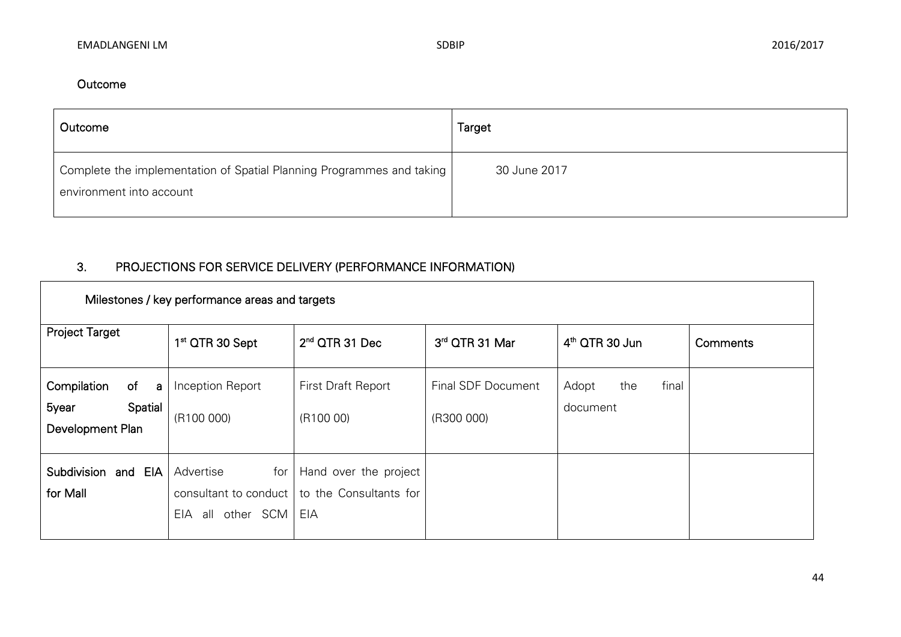### Outcome

| Outcome | Target |
|---|---|
| Complete the implementation of Spatial Planning Programmes and taking environment into account | 30 June 2017 |

## 3. PROJECTIONS FOR SERVICE DELIVERY (PERFORMANCE INFORMATION)

| Milestones / key performance areas and targets | | | | | |
|---|---|---|---|---|---|
| **Project Target** | **1st QTR 30 Sept** | **2nd QTR 31 Dec** | **3rd QTR 31 Mar** | **4th QTR 30 Jun** | **Comments** |
| **Compilation of a 5year Spatial Development Plan** | Inception Report (R100 000) | First Draft Report (R100 00) | Final SDF Document (R300 000) | Adopt the final document | |
| **Subdivision and EIA for Mall** | Advertise for consultant to conduct EIA all other SCM | Hand over the project to the Consultants for EIA | | | |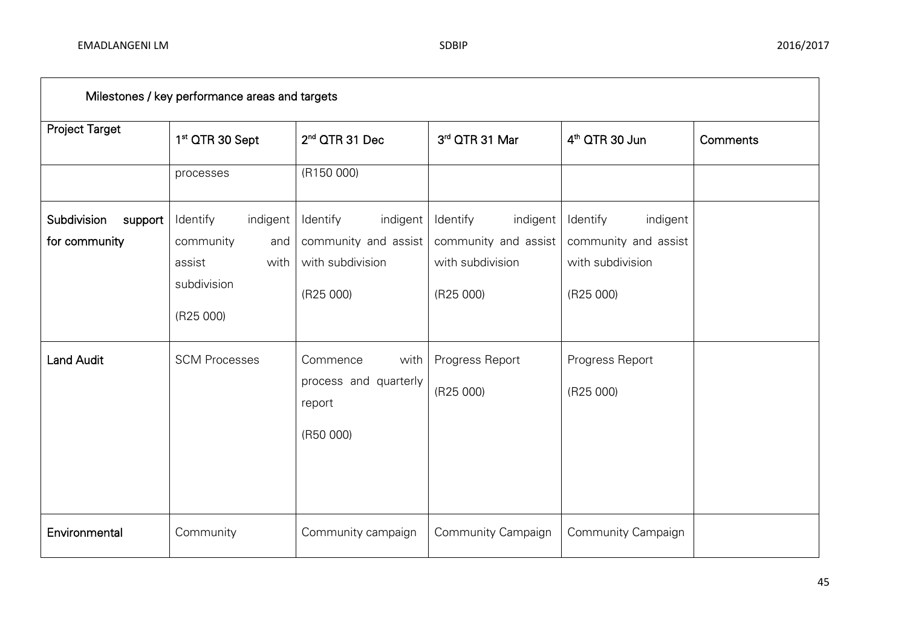| Milestones / key performance areas and targets | | | | | |
|---|---|---|---|---|---|
| **Project Target** | **1st QTR 30 Sept** | **2nd QTR 31 Dec** | **3rd QTR 31 Mar** | **4th QTR 30 Jun** | **Comments** |
| | processes | (R150 000) | | | |
| **Subdivision support for community** | Identify indigent community and assist with subdivision (R25 000) | Identify indigent community and assist with subdivision (R25 000) | Identify indigent community and assist with subdivision (R25 000) | Identify indigent community and assist with subdivision (R25 000) | |
| **Land Audit** | SCM Processes | Commence with process and quarterly report (R50 000) | Progress Report (R25 000) | Progress Report (R25 000) | |
| **Environmental** | Community | Community campaign | Community Campaign | Community Campaign | |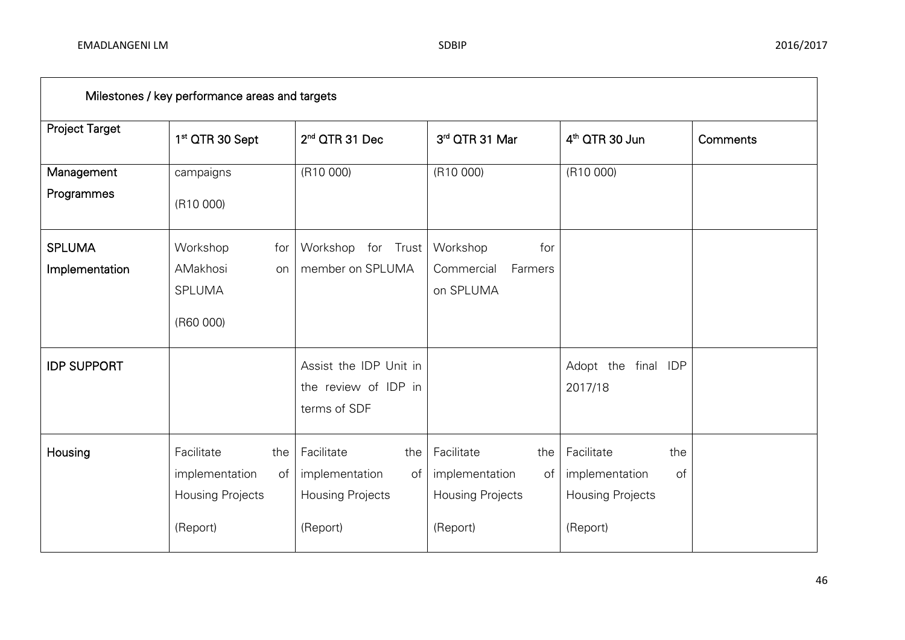| Milestones / key performance areas and targets | | | | | |
|---|---|---|---|---|---|
| Project Target | 1st QTR 30 Sept | 2nd QTR 31 Dec | 3rd QTR 31 Mar | 4th QTR 30 Jun | Comments |
| Management Programmes | campaigns (R10 000) | (R10 000) | (R10 000) | (R10 000) | |
| SPLUMA Implementation | Workshop for AMakhosi on SPLUMA (R60 000) | Workshop for Trust member on SPLUMA | Workshop for Commercial Farmers on SPLUMA | | |
| IDP SUPPORT | | Assist the IDP Unit in the review of IDP in terms of SDF | | Adopt the final IDP 2017/18 | |
| Housing | Facilitate the implementation of Housing Projects (Report) | Facilitate the implementation of Housing Projects (Report) | Facilitate the implementation of Housing Projects (Report) | Facilitate the implementation of Housing Projects (Report) | |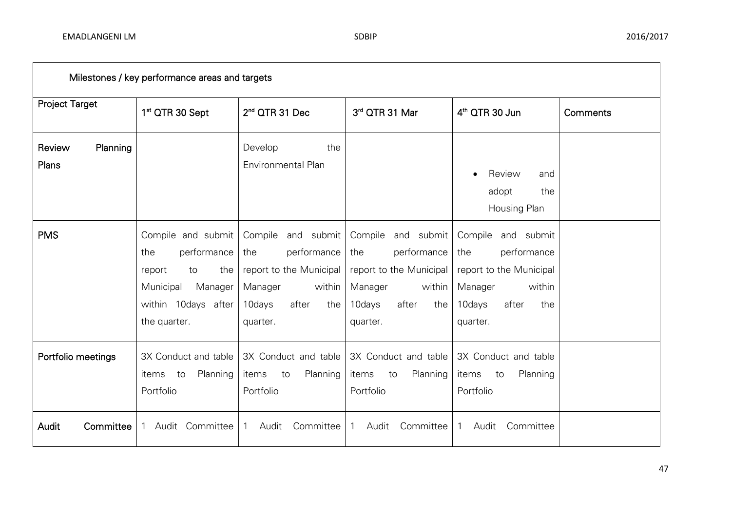| Milestones / key performance areas and targets | | | | | |
|---|---|---|---|---|---|
| Project Target | 1st QTR 30 Sept | 2nd QTR 31 Dec | 3rd QTR 31 Mar | 4th QTR 30 Jun | Comments |
| Review Planning Plans | | Develop the Environmental Plan | | • Review and adopt the Housing Plan | |
| PMS | Compile and submit the performance report to the Municipal Manager within 10days after the quarter. | Compile and submit the performance report to the Municipal Manager within 10days after the quarter. | Compile and submit the performance report to the Municipal Manager within 10days after the quarter. | Compile and submit the performance report to the Municipal Manager within 10days after the quarter. | |
| Portfolio meetings | 3X Conduct and table items to Planning Portfolio | 3X Conduct and table items to Planning Portfolio | 3X Conduct and table items to Planning Portfolio | 3X Conduct and table items to Planning Portfolio | |
| Audit Committee | 1 Audit Committee | 1 Audit Committee | 1 Audit Committee | 1 Audit Committee | |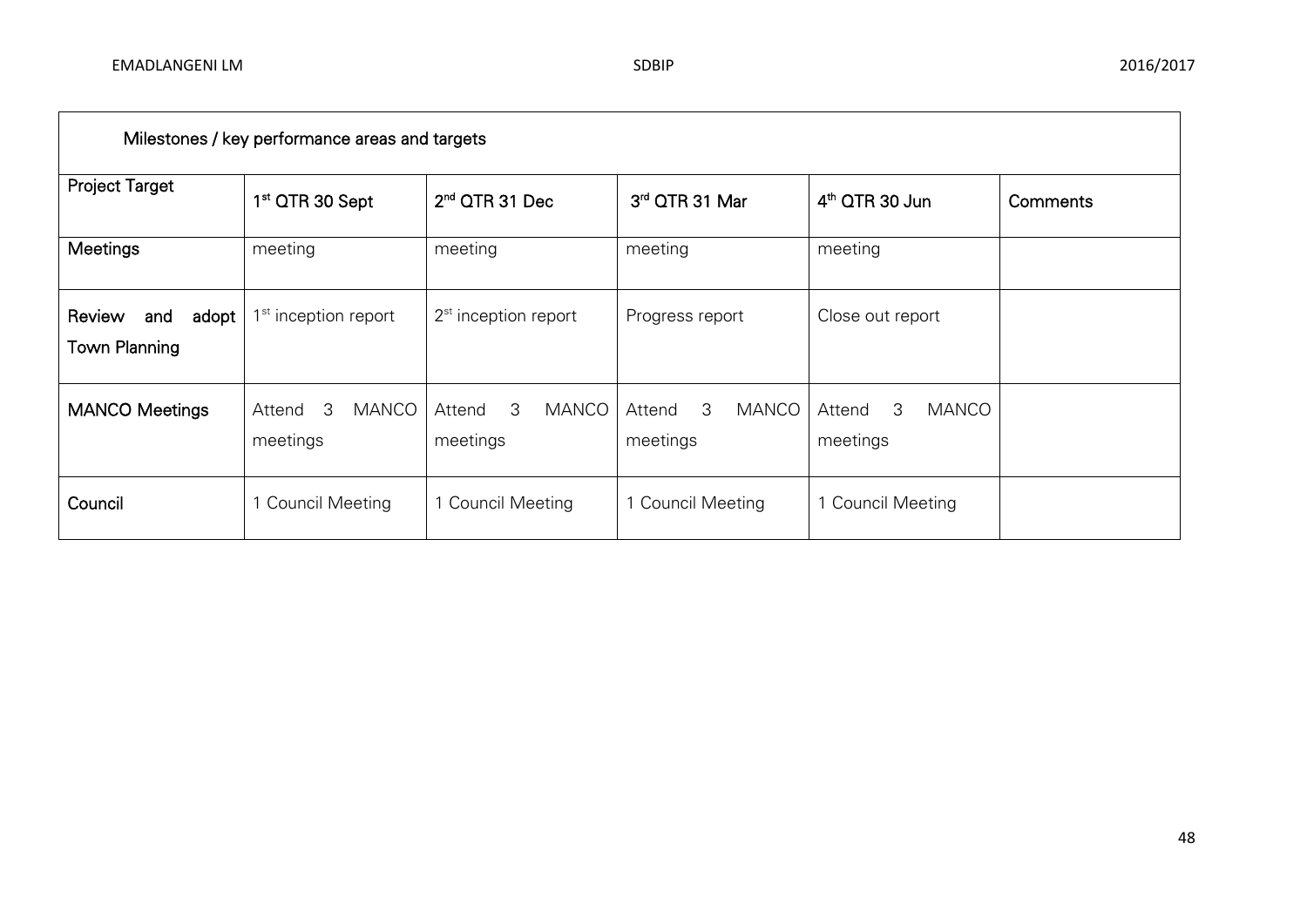| Milestones / key performance areas and targets | | | | | |
|---|---|---|---|---|---|
| **Project Target** | **1st QTR 30 Sept** | **2nd QTR 31 Dec** | **3rd QTR 31 Mar** | **4th QTR 30 Jun** | **Comments** |
| **Meetings** | meeting | meeting | meeting | meeting | |
| **Review and adopt Town Planning** | 1st inception report | 2st inception report | Progress report | Close out report | |
| **MANCO Meetings** | Attend 3 MANCO meetings | Attend 3 MANCO meetings | Attend 3 MANCO meetings | Attend 3 MANCO meetings | |
| **Council** | 1 Council Meeting | 1 Council Meeting | 1 Council Meeting | 1 Council Meeting | |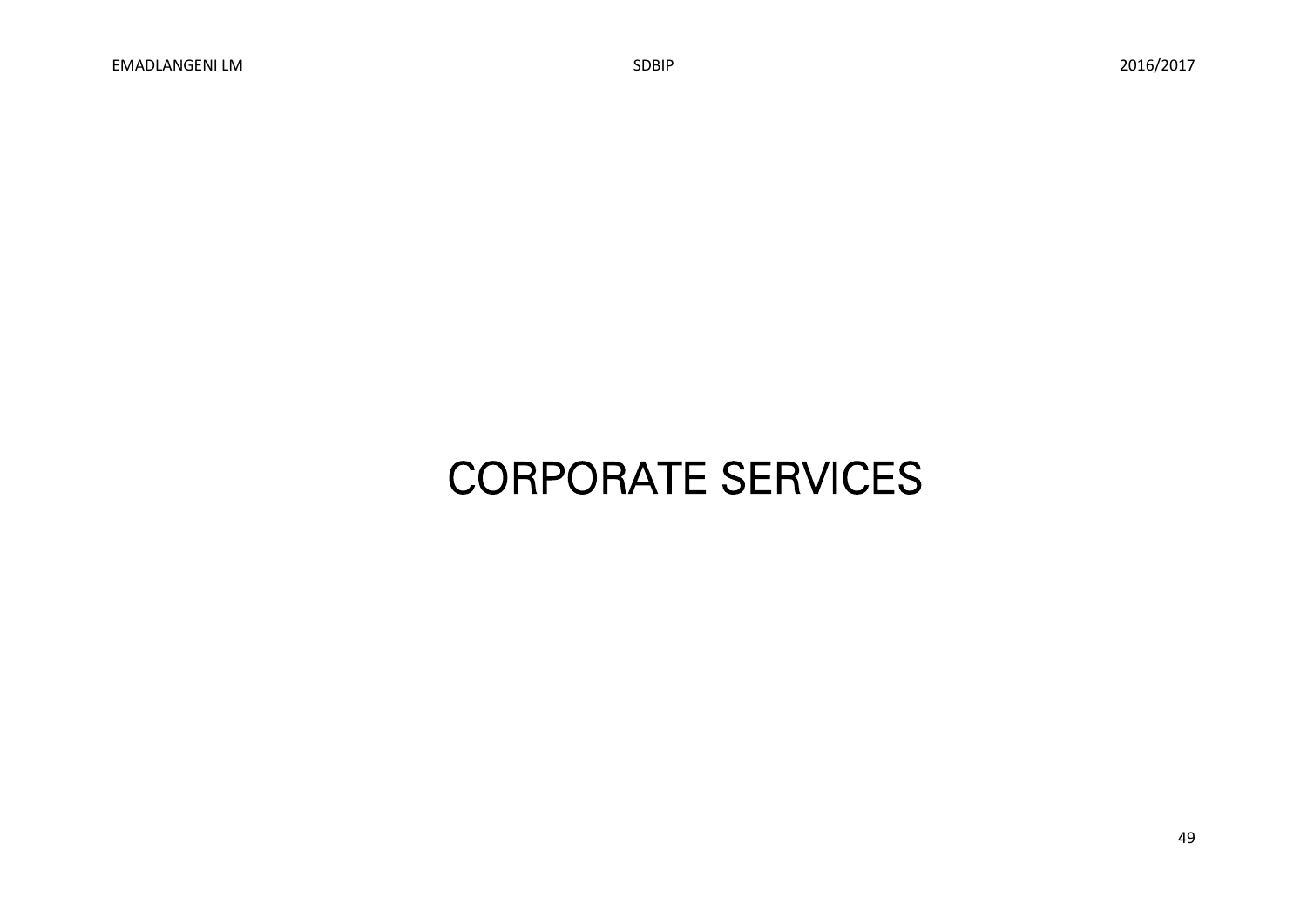# CORPORATE SERVICES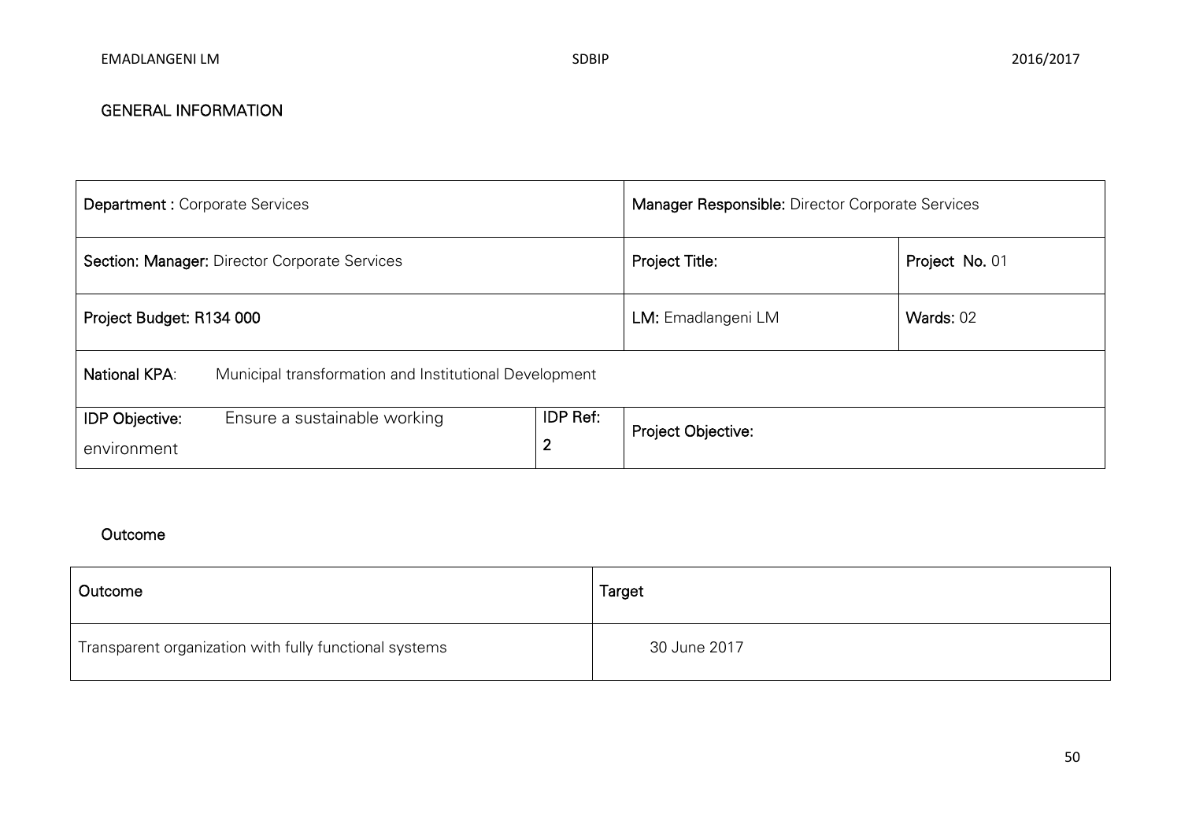## GENERAL INFORMATION

| **Department :** Corporate Services | | **Manager Responsible:** Director Corporate Services | |
|---|---|---|---|
| **Section: Manager:** Director Corporate Services | | **Project Title:** | **Project No.** 01 |
| **Project Budget: R134 000** | | **LM:** Emadlangeni LM | **Wards:** 02 |
| **National KPA**: Municipal transformation and Institutional Development | | | |
| **IDP Objective:** Ensure a sustainable working environment | **IDP Ref:** 2 | **Project Objective:** | |

## Outcome

| Outcome | Target |
|---|---|
| Transparent organization with fully functional systems | 30 June 2017 |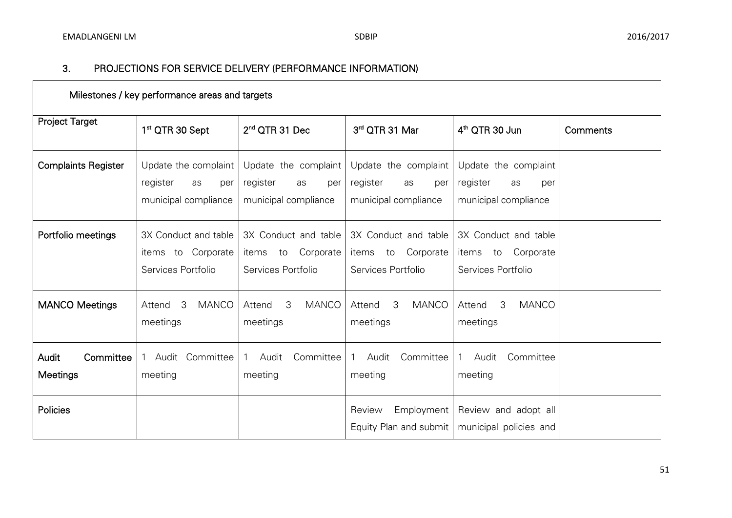## 3. PROJECTIONS FOR SERVICE DELIVERY (PERFORMANCE INFORMATION)

| Milestones / key performance areas and targets | | | | | |
|---|---|---|---|---|---|
| **Project Target** | **1st QTR 30 Sept** | **2nd QTR 31 Dec** | **3rd QTR 31 Mar** | **4th QTR 30 Jun** | **Comments** |
| **Complaints Register** | Update the complaint register as per municipal compliance | Update the complaint register as per municipal compliance | Update the complaint register as per municipal compliance | Update the complaint register as per municipal compliance | |
| **Portfolio meetings** | 3X Conduct and table items to Corporate Services Portfolio | 3X Conduct and table items to Corporate Services Portfolio | 3X Conduct and table items to Corporate Services Portfolio | 3X Conduct and table items to Corporate Services Portfolio | |
| **MANCO Meetings** | Attend 3 MANCO meetings | Attend 3 MANCO meetings | Attend 3 MANCO meetings | Attend 3 MANCO meetings | |
| **Audit Committee Meetings** | 1 Audit Committee meeting | 1 Audit Committee meeting | 1 Audit Committee meeting | 1 Audit Committee meeting | |
| **Policies** | | | Review Employment Equity Plan and submit | Review and adopt all municipal policies and | |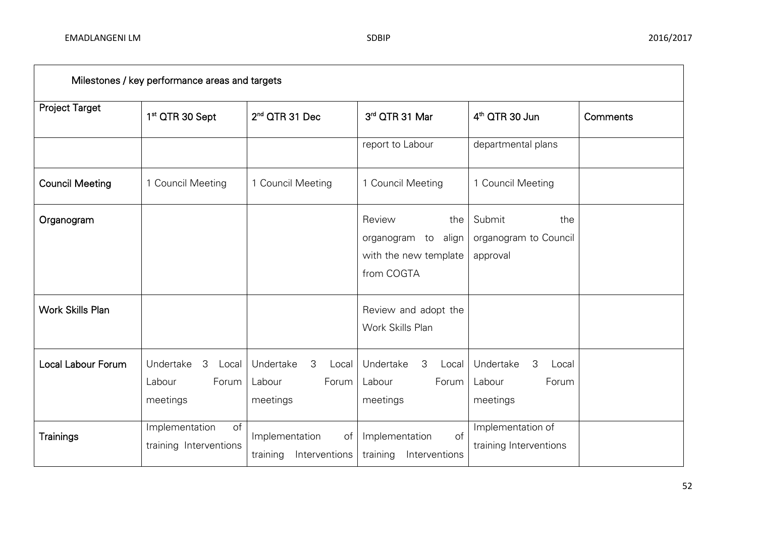| Milestones / key performance areas and targets | | | | | |
|---|---|---|---|---|---|
| **Project Target** | 1st QTR 30 Sept | 2nd QTR 31 Dec | 3rd QTR 31 Mar | 4th QTR 30 Jun | Comments |
| | | | report to Labour | departmental plans | |
| **Council Meeting** | 1 Council Meeting | 1 Council Meeting | 1 Council Meeting | 1 Council Meeting | |
| **Organogram** | | | Review the organogram to align with the new template from COGTA | Submit the organogram to Council approval | |
| **Work Skills Plan** | | | Review and adopt the Work Skills Plan | | |
| **Local Labour Forum** | Undertake 3 Local Labour Forum meetings | Undertake 3 Local Labour Forum meetings | Undertake 3 Local Labour Forum meetings | Undertake 3 Local Labour Forum meetings | |
| **Trainings** | Implementation of training Interventions | Implementation of training Interventions | Implementation of training Interventions | Implementation of training Interventions | |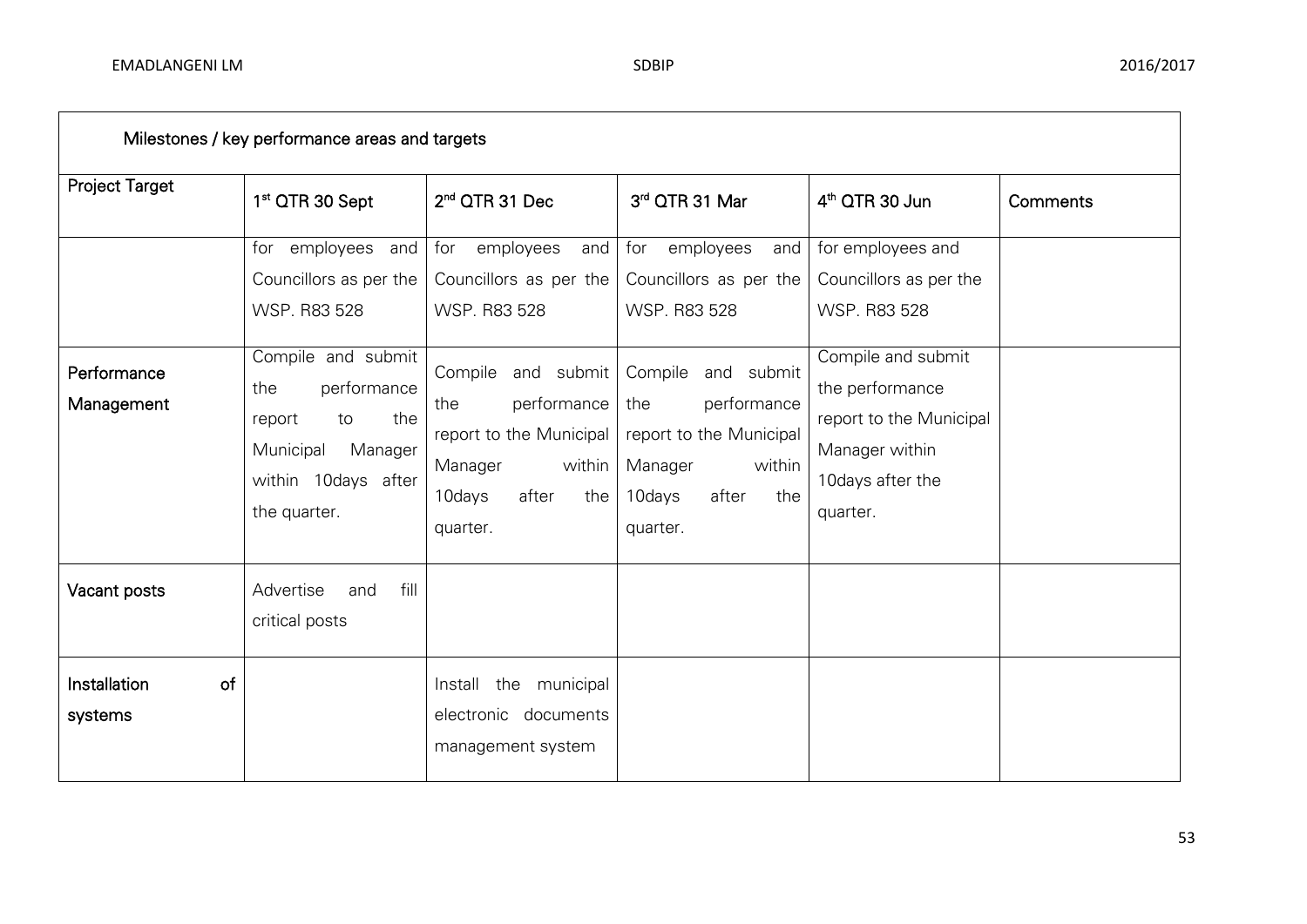| Milestones / key performance areas and targets | | | | | |
|---|---|---|---|---|---|
| Project Target | 1st QTR 30 Sept | 2nd QTR 31 Dec | 3rd QTR 31 Mar | 4th QTR 30 Jun | Comments |
| | for employees and Councillors as per the WSP. R83 528 | for employees and Councillors as per the WSP. R83 528 | for employees and Councillors as per the WSP. R83 528 | for employees and Councillors as per the WSP. R83 528 | |
| Performance Management | Compile and submit the performance report to the Municipal Manager within 10days after the quarter. | Compile and submit the performance report to the Municipal Manager within 10days after the quarter. | Compile and submit the performance report to the Municipal Manager within 10days after the quarter. | Compile and submit the performance report to the Municipal Manager within 10days after the quarter. | |
| Vacant posts | Advertise and fill critical posts | | | | |
| Installation of systems | | Install the municipal electronic documents management system | | | |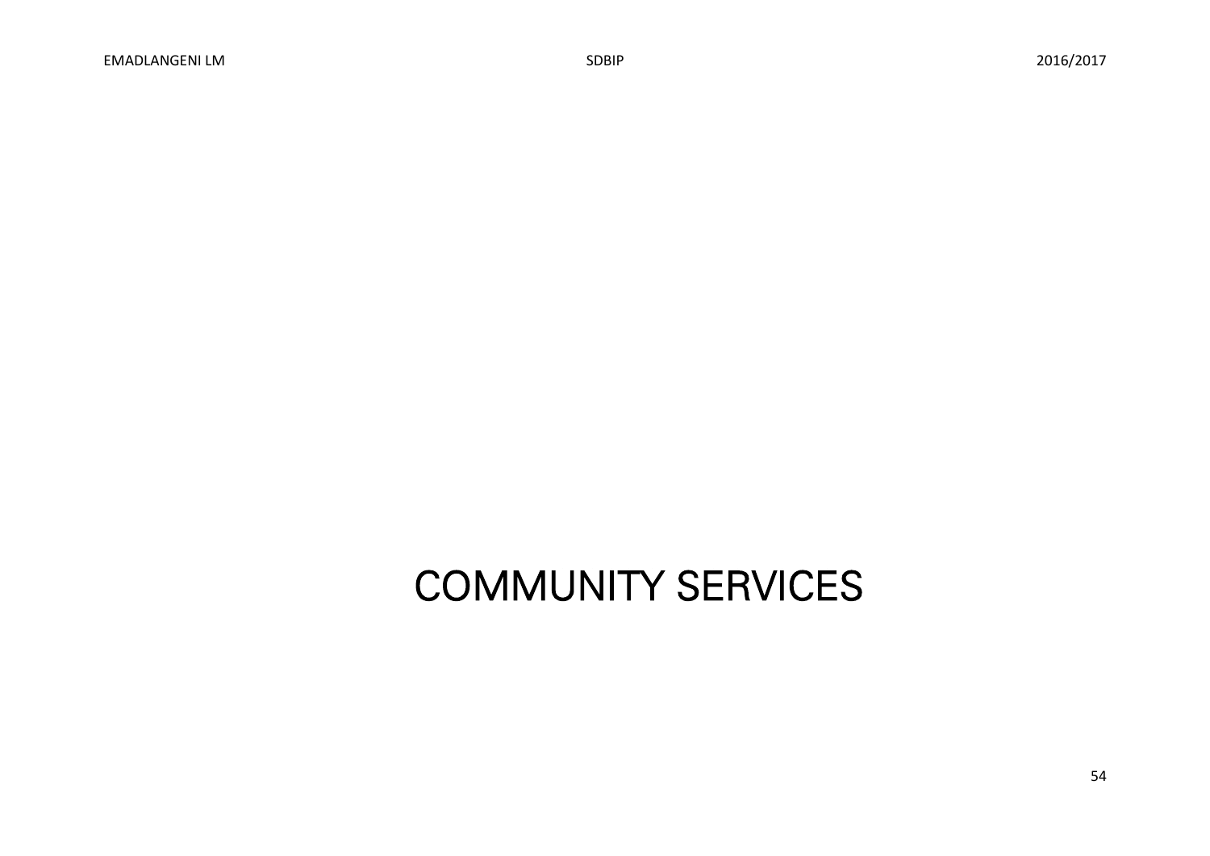# COMMUNITY SERVICES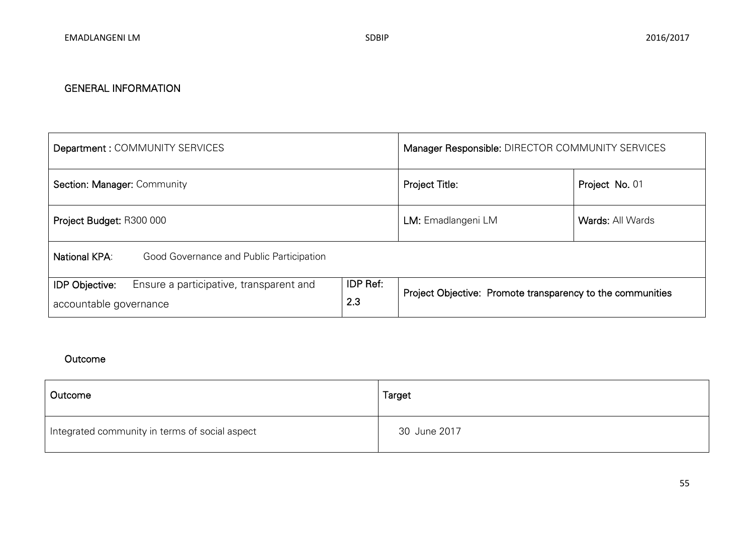## GENERAL INFORMATION

| **Department :** COMMUNITY SERVICES | | **Manager Responsible:** DIRECTOR COMMUNITY SERVICES | |
|---|---|---|---|
| **Section: Manager:** Community | | **Project Title:** | **Project No.** 01 |
| **Project Budget:** R300 000 | | **LM:** Emadlangeni LM | **Wards:** All Wards |
| **National KPA**: Good Governance and Public Participation | | | |
| **IDP Objective:** Ensure a participative, transparent and accountable governance | **IDP Ref:** 2.3 | **Project Objective:** Promote transparency to the communities | |

## Outcome

| Outcome | Target |
|---|---|
| Integrated community in terms of social aspect | 30 June 2017 |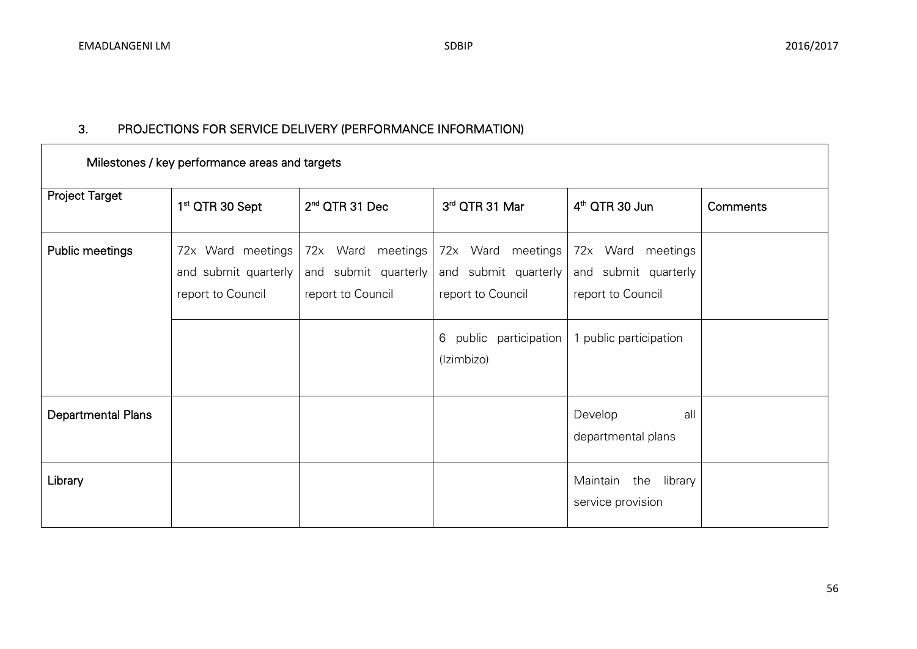## 3. PROJECTIONS FOR SERVICE DELIVERY (PERFORMANCE INFORMATION)

| Milestones / key performance areas and targets | | | | | |
|---|---|---|---|---|---|
| Project Target | 1st QTR 30 Sept | 2nd QTR 31 Dec | 3rd QTR 31 Mar | 4th QTR 30 Jun | Comments |
| Public meetings | 72x Ward meetings and submit quarterly report to Council | 72x Ward meetings and submit quarterly report to Council | 72x Ward meetings and submit quarterly report to Council | 72x Ward meetings and submit quarterly report to Council | |
| | | | 6 public participation (Izimbizo) | 1 public participation | |
| Departmental Plans | | | | Develop all departmental plans | |
| Library | | | | Maintain the library service provision | |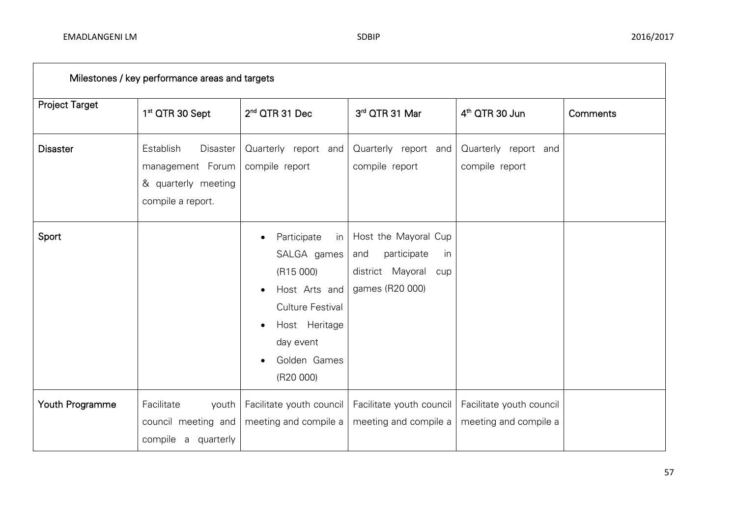| Milestones / key performance areas and targets | | | | | |
|---|---|---|---|---|---|
| **Project Target** | 1st QTR 30 Sept | 2nd QTR 31 Dec | 3rd QTR 31 Mar | 4th QTR 30 Jun | Comments |
| **Disaster** | Establish Disaster management Forum & quarterly meeting compile a report. | Quarterly report and compile report | Quarterly report and compile report | Quarterly report and compile report | |
| **Sport** | | • Participate in SALGA games (R15 000)<br>• Host Arts and Culture Festival<br>• Host Heritage day event<br>• Golden Games (R20 000) | Host the Mayoral Cup and participate in district Mayoral cup games (R20 000) | | |
| **Youth Programme** | Facilitate youth council meeting and compile a quarterly | Facilitate youth council meeting and compile a | Facilitate youth council meeting and compile a | Facilitate youth council meeting and compile a | |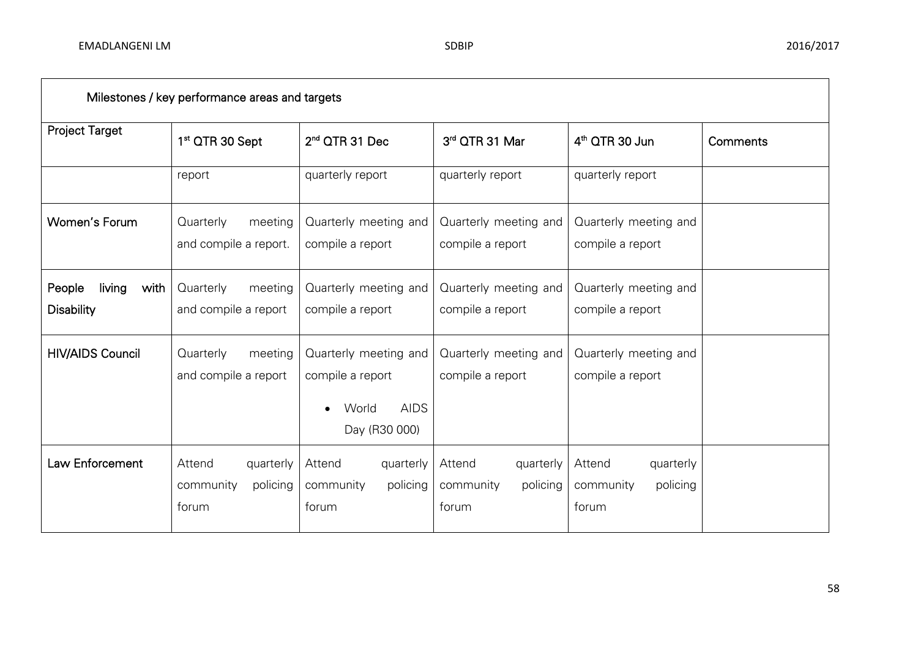| Milestones / key performance areas and targets | | | | | |
|---|---|---|---|---|---|
| **Project Target** | **1st QTR 30 Sept** | **2nd QTR 31 Dec** | **3rd QTR 31 Mar** | **4th QTR 30 Jun** | **Comments** |
| | report | quarterly report | quarterly report | quarterly report | |
| **Women's Forum** | Quarterly meeting and compile a report. | Quarterly meeting and compile a report | Quarterly meeting and compile a report | Quarterly meeting and compile a report | |
| **People living with Disability** | Quarterly meeting and compile a report | Quarterly meeting and compile a report | Quarterly meeting and compile a report | Quarterly meeting and compile a report | |
| **HIV/AIDS Council** | Quarterly meeting and compile a report | Quarterly meeting and compile a report<br>• World AIDS Day (R30 000) | Quarterly meeting and compile a report | Quarterly meeting and compile a report | |
| **Law Enforcement** | Attend quarterly community policing forum | Attend quarterly community policing forum | Attend quarterly community policing forum | Attend quarterly community policing forum | |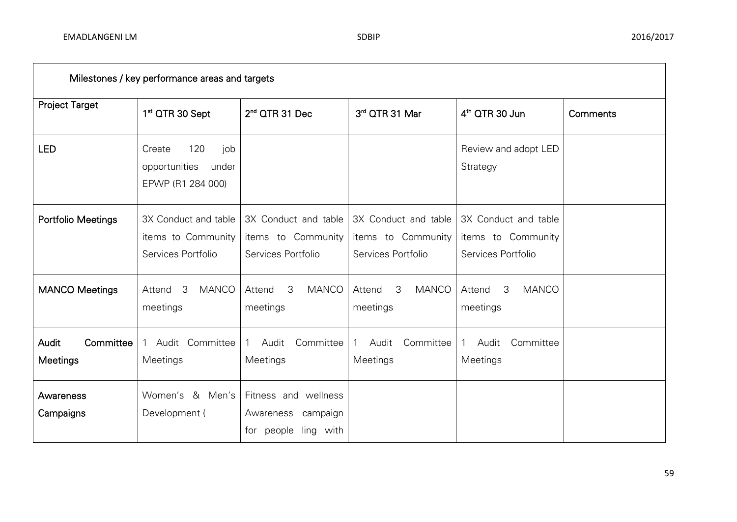| Milestones / key performance areas and targets | | | | | |
|---|---|---|---|---|---|
| Project Target | 1st QTR 30 Sept | 2nd QTR 31 Dec | 3rd QTR 31 Mar | 4th QTR 30 Jun | Comments |
| LED | Create 120 job opportunities under EPWP (R1 284 000) | | | Review and adopt LED Strategy | |
| Portfolio Meetings | 3X Conduct and table items to Community Services Portfolio | 3X Conduct and table items to Community Services Portfolio | 3X Conduct and table items to Community Services Portfolio | 3X Conduct and table items to Community Services Portfolio | |
| MANCO Meetings | Attend 3 MANCO meetings | Attend 3 MANCO meetings | Attend 3 MANCO meetings | Attend 3 MANCO meetings | |
| Audit Committee Meetings | 1 Audit Committee Meetings | 1 Audit Committee Meetings | 1 Audit Committee Meetings | 1 Audit Committee Meetings | |
| Awareness Campaigns | Women's & Men's Development ( | Fitness and wellness Awareness campaign for people ling with | | | |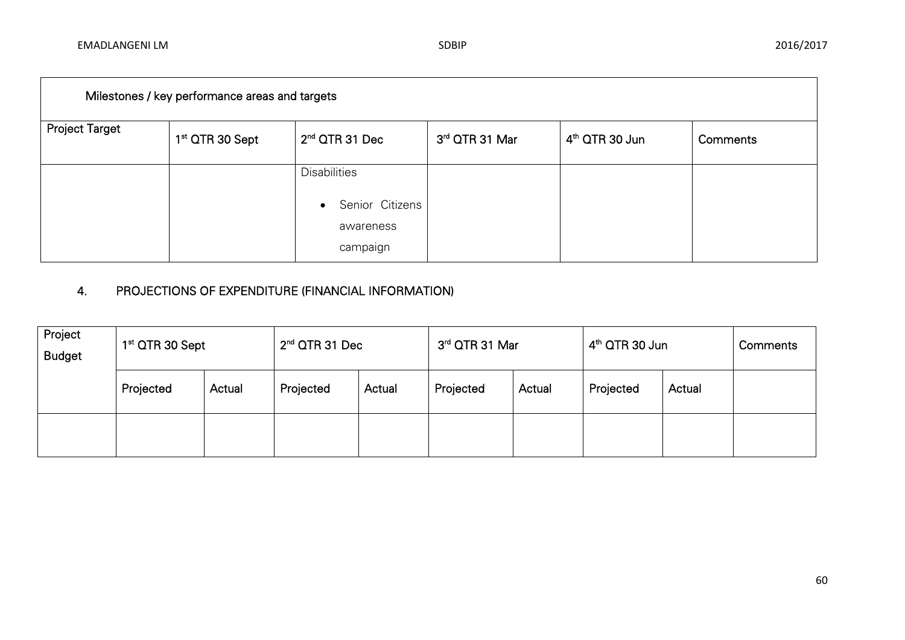| Milestones / key performance areas and targets | | | | | |
|---|---|---|---|---|---|
| Project Target | 1st QTR 30 Sept | 2nd QTR 31 Dec | 3rd QTR 31 Mar | 4th QTR 30 Jun | Comments |
| | | Disabilities<br>• Senior Citizens awareness campaign | | | |

## 4. PROJECTIONS OF EXPENDITURE (FINANCIAL INFORMATION)

| Project Budget | 1st QTR 30 Sept | | 2nd QTR 31 Dec | | 3rd QTR 31 Mar | | 4th QTR 30 Jun | | Comments |
|---|---|---|---|---|---|---|---|---|---|
| | Projected | Actual | Projected | Actual | Projected | Actual | Projected | Actual | |
| | | | | | | | | | |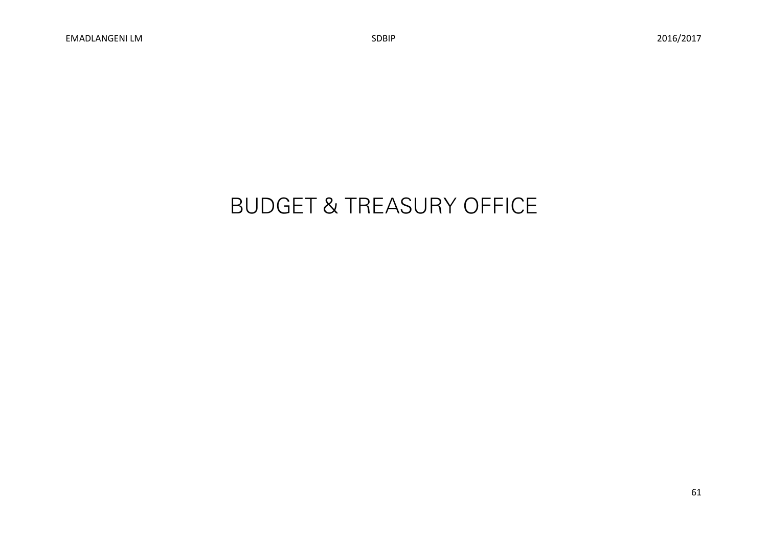# BUDGET & TREASURY OFFICE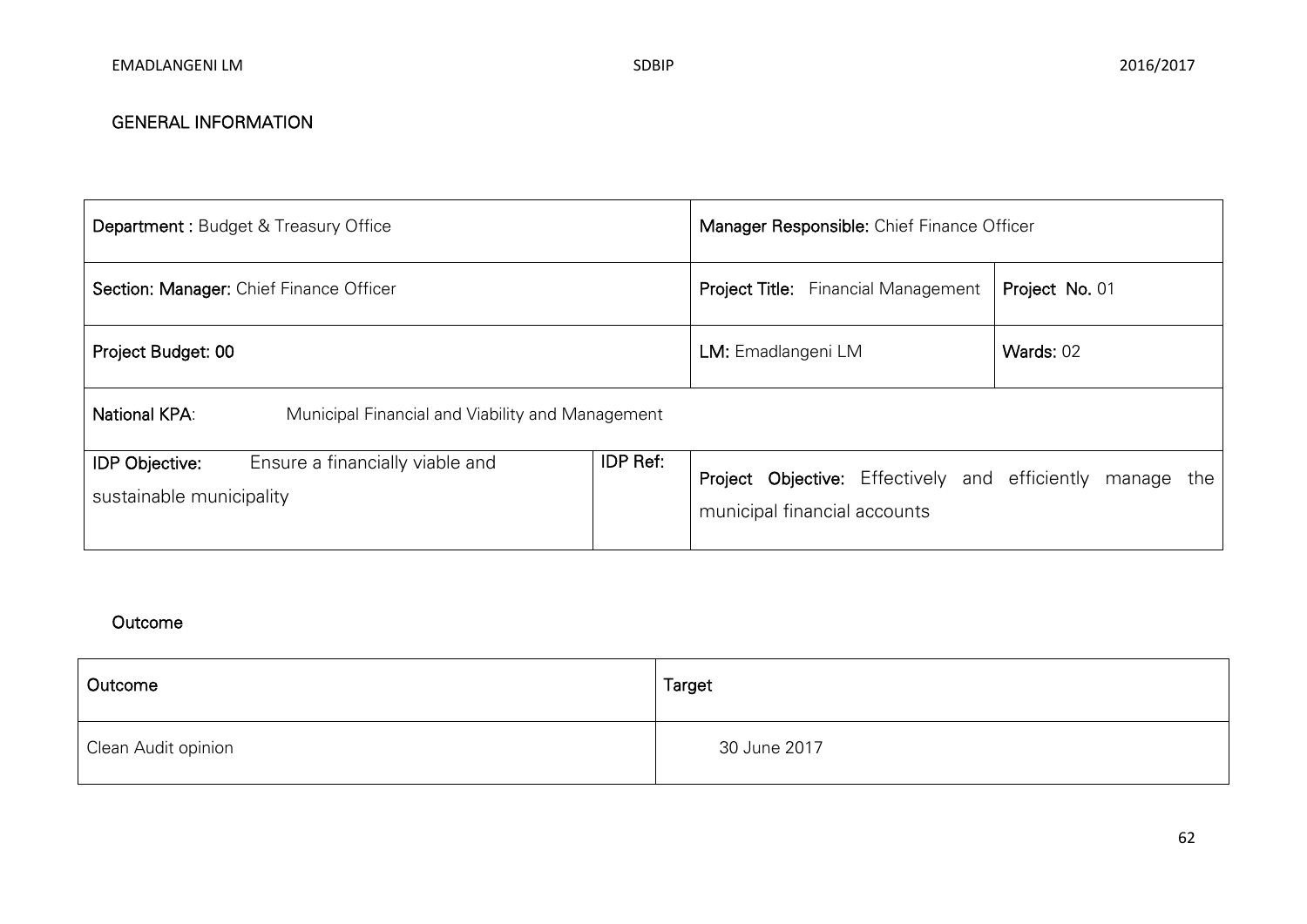## GENERAL INFORMATION

| **Department :** Budget & Treasury Office | | **Manager Responsible:** Chief Finance Officer | |
|---|---|---|---|
| **Section: Manager:** Chief Finance Officer | | **Project Title:** Financial Management | **Project No.** 01 |
| **Project Budget: 00** | | **LM:** Emadlangeni LM | **Wards:** 02 |
| **National KPA**: Municipal Financial and Viability and Management | | | |
| **IDP Objective:** Ensure a financially viable and sustainable municipality | **IDP Ref:** | **Project Objective:** Effectively and efficiently manage the municipal financial accounts | |

## Outcome

| Outcome | Target |
|---|---|
| Clean Audit opinion | 30 June 2017 |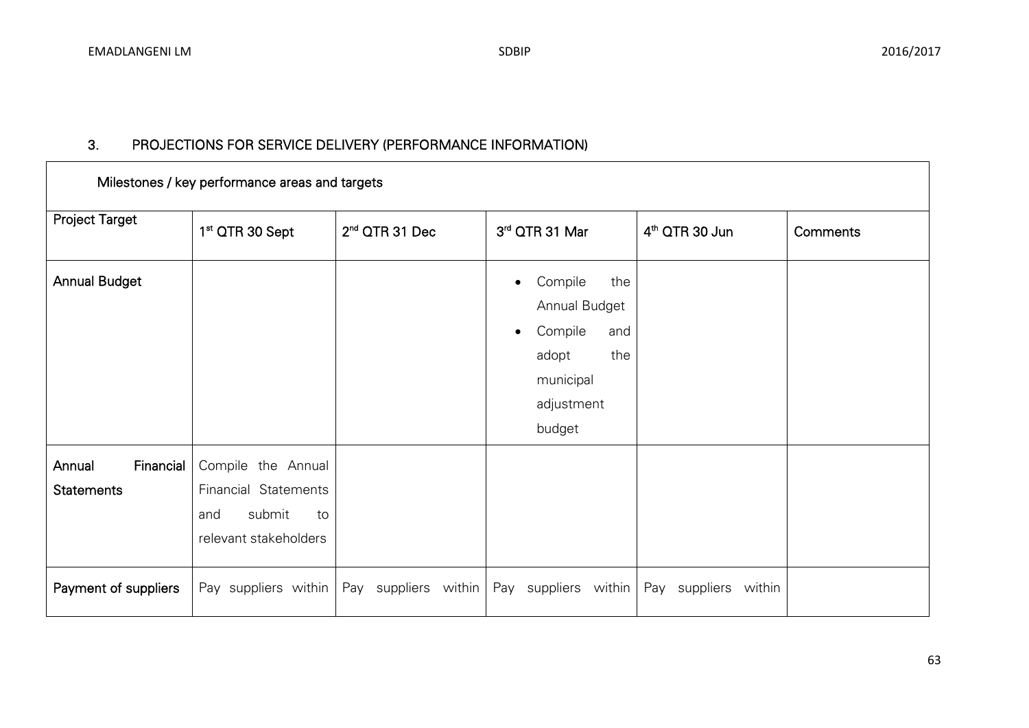## 3. PROJECTIONS FOR SERVICE DELIVERY (PERFORMANCE INFORMATION)

| Milestones / key performance areas and targets | | | | | |
|---|---|---|---|---|---|
| **Project Target** | **1st QTR 30 Sept** | **2nd QTR 31 Dec** | **3rd QTR 31 Mar** | **4th QTR 30 Jun** | **Comments** |
| **Annual Budget** | | | • Compile the Annual Budget<br>• Compile and adopt the municipal adjustment budget | | |
| **Annual Financial Statements** | Compile the Annual Financial Statements and submit to relevant stakeholders | | | | |
| **Payment of suppliers** | Pay suppliers within | Pay suppliers within | Pay suppliers within | Pay suppliers within | |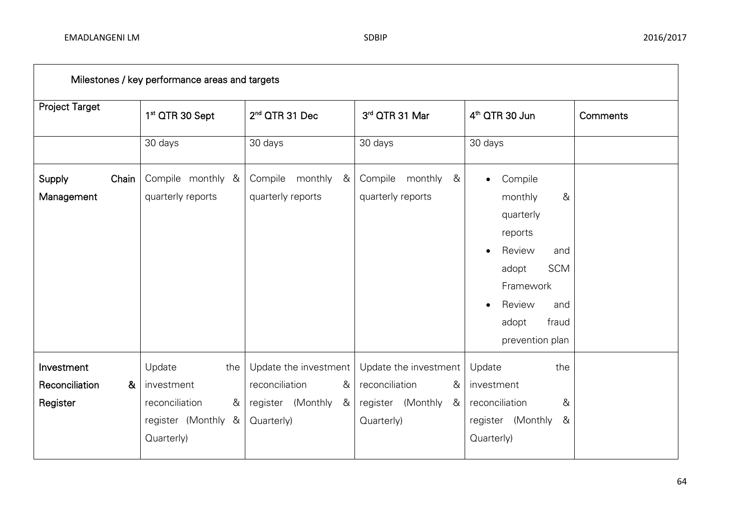| Milestones / key performance areas and targets | | | | | |
|---|---|---|---|---|---|
| **Project Target** | **1st QTR 30 Sept** | **2nd QTR 31 Dec** | **3rd QTR 31 Mar** | **4th QTR 30 Jun** | **Comments** |
| | 30 days | 30 days | 30 days | 30 days | |
| **Supply Chain Management** | Compile monthly & quarterly reports | Compile monthly & quarterly reports | Compile monthly & quarterly reports | • Compile monthly & quarterly reports<br>• Review and adopt SCM Framework<br>• Review and adopt fraud prevention plan | |
| **Investment Reconciliation & Register** | Update the investment reconciliation & register (Monthly & Quarterly) | Update the investment reconciliation & register (Monthly & Quarterly) | Update the investment reconciliation & register (Monthly & Quarterly) | Update the investment reconciliation & register (Monthly & Quarterly) | |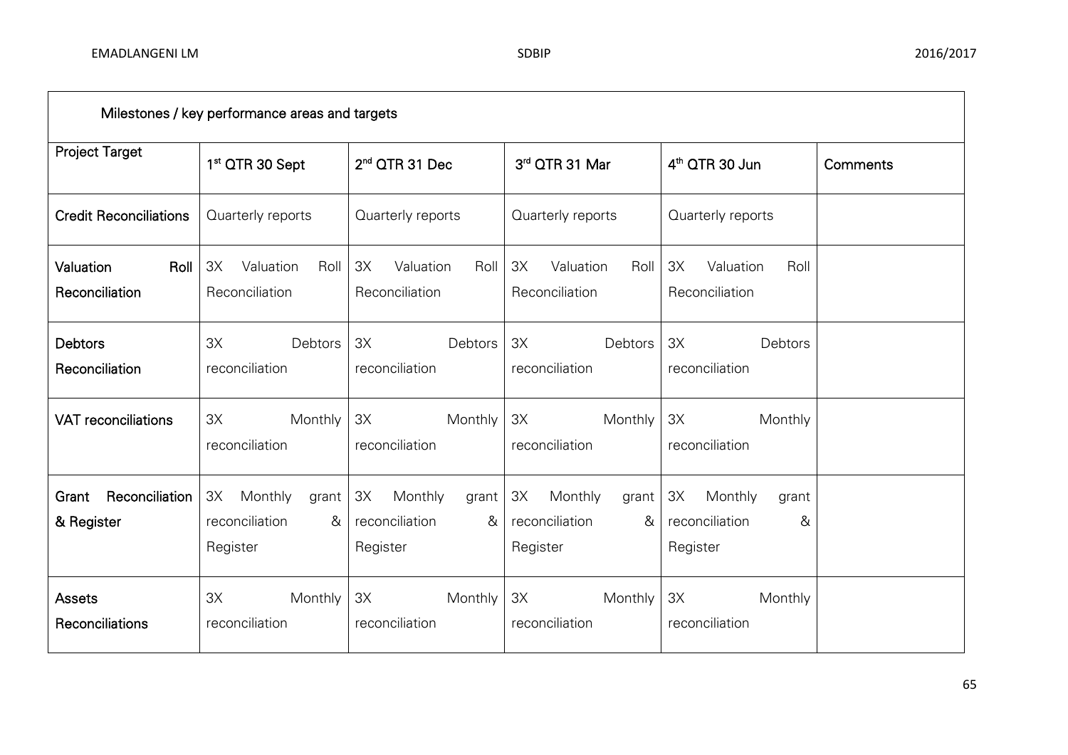| Milestones / key performance areas and targets | | | | | |
|---|---|---|---|---|---|
| Project Target | 1st QTR 30 Sept | 2nd QTR 31 Dec | 3rd QTR 31 Mar | 4th QTR 30 Jun | Comments |
| Credit Reconciliations | Quarterly reports | Quarterly reports | Quarterly reports | Quarterly reports | |
| Valuation Roll Reconciliation | 3X Valuation Roll Reconciliation | 3X Valuation Roll Reconciliation | 3X Valuation Roll Reconciliation | 3X Valuation Roll Reconciliation | |
| Debtors Reconciliation | 3X Debtors reconciliation | 3X Debtors reconciliation | 3X Debtors reconciliation | 3X Debtors reconciliation | |
| VAT reconciliations | 3X Monthly reconciliation | 3X Monthly reconciliation | 3X Monthly reconciliation | 3X Monthly reconciliation | |
| Grant Reconciliation & Register | 3X Monthly grant reconciliation & Register | 3X Monthly grant reconciliation & Register | 3X Monthly grant reconciliation & Register | 3X Monthly grant reconciliation & Register | |
| Assets Reconciliations | 3X Monthly reconciliation | 3X Monthly reconciliation | 3X Monthly reconciliation | 3X Monthly reconciliation | |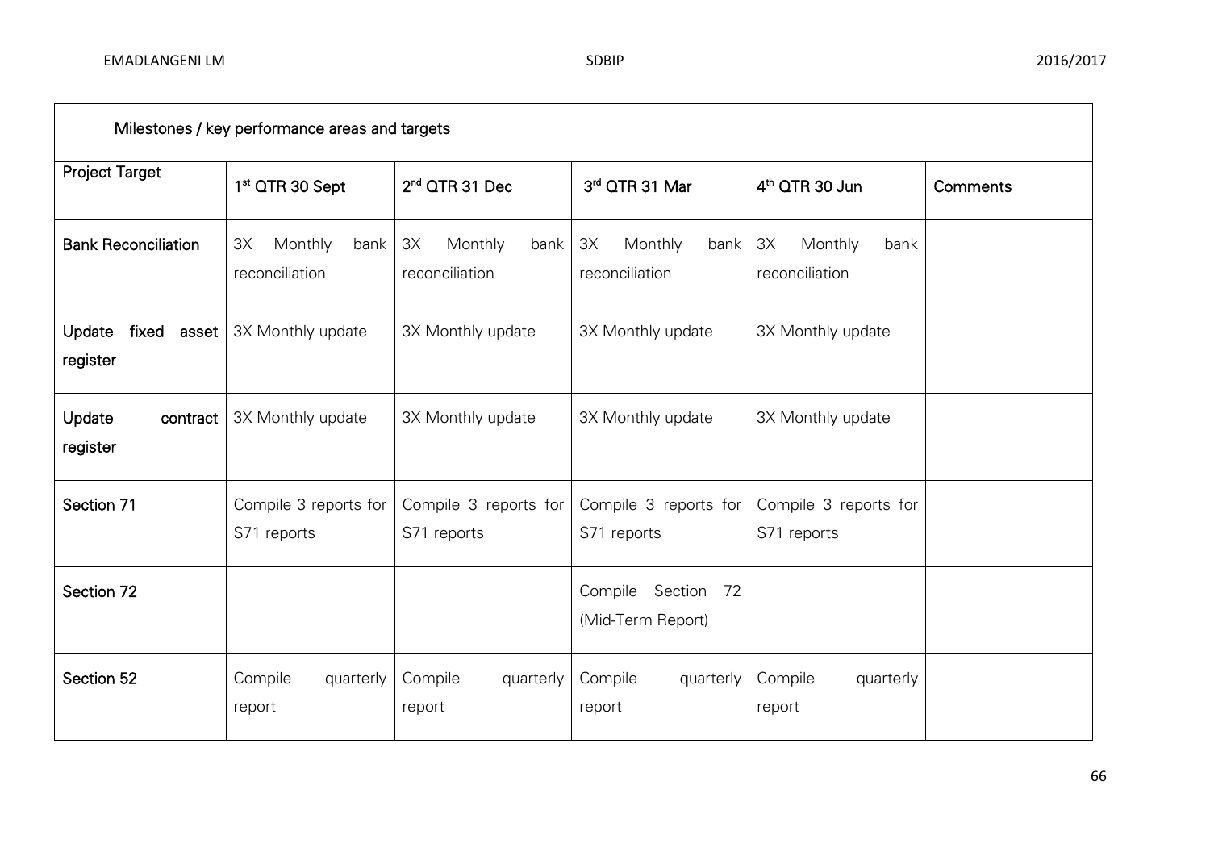| Milestones / key performance areas and targets | | | | | |
|---|---|---|---|---|---|
| **Project Target** | 1st QTR 30 Sept | 2nd QTR 31 Dec | 3rd QTR 31 Mar | 4th QTR 30 Jun | Comments |
| **Bank Reconciliation** | 3X Monthly bank reconciliation | 3X Monthly bank reconciliation | 3X Monthly bank reconciliation | 3X Monthly bank reconciliation | |
| **Update fixed asset register** | 3X Monthly update | 3X Monthly update | 3X Monthly update | 3X Monthly update | |
| **Update contract register** | 3X Monthly update | 3X Monthly update | 3X Monthly update | 3X Monthly update | |
| **Section 71** | Compile 3 reports for S71 reports | Compile 3 reports for S71 reports | Compile 3 reports for S71 reports | Compile 3 reports for S71 reports | |
| **Section 72** | | | Compile Section 72 (Mid-Term Report) | | |
| **Section 52** | Compile quarterly report | Compile quarterly report | Compile quarterly report | Compile quarterly report | |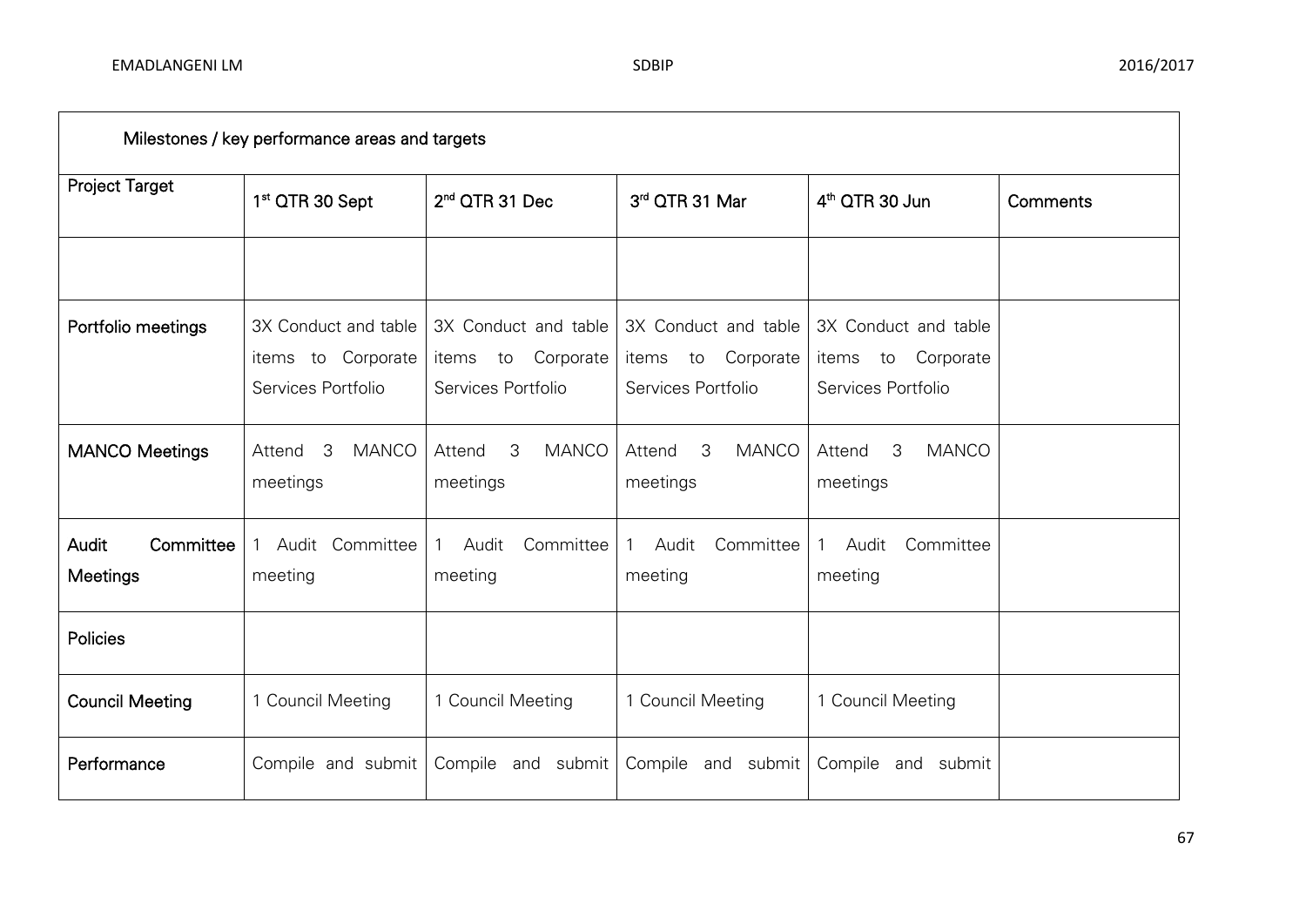| Milestones / key performance areas and targets | | | | | |
|---|---|---|---|---|---|
| **Project Target** | 1st QTR 30 Sept | 2nd QTR 31 Dec | 3rd QTR 31 Mar | 4th QTR 30 Jun | Comments |
| | | | | | |
| **Portfolio meetings** | 3X Conduct and table items to Corporate Services Portfolio | 3X Conduct and table items to Corporate Services Portfolio | 3X Conduct and table items to Corporate Services Portfolio | 3X Conduct and table items to Corporate Services Portfolio | |
| **MANCO Meetings** | Attend 3 MANCO meetings | Attend 3 MANCO meetings | Attend 3 MANCO meetings | Attend 3 MANCO meetings | |
| **Audit Committee Meetings** | 1 Audit Committee meeting | 1 Audit Committee meeting | 1 Audit Committee meeting | 1 Audit Committee meeting | |
| **Policies** | | | | | |
| **Council Meeting** | 1 Council Meeting | 1 Council Meeting | 1 Council Meeting | 1 Council Meeting | |
| **Performance** | Compile and submit | Compile and submit | Compile and submit | Compile and submit | |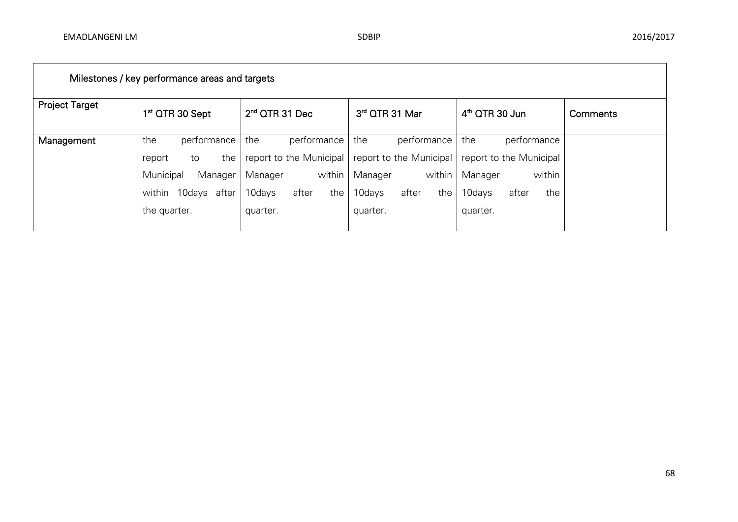| Milestones / key performance areas and targets | | | | | |
|---|---|---|---|---|---|
| Project Target | 1st QTR 30 Sept | 2nd QTR 31 Dec | 3rd QTR 31 Mar | 4th QTR 30 Jun | Comments |
| Management | the performance report to the Municipal Manager within 10days after the quarter. | the performance report to the Municipal Manager within 10days after the quarter. | the performance report to the Municipal Manager within 10days after the quarter. | the performance report to the Municipal Manager within 10days after the quarter. | |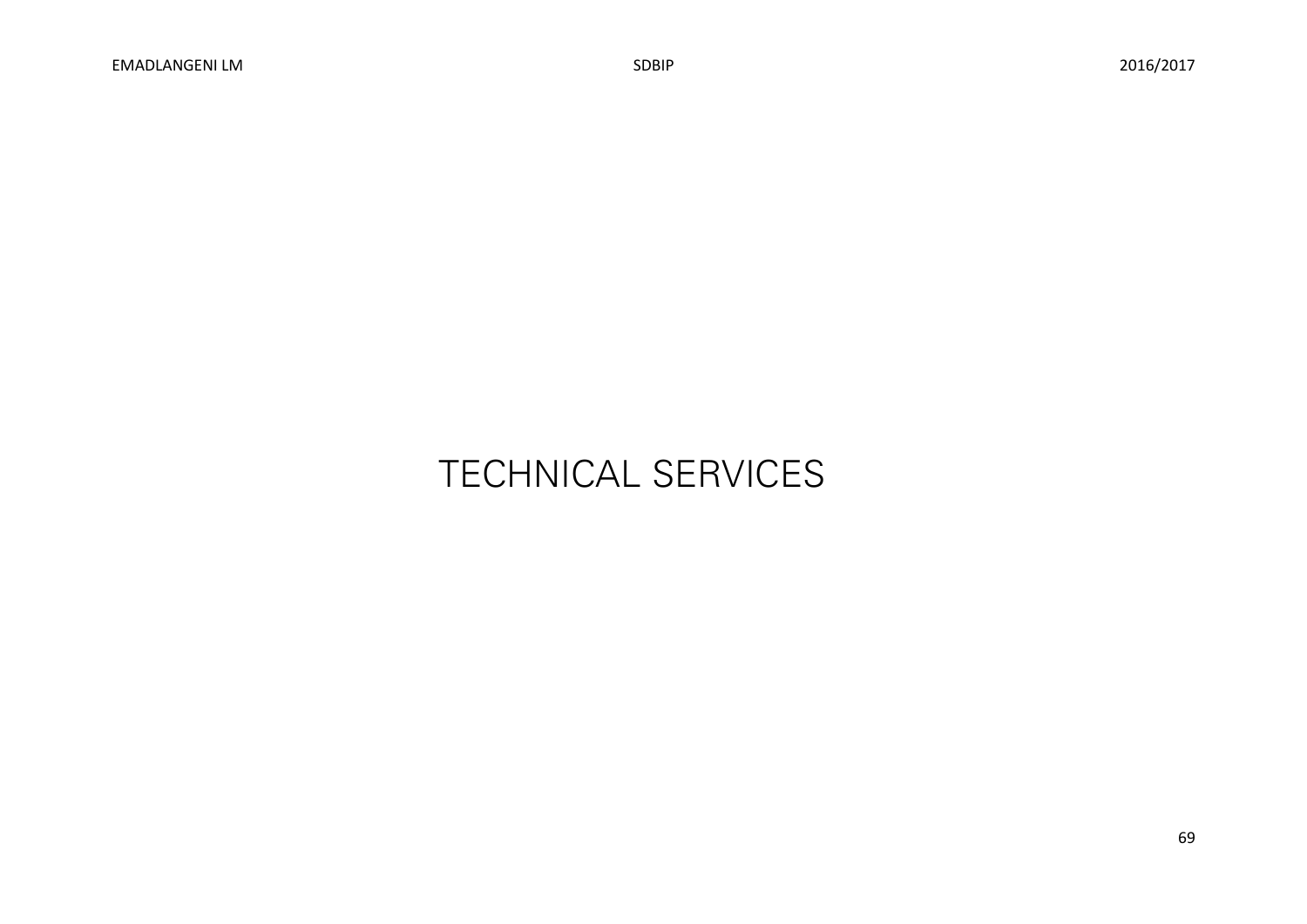# TECHNICAL SERVICES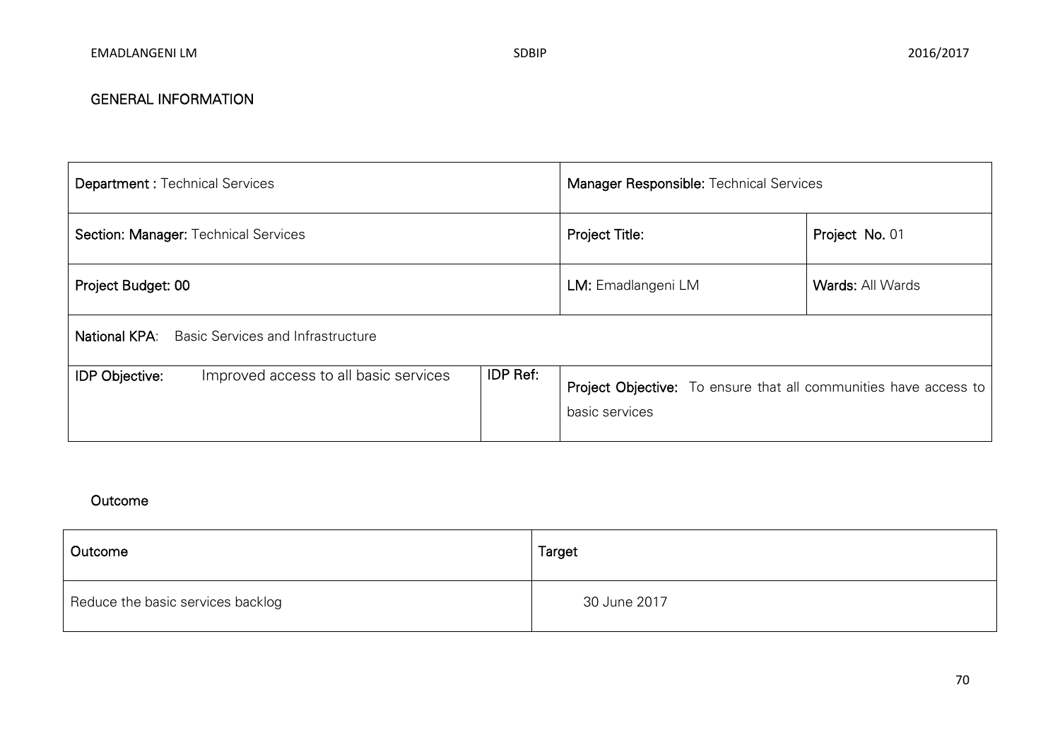## GENERAL INFORMATION

| **Department :** Technical Services | | **Manager Responsible:** Technical Services | |
|---|---|---|---|
| **Section: Manager:** Technical Services | | **Project Title:** | **Project No.** 01 |
| **Project Budget: 00** | | **LM:** Emadlangeni LM | **Wards:** All Wards |
| **National KPA**: Basic Services and Infrastructure | | | |
| **IDP Objective:** Improved access to all basic services | **IDP Ref:** | **Project Objective:** To ensure that all communities have access to basic services | |

## Outcome

| Outcome | Target |
|---|---|
| Reduce the basic services backlog | 30 June 2017 |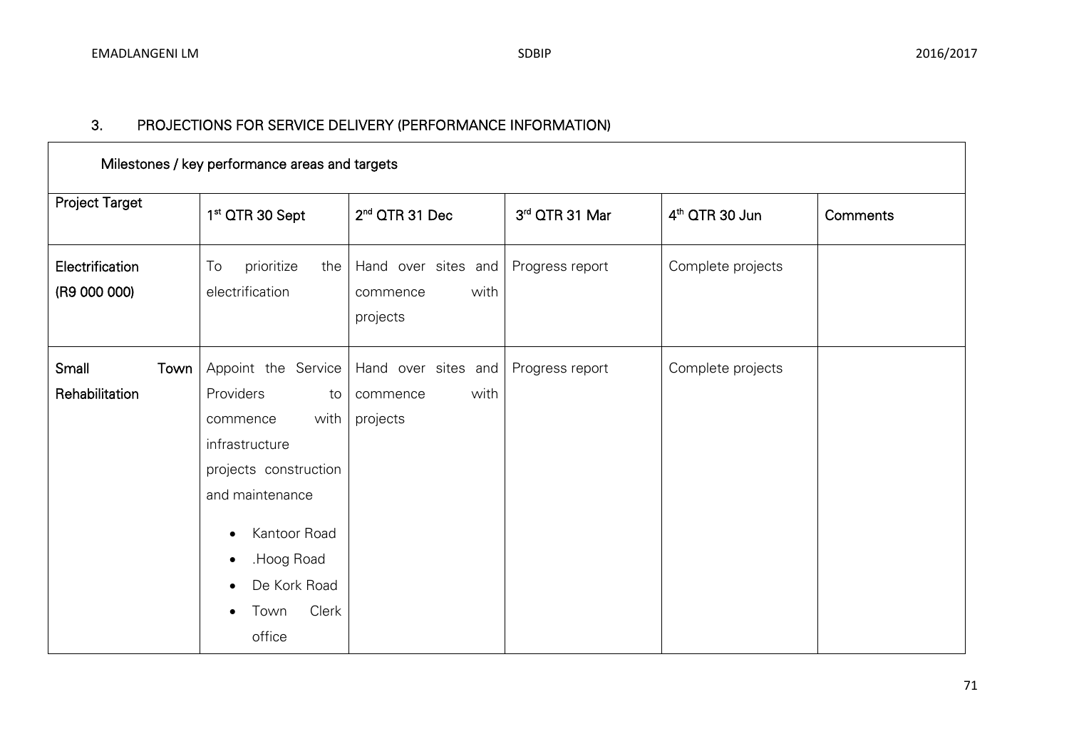## 3. PROJECTIONS FOR SERVICE DELIVERY (PERFORMANCE INFORMATION)

| Milestones / key performance areas and targets | | | | | |
|---|---|---|---|---|---|
| **Project Target** | **1st QTR 30 Sept** | **2nd QTR 31 Dec** | **3rd QTR 31 Mar** | **4th QTR 30 Jun** | **Comments** |
| **Electrification (R9 000 000)** | To prioritize the electrification | Hand over sites and commence with projects | Progress report | Complete projects | |
| **Small Town Rehabilitation** | Appoint the Service Providers to commence with infrastructure projects construction and maintenance<br>• Kantoor Road<br>• .Hoog Road<br>• De Kork Road<br>• Town Clerk office | Hand over sites and commence with projects | Progress report | Complete projects | |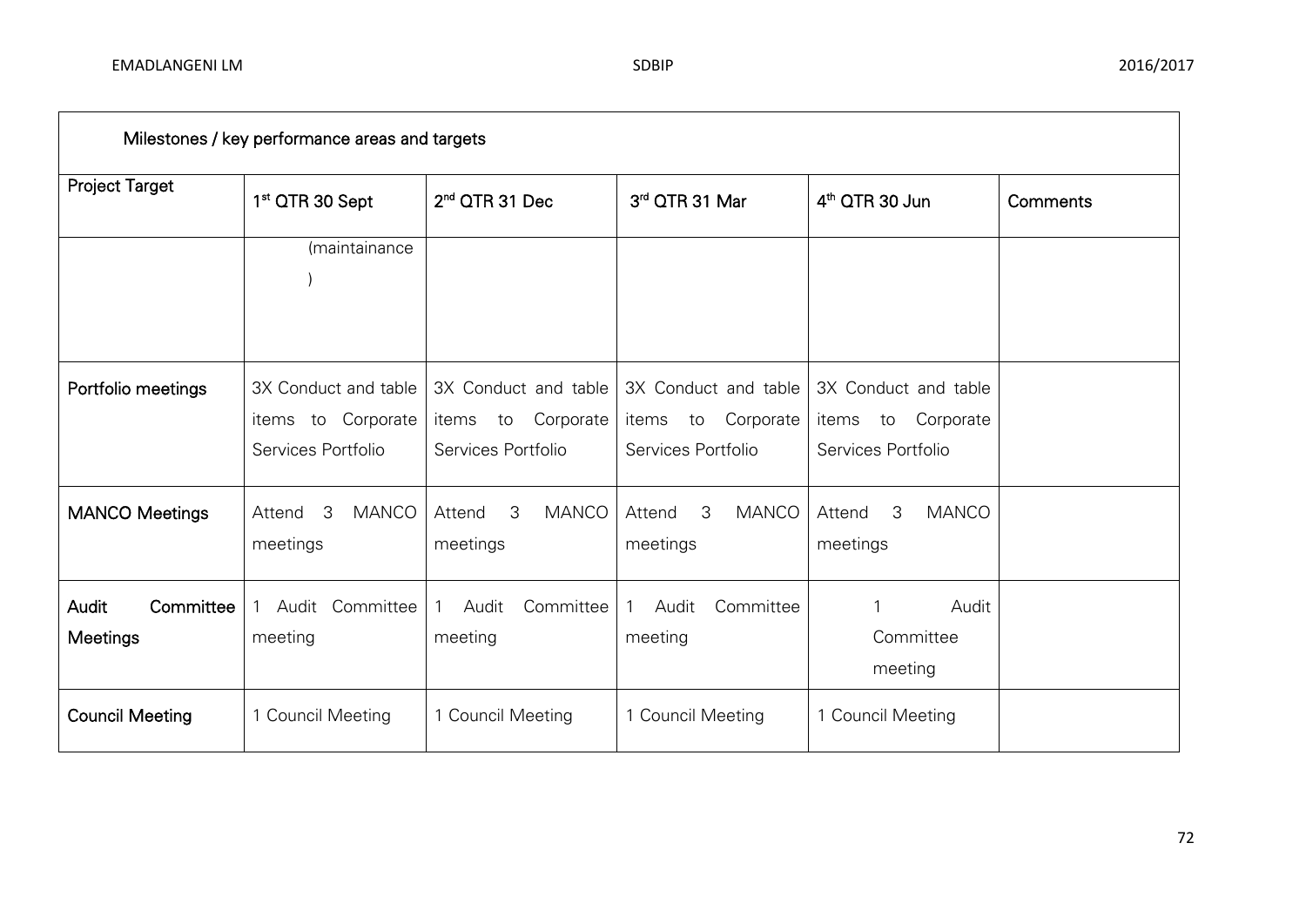| Milestones / key performance areas and targets | | | | | |
|---|---|---|---|---|---|
| **Project Target** | 1st QTR 30 Sept | 2nd QTR 31 Dec | 3rd QTR 31 Mar | 4th QTR 30 Jun | Comments |
| | (maintainance ) | | | | |
| **Portfolio meetings** | 3X Conduct and table items to Corporate Services Portfolio | 3X Conduct and table items to Corporate Services Portfolio | 3X Conduct and table items to Corporate Services Portfolio | 3X Conduct and table items to Corporate Services Portfolio | |
| **MANCO Meetings** | Attend 3 MANCO meetings | Attend 3 MANCO meetings | Attend 3 MANCO meetings | Attend 3 MANCO meetings | |
| **Audit Committee Meetings** | 1 Audit Committee meeting | 1 Audit Committee meeting | 1 Audit Committee meeting | 1 Audit Committee meeting | |
| **Council Meeting** | 1 Council Meeting | 1 Council Meeting | 1 Council Meeting | 1 Council Meeting | |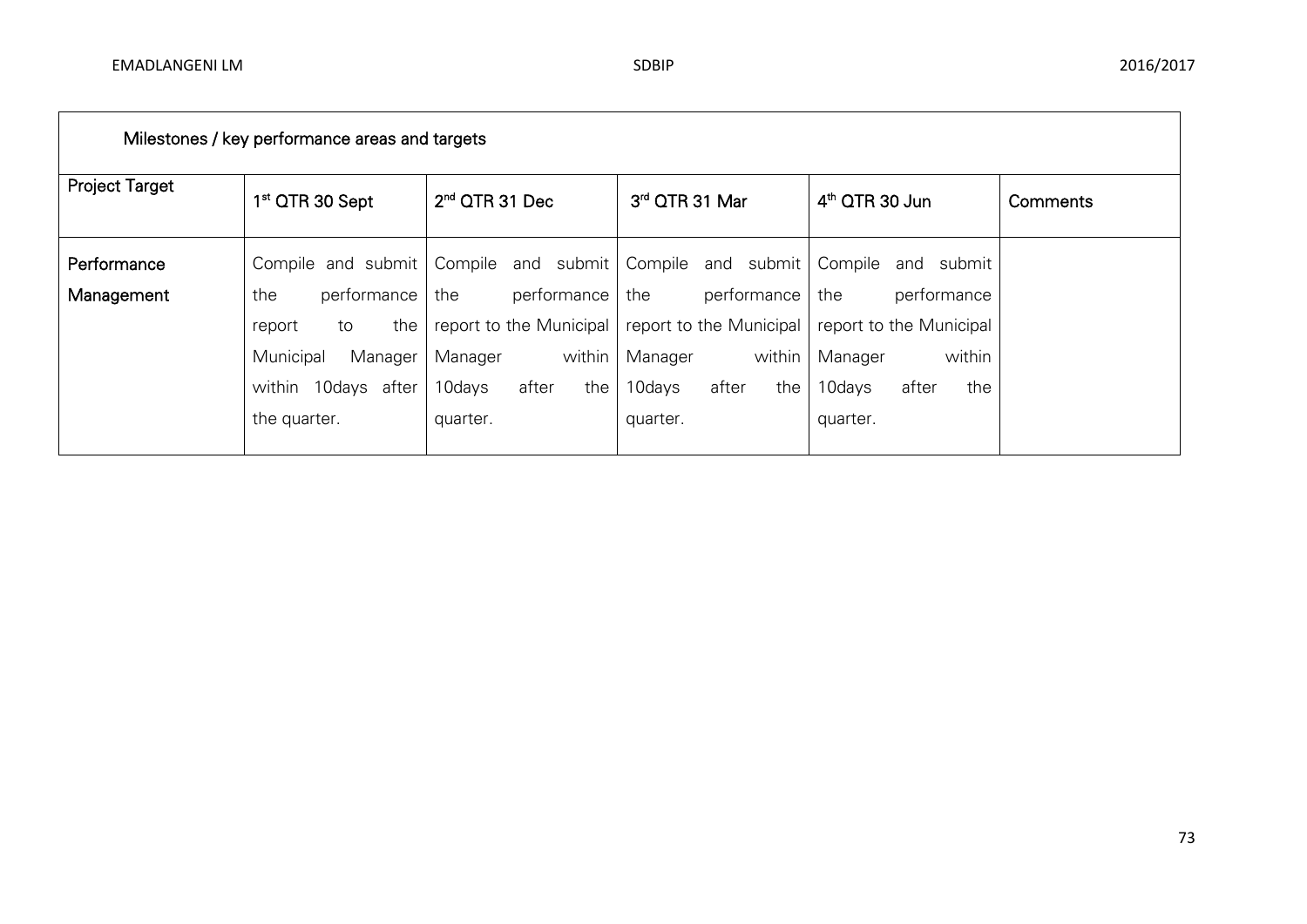| Milestones / key performance areas and targets | | | | | |
|---|---|---|---|---|---|
| Project Target | 1st QTR 30 Sept | 2nd QTR 31 Dec | 3rd QTR 31 Mar | 4th QTR 30 Jun | Comments |
| Performance Management | Compile and submit the performance report to the Municipal Manager within 10days after the quarter. | Compile and submit the performance report to the Municipal Manager within 10days after the quarter. | Compile and submit the performance report to the Municipal Manager within 10days after the quarter. | Compile and submit the performance report to the Municipal Manager within 10days after the quarter. | |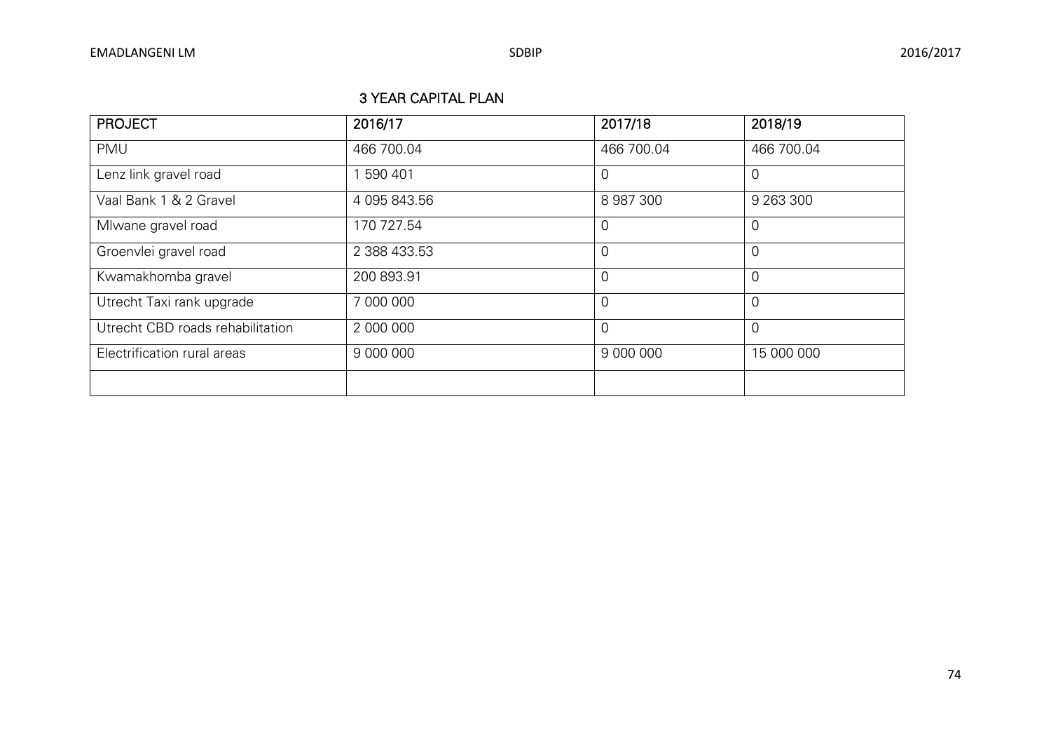# 3 YEAR CAPITAL PLAN

| PROJECT | 2016/17 | 2017/18 | 2018/19 |
|---|---|---|---|
| PMU | 466 700.04 | 466 700.04 | 466 700.04 |
| Lenz link gravel road | 1 590 401 | 0 | 0 |
| Vaal Bank 1 & 2 Gravel | 4 095 843.56 | 8 987 300 | 9 263 300 |
| Mlwane gravel road | 170 727.54 | 0 | 0 |
| Groenvlei gravel road | 2 388 433.53 | 0 | 0 |
| Kwamakhomba gravel | 200 893.91 | 0 | 0 |
| Utrecht Taxi rank upgrade | 7 000 000 | 0 | 0 |
| Utrecht CBD roads rehabilitation | 2 000 000 | 0 | 0 |
| Electrification rural areas | 9 000 000 | 9 000 000 | 15 000 000 |
| | | | |